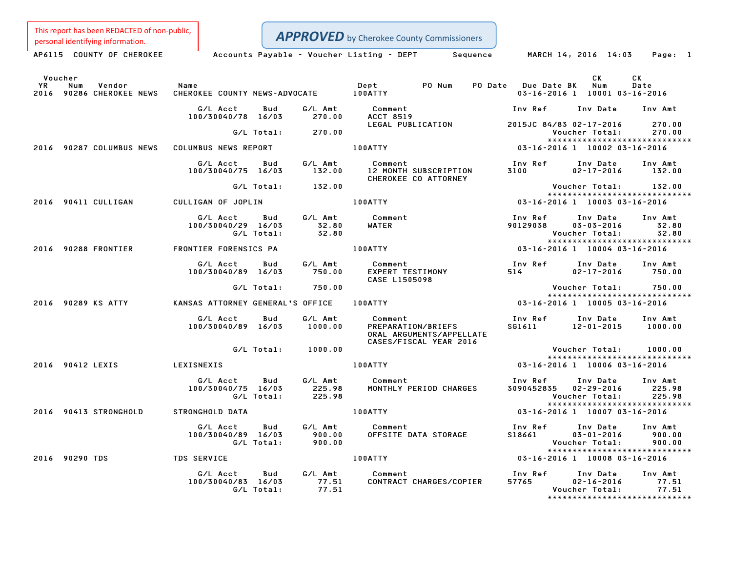This report has been REDACTED of non-public, personal identifying information.

**APPROVED** by Cherokee County Commissioners

AP6115 COUNTY OF CHEROKEE — Accounts Payable - Voucher Listing - DEPT Sequence — MARCH 14, 2016 14:03

| Voucher YR | Num | Vendor | Name | Dept | PO Num | PO Date | Due Date | BK | CK Num | CK Date |
|---|---|---|---|---|---|---|---|---|---|---|
| 2016 | 90286 | CHEROKEE NEWS | CHEROKEE COUNTY NEWS-ADVOCATE | 100ATTY | | | 03-16-2016 | 1 | 10001 | 03-16-2016 |

| G/L Acct | Bud | G/L Amt | Comment | Inv Ref | Inv Date | Inv Amt |
|---|---|---|---|---|---|---|
| 100/30040/78 | 16/03 | 270.00 | ACCT 8519 LEGAL PUBLICATION | 2015JC 84/83 | 02-17-2016 | 270.00 |
| G/L Total: | | 270.00 | | Voucher Total: | | 270.00 |

| Voucher YR | Num | Vendor | Name | Dept | PO Num | PO Date | Due Date | BK | CK Num | CK Date |
|---|---|---|---|---|---|---|---|---|---|---|
| 2016 | 90287 | COLUMBUS NEWS | COLUMBUS NEWS REPORT | 100ATTY | | | 03-16-2016 | 1 | 10002 | 03-16-2016 |

| G/L Acct | Bud | G/L Amt | Comment | Inv Ref | Inv Date | Inv Amt |
|---|---|---|---|---|---|---|
| 100/30040/75 | 16/03 | 132.00 | 12 MONTH SUBSCRIPTION CHEROKEE CO ATTORNEY | 3100 | 02-17-2016 | 132.00 |
| G/L Total: | | 132.00 | | Voucher Total: | | 132.00 |

| Voucher YR | Num | Vendor | Name | Dept | PO Num | PO Date | Due Date | BK | CK Num | CK Date |
|---|---|---|---|---|---|---|---|---|---|---|
| 2016 | 90411 | CULLIGAN | CULLIGAN OF JOPLIN | 100ATTY | | | 03-16-2016 | 1 | 10003 | 03-16-2016 |

| G/L Acct | Bud | G/L Amt | Comment | Inv Ref | Inv Date | Inv Amt |
|---|---|---|---|---|---|---|
| 100/30040/29 | 16/03 | 32.80 | WATER | 90129038 | 03-03-2016 | 32.80 |
| G/L Total: | | 32.80 | | Voucher Total: | | 32.80 |

| Voucher YR | Num | Vendor | Name | Dept | PO Num | PO Date | Due Date | BK | CK Num | CK Date |
|---|---|---|---|---|---|---|---|---|---|---|
| 2016 | 90288 | FRONTIER | FRONTIER FORENSICS PA | 100ATTY | | | 03-16-2016 | 1 | 10004 | 03-16-2016 |

| G/L Acct | Bud | G/L Amt | Comment | Inv Ref | Inv Date | Inv Amt |
|---|---|---|---|---|---|---|
| 100/30040/89 | 16/03 | 750.00 | EXPERT TESTIMONY CASE L1505098 | 514 | 02-17-2016 | 750.00 |
| G/L Total: | | 750.00 | | Voucher Total: | | 750.00 |

| Voucher YR | Num | Vendor | Name | Dept | PO Num | PO Date | Due Date | BK | CK Num | CK Date |
|---|---|---|---|---|---|---|---|---|---|---|
| 2016 | 90289 | KS ATTY | KANSAS ATTORNEY GENERAL'S OFFICE | 100ATTY | | | 03-16-2016 | 1 | 10005 | 03-16-2016 |

| G/L Acct | Bud | G/L Amt | Comment | Inv Ref | Inv Date | Inv Amt |
|---|---|---|---|---|---|---|
| 100/30040/89 | 16/03 | 1000.00 | PREPARATION/BRIEFS ORAL ARGUMENTS/APPELLATE CASES/FISCAL YEAR 2016 | SG1611 | 12-01-2015 | 1000.00 |
| G/L Total: | | 1000.00 | | Voucher Total: | | 1000.00 |

| Voucher YR | Num | Vendor | Name | Dept | PO Num | PO Date | Due Date | BK | CK Num | CK Date |
|---|---|---|---|---|---|---|---|---|---|---|
| 2016 | 90412 | LEXIS | LEXISNEXIS | 100ATTY | | | 03-16-2016 | 1 | 10006 | 03-16-2016 |

| G/L Acct | Bud | G/L Amt | Comment | Inv Ref | Inv Date | Inv Amt |
|---|---|---|---|---|---|---|
| 100/30040/75 | 16/03 | 225.98 | MONTHLY PERIOD CHARGES | 3090452835 | 02-29-2016 | 225.98 |
| G/L Total: | | 225.98 | | Voucher Total: | | 225.98 |

| Voucher YR | Num | Vendor | Name | Dept | PO Num | PO Date | Due Date | BK | CK Num | CK Date |
|---|---|---|---|---|---|---|---|---|---|---|
| 2016 | 90413 | STRONGHOLD | STRONGHOLD DATA | 100ATTY | | | 03-16-2016 | 1 | 10007 | 03-16-2016 |

| G/L Acct | Bud | G/L Amt | Comment | Inv Ref | Inv Date | Inv Amt |
|---|---|---|---|---|---|---|
| 100/30040/89 | 16/03 | 900.00 | OFFSITE DATA STORAGE | S18661 | 03-01-2016 | 900.00 |
| G/L Total: | | 900.00 | | Voucher Total: | | 900.00 |

| Voucher YR | Num | Vendor | Name | Dept | PO Num | PO Date | Due Date | BK | CK Num | CK Date |
|---|---|---|---|---|---|---|---|---|---|---|
| 2016 | 90290 | TDS | TDS SERVICE | 100ATTY | | | 03-16-2016 | 1 | 10008 | 03-16-2016 |

| G/L Acct | Bud | G/L Amt | Comment | Inv Ref | Inv Date | Inv Amt |
|---|---|---|---|---|---|---|
| 100/30040/83 | 16/03 | 77.51 | CONTRACT CHARGES/COPIER | 57765 | 02-16-2016 | 77.51 |
| G/L Total: | | 77.51 | | Voucher Total: | | 77.51 |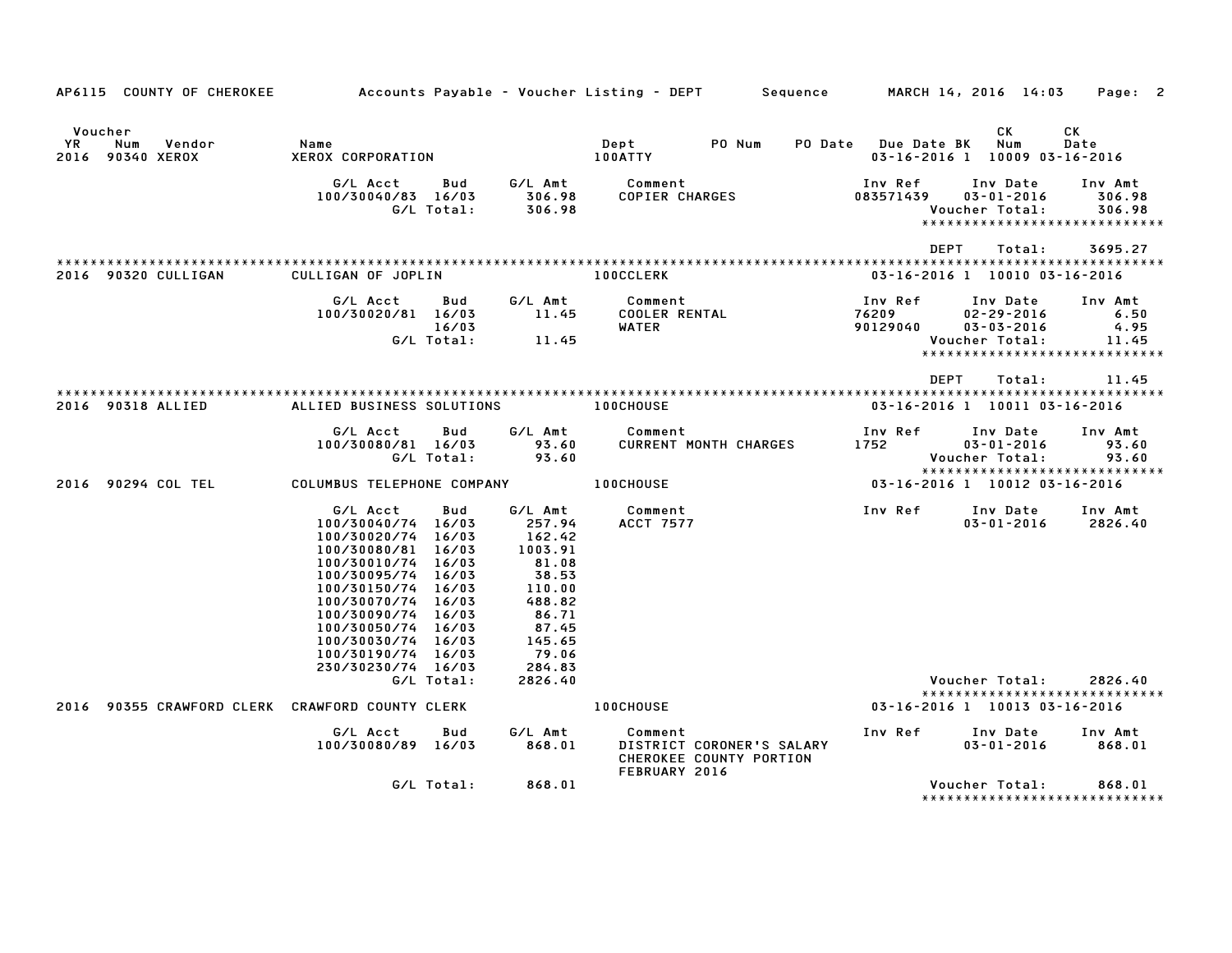AP6115 COUNTY OF CHEROKEE — Accounts Payable - Voucher Listing - DEPT — Sequence — MARCH 14, 2016 14:03

| Voucher YR | Num | Vendor | Name | Dept | PO Num | PO Date | Due Date | BK | CK Num | CK Date |
|---|---|---|---|---|---|---|---|---|---|---|
| 2016 | 90340 | XEROX | XEROX CORPORATION | 100ATTY | | | 03-16-2016 | 1 | 10009 | 03-16-2016 |

| G/L Acct | Bud | G/L Amt | Comment | Inv Ref | Inv Date | Inv Amt |
|---|---|---|---|---|---|---|
| 100/30040/83 | 16/03 | 306.98 | COPIER CHARGES | 083571439 | 03-01-2016 | 306.98 |
| | G/L Total: | 306.98 | | | Voucher Total: | 306.98 |

DEPT Total: 3695.27

| Voucher YR | Num | Vendor | Name | Dept | PO Num | PO Date | Due Date | BK | CK Num | CK Date |
|---|---|---|---|---|---|---|---|---|---|---|
| 2016 | 90320 | CULLIGAN | CULLIGAN OF JOPLIN | 100CCLERK | | | 03-16-2016 | 1 | 10010 | 03-16-2016 |

| G/L Acct | Bud | G/L Amt | Comment | Inv Ref | Inv Date | Inv Amt |
|---|---|---|---|---|---|---|
| 100/30020/81 | 16/03 | 11.45 | COOLER RENTAL | 76209 | 02-29-2016 | 6.50 |
| | 16/03 | | WATER | 90129040 | 03-03-2016 | 4.95 |
| | G/L Total: | 11.45 | | | Voucher Total: | 11.45 |

DEPT Total: 11.45

| Voucher YR | Num | Vendor | Name | Dept | PO Num | PO Date | Due Date | BK | CK Num | CK Date |
|---|---|---|---|---|---|---|---|---|---|---|
| 2016 | 90318 | ALLIED | ALLIED BUSINESS SOLUTIONS | 100CHOUSE | | | 03-16-2016 | 1 | 10011 | 03-16-2016 |

| G/L Acct | Bud | G/L Amt | Comment | Inv Ref | Inv Date | Inv Amt |
|---|---|---|---|---|---|---|
| 100/30080/81 | 16/03 | 93.60 | CURRENT MONTH CHARGES | 1752 | 03-01-2016 | 93.60 |
| | G/L Total: | 93.60 | | | Voucher Total: | 93.60 |

| Voucher YR | Num | Vendor | Name | Dept | PO Num | PO Date | Due Date | BK | CK Num | CK Date |
|---|---|---|---|---|---|---|---|---|---|---|
| 2016 | 90294 | COL TEL | COLUMBUS TELEPHONE COMPANY | 100CHOUSE | | | 03-16-2016 | 1 | 10012 | 03-16-2016 |

| G/L Acct | Bud | G/L Amt | Comment | Inv Ref | Inv Date | Inv Amt |
|---|---|---|---|---|---|---|
| 100/30040/74 | 16/03 | 257.94 | ACCT 7577 | | 03-01-2016 | 2826.40 |
| 100/30020/74 | 16/03 | 162.42 | | | | |
| 100/30080/81 | 16/03 | 1003.91 | | | | |
| 100/30010/74 | 16/03 | 81.08 | | | | |
| 100/30095/74 | 16/03 | 38.53 | | | | |
| 100/30150/74 | 16/03 | 110.00 | | | | |
| 100/30070/74 | 16/03 | 488.82 | | | | |
| 100/30090/74 | 16/03 | 86.71 | | | | |
| 100/30050/74 | 16/03 | 87.45 | | | | |
| 100/30030/74 | 16/03 | 145.65 | | | | |
| 100/30190/74 | 16/03 | 79.06 | | | | |
| 230/30230/74 | 16/03 | 284.83 | | | | |
| | G/L Total: | 2826.40 | | | Voucher Total: | 2826.40 |

| Voucher YR | Num | Vendor | Name | Dept | PO Num | PO Date | Due Date | BK | CK Num | CK Date |
|---|---|---|---|---|---|---|---|---|---|---|
| 2016 | 90355 | CRAWFORD CLERK | CRAWFORD COUNTY CLERK | 100CHOUSE | | | 03-16-2016 | 1 | 10013 | 03-16-2016 |

| G/L Acct | Bud | G/L Amt | Comment | Inv Ref | Inv Date | Inv Amt |
|---|---|---|---|---|---|---|
| 100/30080/89 | 16/03 | 868.01 | DISTRICT CORONER'S SALARY CHEROKEE COUNTY PORTION FEBRUARY 2016 | | 03-01-2016 | 868.01 |
| | G/L Total: | 868.01 | | | Voucher Total: | 868.01 |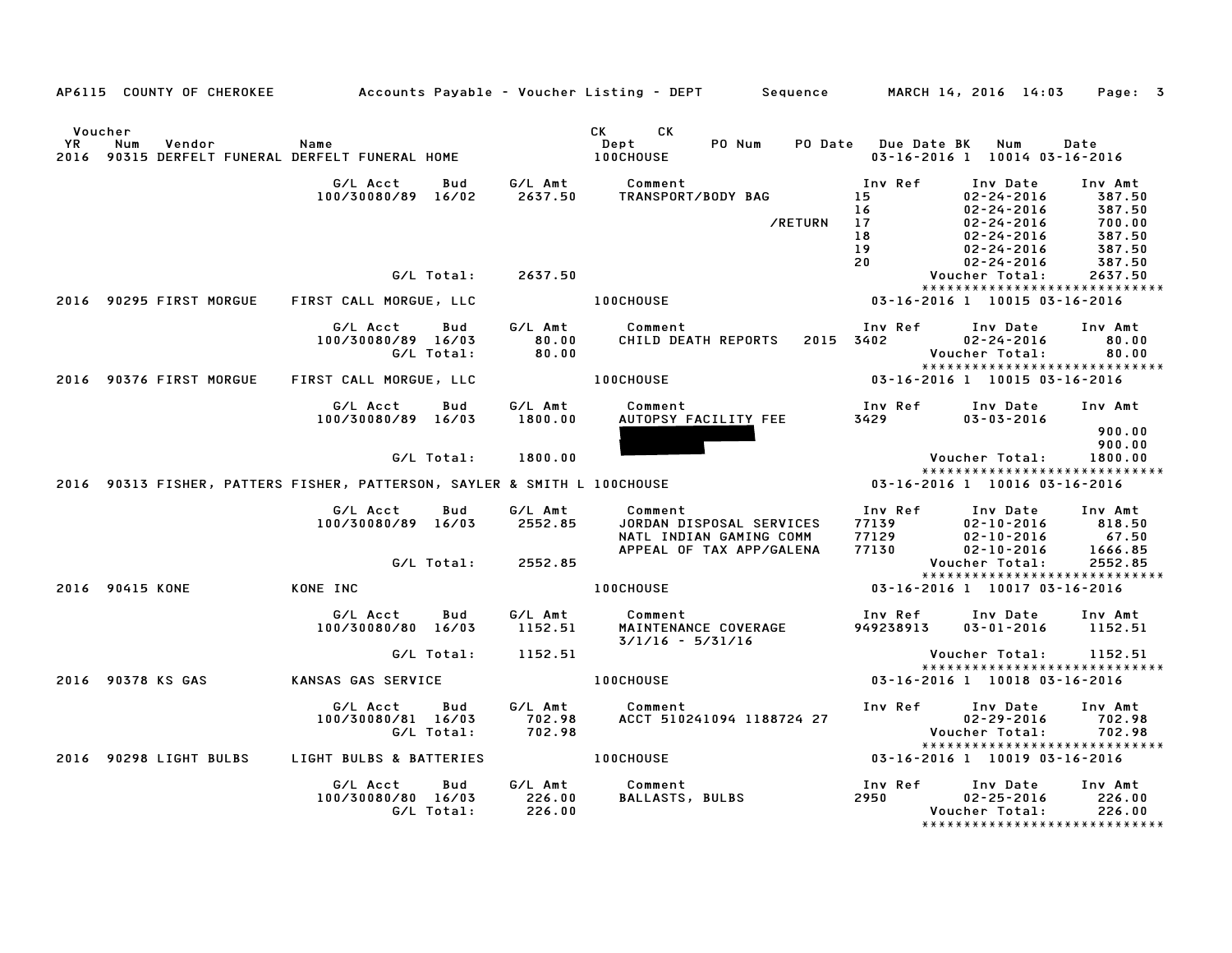AP6115 COUNTY OF CHEROKEE Accounts Payable - Voucher Listing - DEPT Sequence MARCH 14, 2016 14:03 Page: 3

| Voucher YR | Num | Vendor | Name | CK Dept | CK PO Num | PO Date | Due Date BK | Num | Date |
|---|---|---|---|---|---|---|---|---|---|
| 2016 | 90315 | DERFELT FUNERAL | DERFELT FUNERAL HOME | 100CHOUSE | | | 03-16-2016 1 | 10014 | 03-16-2016 |

| G/L Acct | Bud | G/L Amt | Comment | Inv Ref | Inv Date | Inv Amt |
|---|---|---|---|---|---|---|
| 100/30080/89 | 16/02 | 2637.50 | TRANSPORT/BODY BAG | 15 | 02-24-2016 | 387.50 |
| | | | | 16 | 02-24-2016 | 387.50 |
| | | | /RETURN | 17 | 02-24-2016 | 700.00 |
| | | | | 18 | 02-24-2016 | 387.50 |
| | | | | 19 | 02-24-2016 | 387.50 |
| | | | | 20 | 02-24-2016 | 387.50 |
| | G/L Total: | 2637.50 | | | Voucher Total: | 2637.50 |

| Voucher YR | Num | Vendor | Name | CK Dept | Due Date BK | Num | Date |
|---|---|---|---|---|---|---|---|
| 2016 | 90295 | FIRST MORGUE | FIRST CALL MORGUE, LLC | 100CHOUSE | 03-16-2016 1 | 10015 | 03-16-2016 |

| G/L Acct | Bud | G/L Amt | Comment | Inv Ref | Inv Date | Inv Amt |
|---|---|---|---|---|---|---|
| 100/30080/89 | 16/03 | 80.00 | CHILD DEATH REPORTS 2015 | 3402 | 02-24-2016 | 80.00 |
| | G/L Total: | 80.00 | | | Voucher Total: | 80.00 |

| Voucher YR | Num | Vendor | Name | CK Dept | Due Date BK | Num | Date |
|---|---|---|---|---|---|---|---|
| 2016 | 90376 | FIRST MORGUE | FIRST CALL MORGUE, LLC | 100CHOUSE | 03-16-2016 1 | 10015 | 03-16-2016 |

| G/L Acct | Bud | G/L Amt | Comment | Inv Ref | Inv Date | Inv Amt |
|---|---|---|---|---|---|---|
| 100/30080/89 | 16/03 | 1800.00 | AUTOPSY FACILITY FEE | 3429 | 03-03-2016 | |
| | | | [REDACTED] | | | 900.00 |
| | | | | | | 900.00 |
| | G/L Total: | 1800.00 | | | Voucher Total: | 1800.00 |

| Voucher YR | Num | Vendor | Name | CK Dept | Due Date BK | Num | Date |
|---|---|---|---|---|---|---|---|
| 2016 | 90313 | FISHER, PATTERS | FISHER, PATTERSON, SAYLER & SMITH L | 100CHOUSE | 03-16-2016 1 | 10016 | 03-16-2016 |

| G/L Acct | Bud | G/L Amt | Comment | Inv Ref | Inv Date | Inv Amt |
|---|---|---|---|---|---|---|
| 100/30080/89 | 16/03 | 2552.85 | JORDAN DISPOSAL SERVICES | 77139 | 02-10-2016 | 818.50 |
| | | | NATL INDIAN GAMING COMM | 77129 | 02-10-2016 | 67.50 |
| | | | APPEAL OF TAX APP/GALENA | 77130 | 02-10-2016 | 1666.85 |
| | G/L Total: | 2552.85 | | | Voucher Total: | 2552.85 |

| Voucher YR | Num | Vendor | Name | CK Dept | Due Date BK | Num | Date |
|---|---|---|---|---|---|---|---|
| 2016 | 90415 | KONE | KONE INC | 100CHOUSE | 03-16-2016 1 | 10017 | 03-16-2016 |

| G/L Acct | Bud | G/L Amt | Comment | Inv Ref | Inv Date | Inv Amt |
|---|---|---|---|---|---|---|
| 100/30080/80 | 16/03 | 1152.51 | MAINTENANCE COVERAGE 3/1/16 - 5/31/16 | 949238913 | 03-01-2016 | 1152.51 |
| | G/L Total: | 1152.51 | | | Voucher Total: | 1152.51 |

| Voucher YR | Num | Vendor | Name | CK Dept | Due Date BK | Num | Date |
|---|---|---|---|---|---|---|---|
| 2016 | 90378 | KS GAS | KANSAS GAS SERVICE | 100CHOUSE | 03-16-2016 1 | 10018 | 03-16-2016 |

| G/L Acct | Bud | G/L Amt | Comment | Inv Ref | Inv Date | Inv Amt |
|---|---|---|---|---|---|---|
| 100/30080/81 | 16/03 | 702.98 | ACCT 510241094 1188724 27 | | 02-29-2016 | 702.98 |
| | G/L Total: | 702.98 | | | Voucher Total: | 702.98 |

| Voucher YR | Num | Vendor | Name | CK Dept | Due Date BK | Num | Date |
|---|---|---|---|---|---|---|---|
| 2016 | 90298 | LIGHT BULBS | LIGHT BULBS & BATTERIES | 100CHOUSE | 03-16-2016 1 | 10019 | 03-16-2016 |

| G/L Acct | Bud | G/L Amt | Comment | Inv Ref | Inv Date | Inv Amt |
|---|---|---|---|---|---|---|
| 100/30080/80 | 16/03 | 226.00 | BALLASTS, BULBS | 2950 | 02-25-2016 | 226.00 |
| | G/L Total: | 226.00 | | | Voucher Total: | 226.00 |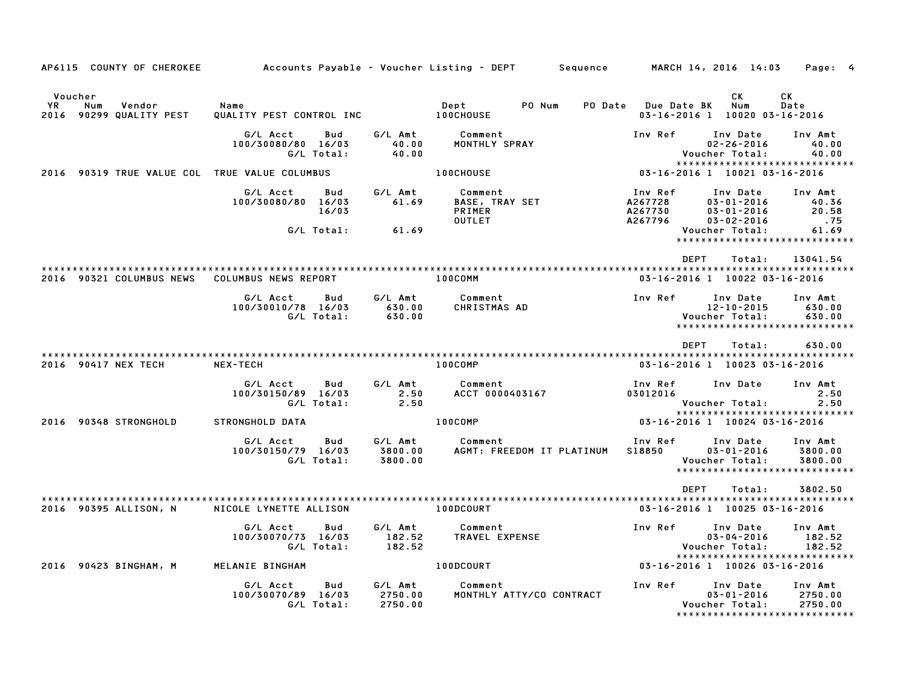AP6115 COUNTY OF CHEROKEE &nbsp;&nbsp;&nbsp; Accounts Payable - Voucher Listing - DEPT &nbsp;&nbsp;&nbsp; Sequence &nbsp;&nbsp;&nbsp; MARCH 14, 2016 14:03

| Voucher YR | Num | Vendor | Name | Dept | PO Num | PO Date | Due Date BK | CK Num | CK Date |
|---|---|---|---|---|---|---|---|---|---|
| 2016 | 90299 | QUALITY PEST | QUALITY PEST CONTROL INC | 100CHOUSE | | | 03-16-2016 1 | 10020 | 03-16-2016 |

| G/L Acct | Bud | G/L Amt | Comment | Inv Ref | Inv Date | Inv Amt |
|---|---|---|---|---|---|---|
| 100/30080/80 | 16/03 | 40.00 | MONTHLY SPRAY | | 02-26-2016 | 40.00 |
| | G/L Total: | 40.00 | | | Voucher Total: | 40.00 |

| Voucher YR | Num | Vendor | Name | Dept | PO Num | PO Date | Due Date BK | CK Num | CK Date |
|---|---|---|---|---|---|---|---|---|---|
| 2016 | 90319 | TRUE VALUE COL | TRUE VALUE COLUMBUS | 100CHOUSE | | | 03-16-2016 1 | 10021 | 03-16-2016 |

| G/L Acct | Bud | G/L Amt | Comment | Inv Ref | Inv Date | Inv Amt |
|---|---|---|---|---|---|---|
| 100/30080/80 | 16/03 | 61.69 | BASE, TRAY SET | A267728 | 03-01-2016 | 40.36 |
| | 16/03 | | PRIMER | A267730 | 03-01-2016 | 20.58 |
| | | | OUTLET | A267796 | 03-02-2016 | .75 |
| | G/L Total: | 61.69 | | | Voucher Total: | 61.69 |

DEPT Total: 13041.54

| Voucher YR | Num | Vendor | Name | Dept | PO Num | PO Date | Due Date BK | CK Num | CK Date |
|---|---|---|---|---|---|---|---|---|---|
| 2016 | 90321 | COLUMBUS NEWS | COLUMBUS NEWS REPORT | 100COMM | | | 03-16-2016 1 | 10022 | 03-16-2016 |

| G/L Acct | Bud | G/L Amt | Comment | Inv Ref | Inv Date | Inv Amt |
|---|---|---|---|---|---|---|
| 100/30010/78 | 16/03 | 630.00 | CHRISTMAS AD | | 12-10-2015 | 630.00 |
| | G/L Total: | 630.00 | | | Voucher Total: | 630.00 |

DEPT Total: 630.00

| Voucher YR | Num | Vendor | Name | Dept | PO Num | PO Date | Due Date BK | CK Num | CK Date |
|---|---|---|---|---|---|---|---|---|---|
| 2016 | 90417 | NEX TECH | NEX-TECH | 100COMP | | | 03-16-2016 1 | 10023 | 03-16-2016 |

| G/L Acct | Bud | G/L Amt | Comment | Inv Ref | Inv Date | Inv Amt |
|---|---|---|---|---|---|---|
| 100/30150/89 | 16/03 | 2.50 | ACCT 0000403167 | 03012016 | | 2.50 |
| | G/L Total: | 2.50 | | | Voucher Total: | 2.50 |

| Voucher YR | Num | Vendor | Name | Dept | PO Num | PO Date | Due Date BK | CK Num | CK Date |
|---|---|---|---|---|---|---|---|---|---|
| 2016 | 90348 | STRONGHOLD | STRONGHOLD DATA | 100COMP | | | 03-16-2016 1 | 10024 | 03-16-2016 |

| G/L Acct | Bud | G/L Amt | Comment | Inv Ref | Inv Date | Inv Amt |
|---|---|---|---|---|---|---|
| 100/30150/79 | 16/03 | 3800.00 | AGMT: FREEDOM IT PLATINUM | S18850 | 03-01-2016 | 3800.00 |
| | G/L Total: | 3800.00 | | | Voucher Total: | 3800.00 |

DEPT Total: 3802.50

| Voucher YR | Num | Vendor | Name | Dept | PO Num | PO Date | Due Date BK | CK Num | CK Date |
|---|---|---|---|---|---|---|---|---|---|
| 2016 | 90395 | ALLISON, N | NICOLE LYNETTE ALLISON | 100DCOURT | | | 03-16-2016 1 | 10025 | 03-16-2016 |

| G/L Acct | Bud | G/L Amt | Comment | Inv Ref | Inv Date | Inv Amt |
|---|---|---|---|---|---|---|
| 100/30070/73 | 16/03 | 182.52 | TRAVEL EXPENSE | | 03-04-2016 | 182.52 |
| | G/L Total: | 182.52 | | | Voucher Total: | 182.52 |

| Voucher YR | Num | Vendor | Name | Dept | PO Num | PO Date | Due Date BK | CK Num | CK Date |
|---|---|---|---|---|---|---|---|---|---|
| 2016 | 90423 | BINGHAM, M | MELANIE BINGHAM | 100DCOURT | | | 03-16-2016 1 | 10026 | 03-16-2016 |

| G/L Acct | Bud | G/L Amt | Comment | Inv Ref | Inv Date | Inv Amt |
|---|---|---|---|---|---|---|
| 100/30070/89 | 16/03 | 2750.00 | MONTHLY ATTY/CO CONTRACT | | 03-01-2016 | 2750.00 |
| | G/L Total: | 2750.00 | | | Voucher Total: | 2750.00 |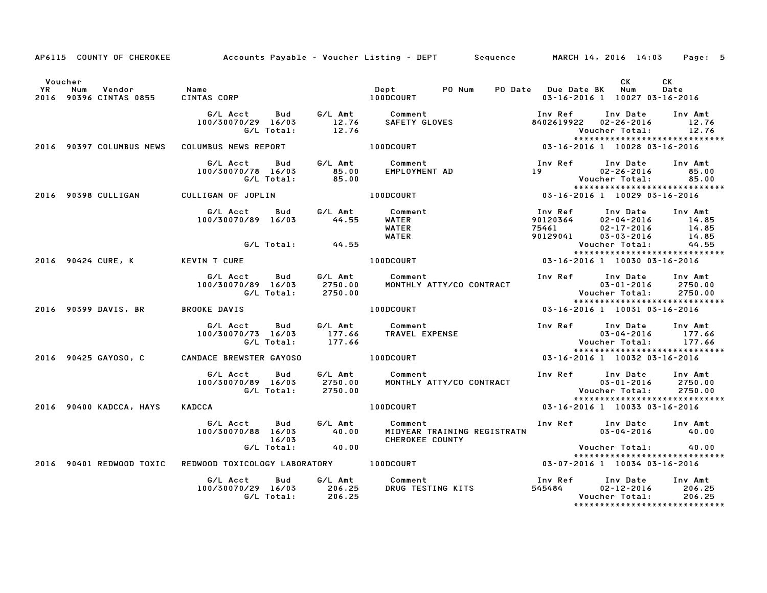AP6115 COUNTY OF CHEROKEE Accounts Payable - Voucher Listing - DEPT Sequence MARCH 14, 2016 14:03

| Voucher YR | Num | Vendor | Name | Dept | PO Num | PO Date | Due Date | BK | CK Num | CK Date |
|---|---|---|---|---|---|---|---|---|---|---|
| 2016 | 90396 | CINTAS 0855 | CINTAS CORP | 100DCOURT | | | 03-16-2016 | 1 | 10027 | 03-16-2016 |

| G/L Acct | Bud | G/L Amt | Comment | Inv Ref | Inv Date | Inv Amt |
|---|---|---|---|---|---|---|
| 100/30070/29 | 16/03 | 12.76 | SAFETY GLOVES | 8402619922 | 02-26-2016 | 12.76 |
| | G/L Total: | 12.76 | | | Voucher Total: | 12.76 |

| Voucher YR | Num | Vendor | Name | Dept | PO Num | PO Date | Due Date | BK | CK Num | CK Date |
|---|---|---|---|---|---|---|---|---|---|---|
| 2016 | 90397 | COLUMBUS NEWS | COLUMBUS NEWS REPORT | 100DCOURT | | | 03-16-2016 | 1 | 10028 | 03-16-2016 |

| G/L Acct | Bud | G/L Amt | Comment | Inv Ref | Inv Date | Inv Amt |
|---|---|---|---|---|---|---|
| 100/30070/78 | 16/03 | 85.00 | EMPLOYMENT AD | 19 | 02-26-2016 | 85.00 |
| | G/L Total: | 85.00 | | | Voucher Total: | 85.00 |

| Voucher YR | Num | Vendor | Name | Dept | PO Num | PO Date | Due Date | BK | CK Num | CK Date |
|---|---|---|---|---|---|---|---|---|---|---|
| 2016 | 90398 | CULLIGAN | CULLIGAN OF JOPLIN | 100DCOURT | | | 03-16-2016 | 1 | 10029 | 03-16-2016 |

| G/L Acct | Bud | G/L Amt | Comment | Inv Ref | Inv Date | Inv Amt |
|---|---|---|---|---|---|---|
| 100/30070/89 | 16/03 | 44.55 | WATER | 90120364 | 02-04-2016 | 14.85 |
| | | | WATER | 75461 | 02-17-2016 | 14.85 |
| | | | WATER | 90129041 | 03-03-2016 | 14.85 |
| | G/L Total: | 44.55 | | | Voucher Total: | 44.55 |

| Voucher YR | Num | Vendor | Name | Dept | PO Num | PO Date | Due Date | BK | CK Num | CK Date |
|---|---|---|---|---|---|---|---|---|---|---|
| 2016 | 90424 | CURE, K | KEVIN T CURE | 100DCOURT | | | 03-16-2016 | 1 | 10030 | 03-16-2016 |

| G/L Acct | Bud | G/L Amt | Comment | Inv Ref | Inv Date | Inv Amt |
|---|---|---|---|---|---|---|
| 100/30070/89 | 16/03 | 2750.00 | MONTHLY ATTY/CO CONTRACT | | 03-01-2016 | 2750.00 |
| | G/L Total: | 2750.00 | | | Voucher Total: | 2750.00 |

| Voucher YR | Num | Vendor | Name | Dept | PO Num | PO Date | Due Date | BK | CK Num | CK Date |
|---|---|---|---|---|---|---|---|---|---|---|
| 2016 | 90399 | DAVIS, BR | BROOKE DAVIS | 100DCOURT | | | 03-16-2016 | 1 | 10031 | 03-16-2016 |

| G/L Acct | Bud | G/L Amt | Comment | Inv Ref | Inv Date | Inv Amt |
|---|---|---|---|---|---|---|
| 100/30070/73 | 16/03 | 177.66 | TRAVEL EXPENSE | | 03-04-2016 | 177.66 |
| | G/L Total: | 177.66 | | | Voucher Total: | 177.66 |

| Voucher YR | Num | Vendor | Name | Dept | PO Num | PO Date | Due Date | BK | CK Num | CK Date |
|---|---|---|---|---|---|---|---|---|---|---|
| 2016 | 90425 | GAYOSO, C | CANDACE BREWSTER GAYOSO | 100DCOURT | | | 03-16-2016 | 1 | 10032 | 03-16-2016 |

| G/L Acct | Bud | G/L Amt | Comment | Inv Ref | Inv Date | Inv Amt |
|---|---|---|---|---|---|---|
| 100/30070/89 | 16/03 | 2750.00 | MONTHLY ATTY/CO CONTRACT | | 03-01-2016 | 2750.00 |
| | G/L Total: | 2750.00 | | | Voucher Total: | 2750.00 |

| Voucher YR | Num | Vendor | Name | Dept | PO Num | PO Date | Due Date | BK | CK Num | CK Date |
|---|---|---|---|---|---|---|---|---|---|---|
| 2016 | 90400 | KADCCA, HAYS | KADCCA | 100DCOURT | | | 03-16-2016 | 1 | 10033 | 03-16-2016 |

| G/L Acct | Bud | G/L Amt | Comment | Inv Ref | Inv Date | Inv Amt |
|---|---|---|---|---|---|---|
| 100/30070/88 | 16/03 | 40.00 | MIDYEAR TRAINING REGISTRATN | | 03-04-2016 | 40.00 |
| | 16/03 | | CHEROKEE COUNTY | | | |
| | G/L Total: | 40.00 | | | Voucher Total: | 40.00 |

| Voucher YR | Num | Vendor | Name | Dept | PO Num | PO Date | Due Date | BK | CK Num | CK Date |
|---|---|---|---|---|---|---|---|---|---|---|
| 2016 | 90401 | REDWOOD TOXIC | REDWOOD TOXICOLOGY LABORATORY | 100DCOURT | | | 03-07-2016 | 1 | 10034 | 03-16-2016 |

| G/L Acct | Bud | G/L Amt | Comment | Inv Ref | Inv Date | Inv Amt |
|---|---|---|---|---|---|---|
| 100/30070/29 | 16/03 | 206.25 | DRUG TESTING KITS | 545484 | 02-12-2016 | 206.25 |
| | G/L Total: | 206.25 | | | Voucher Total: | 206.25 |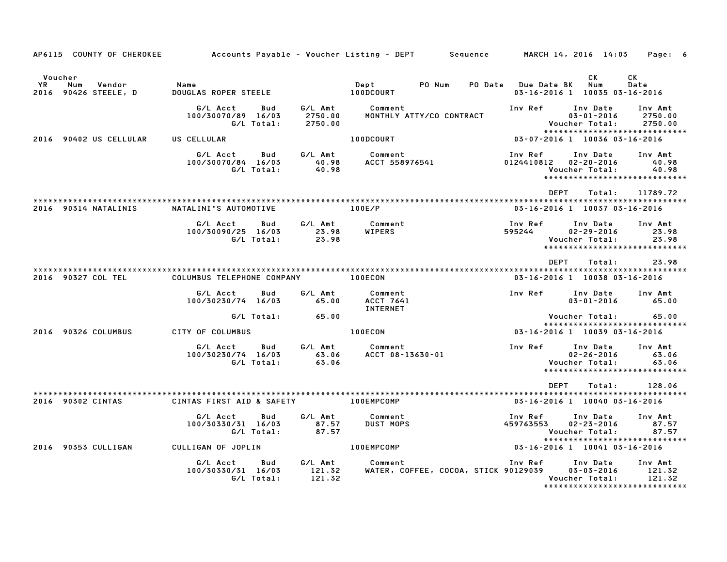AP6115 COUNTY OF CHEROKEE Accounts Payable - Voucher Listing - DEPT Sequence MARCH 14, 2016 14:03

| Voucher YR | Num | Vendor | Name | Dept | PO Num | PO Date | Due Date | BK | CK Num | CK Date |
|---|---|---|---|---|---|---|---|---|---|---|
| 2016 | 90426 | STEELE, D | DOUGLAS ROPER STEELE | 100DCOURT | | | 03-16-2016 | 1 | 10035 | 03-16-2016 |

| G/L Acct | Bud | G/L Amt | Comment | Inv Ref | Inv Date | Inv Amt |
|---|---|---|---|---|---|---|
| 100/30070/89 | 16/03 | 2750.00 | MONTHLY ATTY/CO CONTRACT | | 03-01-2016 | 2750.00 |
| | G/L Total: | 2750.00 | | | Voucher Total: | 2750.00 |

| Voucher YR | Num | Vendor | Name | Dept | PO Num | PO Date | Due Date | BK | CK Num | CK Date |
|---|---|---|---|---|---|---|---|---|---|---|
| 2016 | 90402 | US CELLULAR | US CELLULAR | 100DCOURT | | | 03-07-2016 | 1 | 10036 | 03-16-2016 |

| G/L Acct | Bud | G/L Amt | Comment | Inv Ref | Inv Date | Inv Amt |
|---|---|---|---|---|---|---|
| 100/30070/84 | 16/03 | 40.98 | ACCT 558976541 | 0124410812 | 02-20-2016 | 40.98 |
| | G/L Total: | 40.98 | | | Voucher Total: | 40.98 |

DEPT Total: 11789.72

| Voucher YR | Num | Vendor | Name | Dept | PO Num | PO Date | Due Date | BK | CK Num | CK Date |
|---|---|---|---|---|---|---|---|---|---|---|
| 2016 | 90314 | NATALINIS | NATALINI'S AUTOMOTIVE | 100E/P | | | 03-16-2016 | 1 | 10037 | 03-16-2016 |

| G/L Acct | Bud | G/L Amt | Comment | Inv Ref | Inv Date | Inv Amt |
|---|---|---|---|---|---|---|
| 100/30090/25 | 16/03 | 23.98 | WIPERS | 595244 | 02-29-2016 | 23.98 |
| | G/L Total: | 23.98 | | | Voucher Total: | 23.98 |

DEPT Total: 23.98

| Voucher YR | Num | Vendor | Name | Dept | PO Num | PO Date | Due Date | BK | CK Num | CK Date |
|---|---|---|---|---|---|---|---|---|---|---|
| 2016 | 90327 | COL TEL | COLUMBUS TELEPHONE COMPANY | 100ECON | | | 03-16-2016 | 1 | 10038 | 03-16-2016 |

| G/L Acct | Bud | G/L Amt | Comment | Inv Ref | Inv Date | Inv Amt |
|---|---|---|---|---|---|---|
| 100/30230/74 | 16/03 | 65.00 | ACCT 7641 INTERNET | | 03-01-2016 | 65.00 |
| | G/L Total: | 65.00 | | | Voucher Total: | 65.00 |

| Voucher YR | Num | Vendor | Name | Dept | PO Num | PO Date | Due Date | BK | CK Num | CK Date |
|---|---|---|---|---|---|---|---|---|---|---|
| 2016 | 90326 | COLUMBUS | CITY OF COLUMBUS | 100ECON | | | 03-16-2016 | 1 | 10039 | 03-16-2016 |

| G/L Acct | Bud | G/L Amt | Comment | Inv Ref | Inv Date | Inv Amt |
|---|---|---|---|---|---|---|
| 100/30230/74 | 16/03 | 63.06 | ACCT 08-13630-01 | | 02-26-2016 | 63.06 |
| | G/L Total: | 63.06 | | | Voucher Total: | 63.06 |

DEPT Total: 128.06

| Voucher YR | Num | Vendor | Name | Dept | PO Num | PO Date | Due Date | BK | CK Num | CK Date |
|---|---|---|---|---|---|---|---|---|---|---|
| 2016 | 90302 | CINTAS | CINTAS FIRST AID & SAFETY | 100EMPCOMP | | | 03-16-2016 | 1 | 10040 | 03-16-2016 |

| G/L Acct | Bud | G/L Amt | Comment | Inv Ref | Inv Date | Inv Amt |
|---|---|---|---|---|---|---|
| 100/30330/31 | 16/03 | 87.57 | DUST MOPS | 459763553 | 02-23-2016 | 87.57 |
| | G/L Total: | 87.57 | | | Voucher Total: | 87.57 |

| Voucher YR | Num | Vendor | Name | Dept | PO Num | PO Date | Due Date | BK | CK Num | CK Date |
|---|---|---|---|---|---|---|---|---|---|---|
| 2016 | 90353 | CULLIGAN | CULLIGAN OF JOPLIN | 100EMPCOMP | | | 03-16-2016 | 1 | 10041 | 03-16-2016 |

| G/L Acct | Bud | G/L Amt | Comment | Inv Ref | Inv Date | Inv Amt |
|---|---|---|---|---|---|---|
| 100/30330/31 | 16/03 | 121.32 | WATER, COFFEE, COCOA, STICK | 90129039 | 03-03-2016 | 121.32 |
| | G/L Total: | 121.32 | | | Voucher Total: | 121.32 |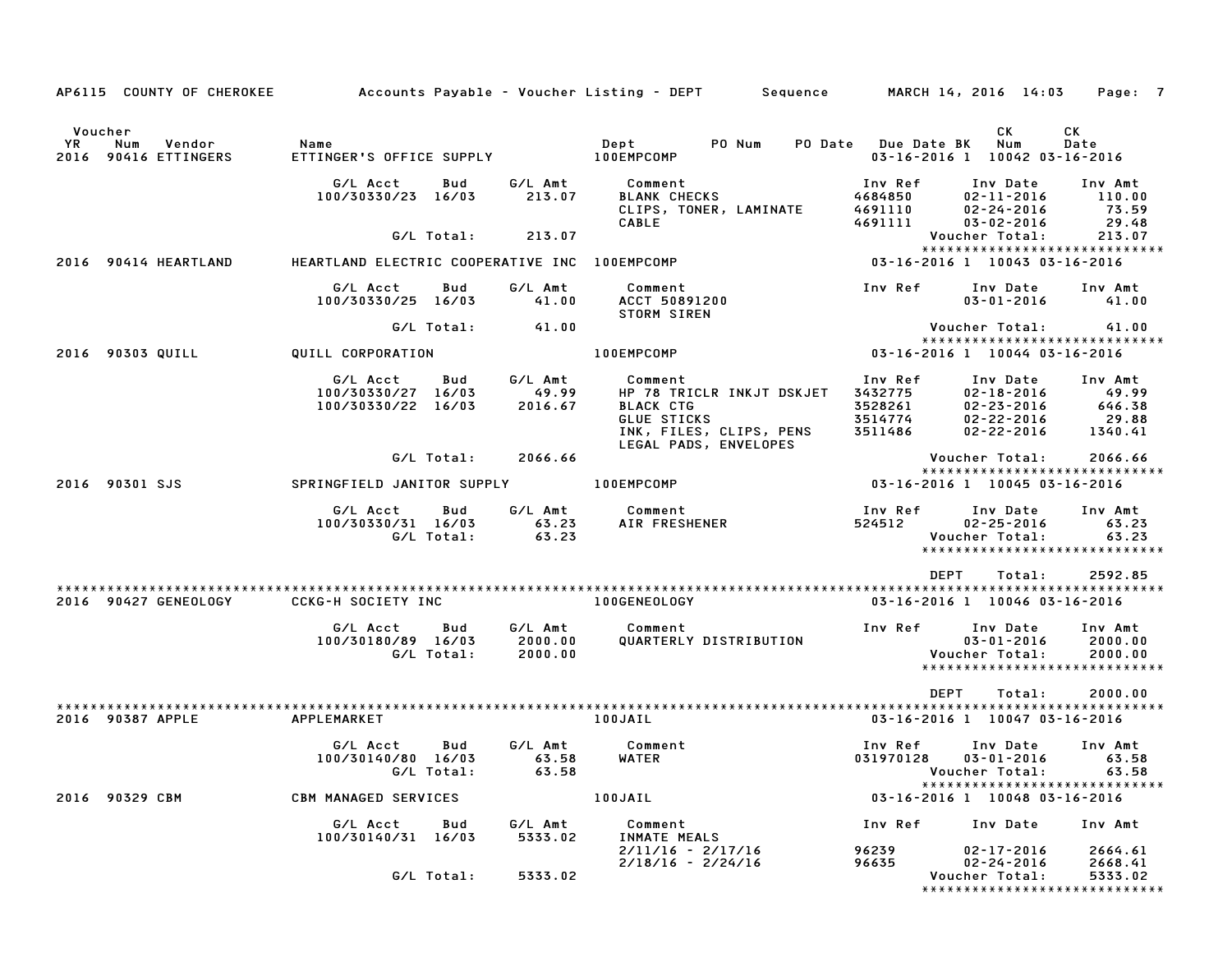AP6115 COUNTY OF CHEROKEE — Accounts Payable - Voucher Listing - DEPT — Sequence — MARCH 14, 2016 14:03

| Voucher YR | Num | Vendor | Name | Dept | PO Num | PO Date | Due Date | BK | CK Num | CK Date |
|---|---|---|---|---|---|---|---|---|---|---|
| 2016 | 90416 | ETTINGERS | ETTINGER'S OFFICE SUPPLY | 100EMPCOMP | | | 03-16-2016 | 1 | 10042 | 03-16-2016 |

| G/L Acct | Bud | G/L Amt | Comment | Inv Ref | Inv Date | Inv Amt |
|---|---|---|---|---|---|---|
| 100/30330/23 | 16/03 | 213.07 | BLANK CHECKS | 4684850 | 02-11-2016 | 110.00 |
| | | | CLIPS, TONER, LAMINATE | 4691110 | 02-24-2016 | 73.59 |
| | | | CABLE | 4691111 | 03-02-2016 | 29.48 |
| | G/L Total: | 213.07 | | | Voucher Total: | 213.07 |

| Voucher YR | Num | Vendor | Name | Dept | Due Date | BK | CK Num | CK Date |
|---|---|---|---|---|---|---|---|---|
| 2016 | 90414 | HEARTLAND | HEARTLAND ELECTRIC COOPERATIVE INC | 100EMPCOMP | 03-16-2016 | 1 | 10043 | 03-16-2016 |

| G/L Acct | Bud | G/L Amt | Comment | Inv Ref | Inv Date | Inv Amt |
|---|---|---|---|---|---|---|
| 100/30330/25 | 16/03 | 41.00 | ACCT 50891200 | | 03-01-2016 | 41.00 |
| | | | STORM SIREN | | | |
| | G/L Total: | 41.00 | | | Voucher Total: | 41.00 |

| Voucher YR | Num | Vendor | Name | Dept | Due Date | BK | CK Num | CK Date |
|---|---|---|---|---|---|---|---|---|
| 2016 | 90303 | QUILL | QUILL CORPORATION | 100EMPCOMP | 03-16-2016 | 1 | 10044 | 03-16-2016 |

| G/L Acct | Bud | G/L Amt | Comment | Inv Ref | Inv Date | Inv Amt |
|---|---|---|---|---|---|---|
| 100/30330/27 | 16/03 | 49.99 | HP 78 TRICLR INKJT DSKJET | 3432775 | 02-18-2016 | 49.99 |
| 100/30330/22 | 16/03 | 2016.67 | BLACK CTG | 3528261 | 02-23-2016 | 646.38 |
| | | | GLUE STICKS | 3514774 | 02-22-2016 | 29.88 |
| | | | INK, FILES, CLIPS, PENS | 3511486 | 02-22-2016 | 1340.41 |
| | | | LEGAL PADS, ENVELOPES | | | |
| | G/L Total: | 2066.66 | | | Voucher Total: | 2066.66 |

| Voucher YR | Num | Vendor | Name | Dept | Due Date | BK | CK Num | CK Date |
|---|---|---|---|---|---|---|---|---|
| 2016 | 90301 | SJS | SPRINGFIELD JANITOR SUPPLY | 100EMPCOMP | 03-16-2016 | 1 | 10045 | 03-16-2016 |

| G/L Acct | Bud | G/L Amt | Comment | Inv Ref | Inv Date | Inv Amt |
|---|---|---|---|---|---|---|
| 100/30330/31 | 16/03 | 63.23 | AIR FRESHENER | 524512 | 02-25-2016 | 63.23 |
| | G/L Total: | 63.23 | | | Voucher Total: | 63.23 |

DEPT Total: 2592.85

| Voucher YR | Num | Vendor | Name | Dept | Due Date | BK | CK Num | CK Date |
|---|---|---|---|---|---|---|---|---|
| 2016 | 90427 | GENEOLOGY | CCKG-H SOCIETY INC | 100GENEOLOGY | 03-16-2016 | 1 | 10046 | 03-16-2016 |

| G/L Acct | Bud | G/L Amt | Comment | Inv Ref | Inv Date | Inv Amt |
|---|---|---|---|---|---|---|
| 100/30180/89 | 16/03 | 2000.00 | QUARTERLY DISTRIBUTION | | 03-01-2016 | 2000.00 |
| | G/L Total: | 2000.00 | | | Voucher Total: | 2000.00 |

DEPT Total: 2000.00

| Voucher YR | Num | Vendor | Name | Dept | Due Date | BK | CK Num | CK Date |
|---|---|---|---|---|---|---|---|---|
| 2016 | 90387 | APPLE | APPLEMARKET | 100JAIL | 03-16-2016 | 1 | 10047 | 03-16-2016 |

| G/L Acct | Bud | G/L Amt | Comment | Inv Ref | Inv Date | Inv Amt |
|---|---|---|---|---|---|---|
| 100/30140/80 | 16/03 | 63.58 | WATER | 031970128 | 03-01-2016 | 63.58 |
| | G/L Total: | 63.58 | | | Voucher Total: | 63.58 |

| Voucher YR | Num | Vendor | Name | Dept | Due Date | BK | CK Num | CK Date |
|---|---|---|---|---|---|---|---|---|
| 2016 | 90329 | CBM | CBM MANAGED SERVICES | 100JAIL | 03-16-2016 | 1 | 10048 | 03-16-2016 |

| G/L Acct | Bud | G/L Amt | Comment | Inv Ref | Inv Date | Inv Amt |
|---|---|---|---|---|---|---|
| 100/30140/31 | 16/03 | 5333.02 | INMATE MEALS | | | |
| | | | 2/11/16 - 2/17/16 | 96239 | 02-17-2016 | 2664.61 |
| | | | 2/18/16 - 2/24/16 | 96635 | 02-24-2016 | 2668.41 |
| | G/L Total: | 5333.02 | | | Voucher Total: | 5333.02 |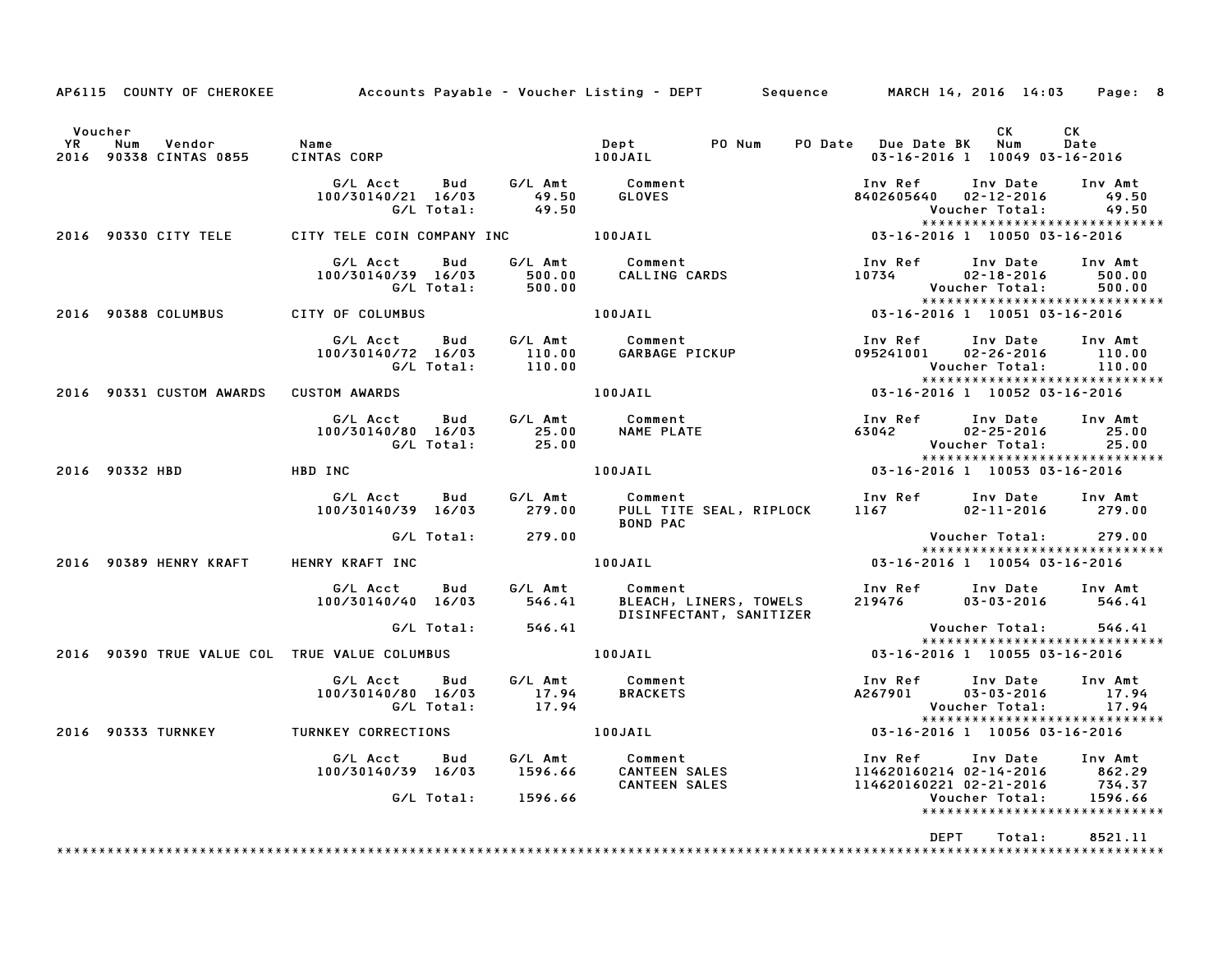AP6115 COUNTY OF CHEROKEE — Accounts Payable - Voucher Listing - DEPT — Sequence — MARCH 14, 2016 14:03 — Page: 8

| Voucher YR | Num | Vendor | Name | Dept | PO Num | PO Date | Due Date | BK | CK Num | CK Date |
|---|---|---|---|---|---|---|---|---|---|---|
| 2016 | 90338 | CINTAS 0855 | CINTAS CORP | 100JAIL | | | 03-16-2016 | 1 | 10049 | 03-16-2016 |

| G/L Acct | Bud | G/L Amt | Comment | Inv Ref | Inv Date | Inv Amt |
|---|---|---|---|---|---|---|
| 100/30140/21 | 16/03 | 49.50 | GLOVES | 8402605640 | 02-12-2016 | 49.50 |
| | G/L Total: | 49.50 | | | Voucher Total: | 49.50 |

| Voucher YR | Num | Vendor | Name | Dept | PO Num | PO Date | Due Date | BK | CK Num | CK Date |
|---|---|---|---|---|---|---|---|---|---|---|
| 2016 | 90330 | CITY TELE | CITY TELE COIN COMPANY INC | 100JAIL | | | 03-16-2016 | 1 | 10050 | 03-16-2016 |

| G/L Acct | Bud | G/L Amt | Comment | Inv Ref | Inv Date | Inv Amt |
|---|---|---|---|---|---|---|
| 100/30140/39 | 16/03 | 500.00 | CALLING CARDS | 10734 | 02-18-2016 | 500.00 |
| | G/L Total: | 500.00 | | | Voucher Total: | 500.00 |

| Voucher YR | Num | Vendor | Name | Dept | PO Num | PO Date | Due Date | BK | CK Num | CK Date |
|---|---|---|---|---|---|---|---|---|---|---|
| 2016 | 90388 | COLUMBUS | CITY OF COLUMBUS | 100JAIL | | | 03-16-2016 | 1 | 10051 | 03-16-2016 |

| G/L Acct | Bud | G/L Amt | Comment | Inv Ref | Inv Date | Inv Amt |
|---|---|---|---|---|---|---|
| 100/30140/72 | 16/03 | 110.00 | GARBAGE PICKUP | 095241001 | 02-26-2016 | 110.00 |
| | G/L Total: | 110.00 | | | Voucher Total: | 110.00 |

| Voucher YR | Num | Vendor | Name | Dept | PO Num | PO Date | Due Date | BK | CK Num | CK Date |
|---|---|---|---|---|---|---|---|---|---|---|
| 2016 | 90331 | CUSTOM AWARDS | CUSTOM AWARDS | 100JAIL | | | 03-16-2016 | 1 | 10052 | 03-16-2016 |

| G/L Acct | Bud | G/L Amt | Comment | Inv Ref | Inv Date | Inv Amt |
|---|---|---|---|---|---|---|
| 100/30140/80 | 16/03 | 25.00 | NAME PLATE | 63042 | 02-25-2016 | 25.00 |
| | G/L Total: | 25.00 | | | Voucher Total: | 25.00 |

| Voucher YR | Num | Vendor | Name | Dept | PO Num | PO Date | Due Date | BK | CK Num | CK Date |
|---|---|---|---|---|---|---|---|---|---|---|
| 2016 | 90332 | HBD | HBD INC | 100JAIL | | | 03-16-2016 | 1 | 10053 | 03-16-2016 |

| G/L Acct | Bud | G/L Amt | Comment | Inv Ref | Inv Date | Inv Amt |
|---|---|---|---|---|---|---|
| 100/30140/39 | 16/03 | 279.00 | PULL TITE SEAL, RIPLOCK BOND PAC | 1167 | 02-11-2016 | 279.00 |
| | G/L Total: | 279.00 | | | Voucher Total: | 279.00 |

| Voucher YR | Num | Vendor | Name | Dept | PO Num | PO Date | Due Date | BK | CK Num | CK Date |
|---|---|---|---|---|---|---|---|---|---|---|
| 2016 | 90389 | HENRY KRAFT | HENRY KRAFT INC | 100JAIL | | | 03-16-2016 | 1 | 10054 | 03-16-2016 |

| G/L Acct | Bud | G/L Amt | Comment | Inv Ref | Inv Date | Inv Amt |
|---|---|---|---|---|---|---|
| 100/30140/40 | 16/03 | 546.41 | BLEACH, LINERS, TOWELS DISINFECTANT, SANITIZER | 219476 | 03-03-2016 | 546.41 |
| | G/L Total: | 546.41 | | | Voucher Total: | 546.41 |

| Voucher YR | Num | Vendor | Name | Dept | PO Num | PO Date | Due Date | BK | CK Num | CK Date |
|---|---|---|---|---|---|---|---|---|---|---|
| 2016 | 90390 | TRUE VALUE COL | TRUE VALUE COLUMBUS | 100JAIL | | | 03-16-2016 | 1 | 10055 | 03-16-2016 |

| G/L Acct | Bud | G/L Amt | Comment | Inv Ref | Inv Date | Inv Amt |
|---|---|---|---|---|---|---|
| 100/30140/80 | 16/03 | 17.94 | BRACKETS | A267901 | 03-03-2016 | 17.94 |
| | G/L Total: | 17.94 | | | Voucher Total: | 17.94 |

| Voucher YR | Num | Vendor | Name | Dept | PO Num | PO Date | Due Date | BK | CK Num | CK Date |
|---|---|---|---|---|---|---|---|---|---|---|
| 2016 | 90333 | TURNKEY | TURNKEY CORRECTIONS | 100JAIL | | | 03-16-2016 | 1 | 10056 | 03-16-2016 |

| G/L Acct | Bud | G/L Amt | Comment | Inv Ref | Inv Date | Inv Amt |
|---|---|---|---|---|---|---|
| 100/30140/39 | 16/03 | 1596.66 | CANTEEN SALES | 114620160214 | 02-14-2016 | 862.29 |
| | | | CANTEEN SALES | 114620160221 | 02-21-2016 | 734.37 |
| | G/L Total: | 1596.66 | | | Voucher Total: | 1596.66 |

DEPT Total: 8521.11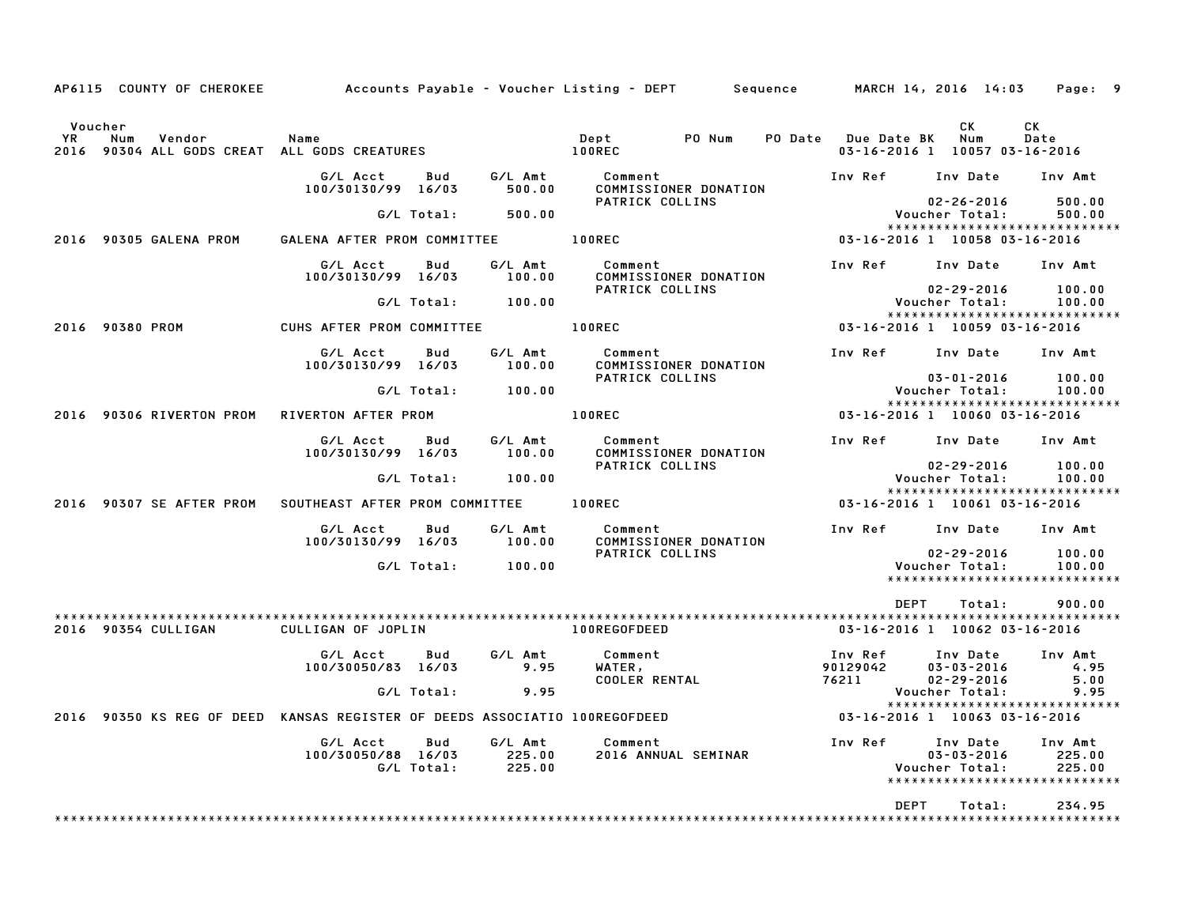AP6115 COUNTY OF CHEROKEE Accounts Payable - Voucher Listing - DEPT Sequence MARCH 14, 2016 14:03

| Voucher YR | Num | Vendor | Name | Dept | PO Num | PO Date | Due Date | BK | CK Num | CK Date |
|---|---|---|---|---|---|---|---|---|---|---|
| 2016 | 90304 | ALL GODS CREAT | ALL GODS CREATURES | 100REC | | | 03-16-2016 | 1 | 10057 | 03-16-2016 |

| G/L Acct | Bud | G/L Amt | Comment | Inv Ref | Inv Date | Inv Amt |
|---|---|---|---|---|---|---|
| 100/30130/99 | 16/03 | 500.00 | COMMISSIONER DONATION | | | |
| | | | PATRICK COLLINS | | 02-26-2016 | 500.00 |
| | G/L Total: | 500.00 | | | Voucher Total: | 500.00 |

*****************************

| Voucher YR | Num | Vendor | Name | Dept | PO Num | PO Date | Due Date | BK | CK Num | CK Date |
|---|---|---|---|---|---|---|---|---|---|---|
| 2016 | 90305 | GALENA PROM | GALENA AFTER PROM COMMITTEE | 100REC | | | 03-16-2016 | 1 | 10058 | 03-16-2016 |

| G/L Acct | Bud | G/L Amt | Comment | Inv Ref | Inv Date | Inv Amt |
|---|---|---|---|---|---|---|
| 100/30130/99 | 16/03 | 100.00 | COMMISSIONER DONATION | | | |
| | | | PATRICK COLLINS | | 02-29-2016 | 100.00 |
| | G/L Total: | 100.00 | | | Voucher Total: | 100.00 |

*****************************

| Voucher YR | Num | Vendor | Name | Dept | PO Num | PO Date | Due Date | BK | CK Num | CK Date |
|---|---|---|---|---|---|---|---|---|---|---|
| 2016 | 90380 | PROM | CUHS AFTER PROM COMMITTEE | 100REC | | | 03-16-2016 | 1 | 10059 | 03-16-2016 |

| G/L Acct | Bud | G/L Amt | Comment | Inv Ref | Inv Date | Inv Amt |
|---|---|---|---|---|---|---|
| 100/30130/99 | 16/03 | 100.00 | COMMISSIONER DONATION | | | |
| | | | PATRICK COLLINS | | 03-01-2016 | 100.00 |
| | G/L Total: | 100.00 | | | Voucher Total: | 100.00 |

*****************************

| Voucher YR | Num | Vendor | Name | Dept | PO Num | PO Date | Due Date | BK | CK Num | CK Date |
|---|---|---|---|---|---|---|---|---|---|---|
| 2016 | 90306 | RIVERTON PROM | RIVERTON AFTER PROM | 100REC | | | 03-16-2016 | 1 | 10060 | 03-16-2016 |

| G/L Acct | Bud | G/L Amt | Comment | Inv Ref | Inv Date | Inv Amt |
|---|---|---|---|---|---|---|
| 100/30130/99 | 16/03 | 100.00 | COMMISSIONER DONATION | | | |
| | | | PATRICK COLLINS | | 02-29-2016 | 100.00 |
| | G/L Total: | 100.00 | | | Voucher Total: | 100.00 |

*****************************

| Voucher YR | Num | Vendor | Name | Dept | PO Num | PO Date | Due Date | BK | CK Num | CK Date |
|---|---|---|---|---|---|---|---|---|---|---|
| 2016 | 90307 | SE AFTER PROM | SOUTHEAST AFTER PROM COMMITTEE | 100REC | | | 03-16-2016 | 1 | 10061 | 03-16-2016 |

| G/L Acct | Bud | G/L Amt | Comment | Inv Ref | Inv Date | Inv Amt |
|---|---|---|---|---|---|---|
| 100/30130/99 | 16/03 | 100.00 | COMMISSIONER DONATION | | | |
| | | | PATRICK COLLINS | | 02-29-2016 | 100.00 |
| | G/L Total: | 100.00 | | | Voucher Total: | 100.00 |

*****************************

DEPT Total: 900.00

*****************************

| Voucher YR | Num | Vendor | Name | Dept | PO Num | PO Date | Due Date | BK | CK Num | CK Date |
|---|---|---|---|---|---|---|---|---|---|---|
| 2016 | 90354 | CULLIGAN | CULLIGAN OF JOPLIN | 100REGOFDEED | | | 03-16-2016 | 1 | 10062 | 03-16-2016 |

| G/L Acct | Bud | G/L Amt | Comment | Inv Ref | Inv Date | Inv Amt |
|---|---|---|---|---|---|---|
| 100/30050/83 | 16/03 | 9.95 | WATER, | 90129042 | 03-03-2016 | 4.95 |
| | | | COOLER RENTAL | 76211 | 02-29-2016 | 5.00 |
| | G/L Total: | 9.95 | | | Voucher Total: | 9.95 |

*****************************

| Voucher YR | Num | Vendor | Name | Dept | PO Num | PO Date | Due Date | BK | CK Num | CK Date |
|---|---|---|---|---|---|---|---|---|---|---|
| 2016 | 90350 | KS REG OF DEED | KANSAS REGISTER OF DEEDS ASSOCIATIO | 100REGOFDEED | | | 03-16-2016 | 1 | 10063 | 03-16-2016 |

| G/L Acct | Bud | G/L Amt | Comment | Inv Ref | Inv Date | Inv Amt |
|---|---|---|---|---|---|---|
| 100/30050/88 | 16/03 | 225.00 | 2016 ANNUAL SEMINAR | | 03-03-2016 | 225.00 |
| | G/L Total: | 225.00 | | | Voucher Total: | 225.00 |

*****************************

DEPT Total: 234.95

*****************************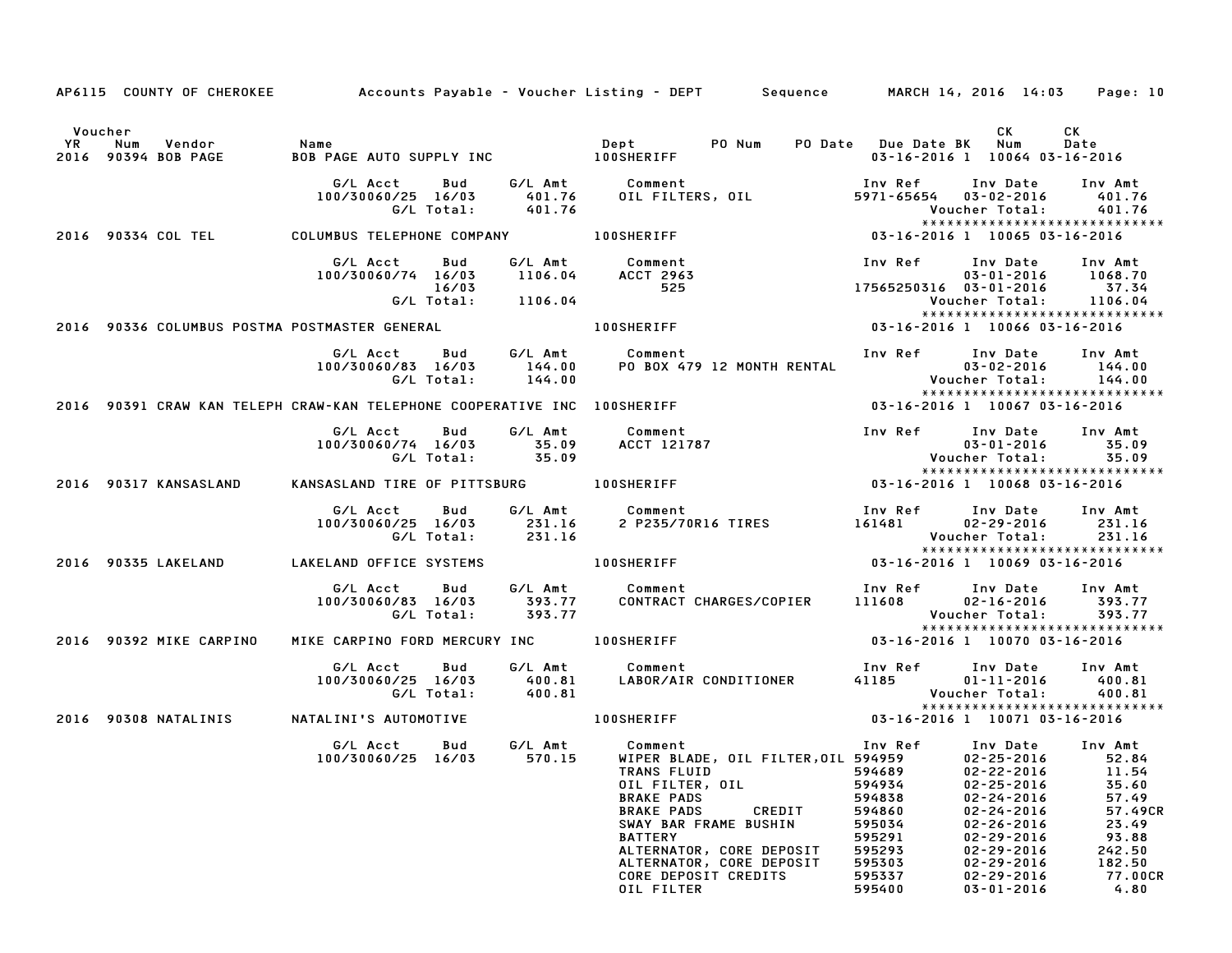AP6115 COUNTY OF CHEROKEE Accounts Payable - Voucher Listing - DEPT Sequence MARCH 14, 2016 14:03

| Voucher YR | Num | Vendor | Name | Dept | PO Num | PO Date | Due Date | BK | CK Num | CK Date |
|---|---|---|---|---|---|---|---|---|---|---|
| 2016 | 90394 | BOB PAGE | BOB PAGE AUTO SUPPLY INC | 100SHERIFF | | | 03-16-2016 | 1 | 10064 | 03-16-2016 |

| G/L Acct | Bud | G/L Amt | Comment | Inv Ref | Inv Date | Inv Amt |
|---|---|---|---|---|---|---|
| 100/30060/25 | 16/03 | 401.76 | OIL FILTERS, OIL | 5971-65654 | 03-02-2016 | 401.76 |
| | G/L Total: | 401.76 | | | Voucher Total: | 401.76 |

| Voucher YR | Num | Vendor | Name | Dept | PO Num | PO Date | Due Date | BK | CK Num | CK Date |
|---|---|---|---|---|---|---|---|---|---|---|
| 2016 | 90334 | COL TEL | COLUMBUS TELEPHONE COMPANY | 100SHERIFF | | | 03-16-2016 | 1 | 10065 | 03-16-2016 |

| G/L Acct | Bud | G/L Amt | Comment | Inv Ref | Inv Date | Inv Amt |
|---|---|---|---|---|---|---|
| 100/30060/74 | 16/03 | 1106.04 | ACCT 2963 | | 03-01-2016 | 1068.70 |
| | 16/03 | | 525 | 17565250316 | 03-01-2016 | 37.34 |
| | G/L Total: | 1106.04 | | | Voucher Total: | 1106.04 |

| Voucher YR | Num | Vendor | Name | Dept | PO Num | PO Date | Due Date | BK | CK Num | CK Date |
|---|---|---|---|---|---|---|---|---|---|---|
| 2016 | 90336 | COLUMBUS POSTMA | POSTMASTER GENERAL | 100SHERIFF | | | 03-16-2016 | 1 | 10066 | 03-16-2016 |

| G/L Acct | Bud | G/L Amt | Comment | Inv Ref | Inv Date | Inv Amt |
|---|---|---|---|---|---|---|
| 100/30060/83 | 16/03 | 144.00 | PO BOX 479 12 MONTH RENTAL | | 03-02-2016 | 144.00 |
| | G/L Total: | 144.00 | | | Voucher Total: | 144.00 |

| Voucher YR | Num | Vendor | Name | Dept | PO Num | PO Date | Due Date | BK | CK Num | CK Date |
|---|---|---|---|---|---|---|---|---|---|---|
| 2016 | 90391 | CRAW KAN TELEPH | CRAW-KAN TELEPHONE COOPERATIVE INC | 100SHERIFF | | | 03-16-2016 | 1 | 10067 | 03-16-2016 |

| G/L Acct | Bud | G/L Amt | Comment | Inv Ref | Inv Date | Inv Amt |
|---|---|---|---|---|---|---|
| 100/30060/74 | 16/03 | 35.09 | ACCT 121787 | | 03-01-2016 | 35.09 |
| | G/L Total: | 35.09 | | | Voucher Total: | 35.09 |

| Voucher YR | Num | Vendor | Name | Dept | PO Num | PO Date | Due Date | BK | CK Num | CK Date |
|---|---|---|---|---|---|---|---|---|---|---|
| 2016 | 90317 | KANSASLAND | KANSASLAND TIRE OF PITTSBURG | 100SHERIFF | | | 03-16-2016 | 1 | 10068 | 03-16-2016 |

| G/L Acct | Bud | G/L Amt | Comment | Inv Ref | Inv Date | Inv Amt |
|---|---|---|---|---|---|---|
| 100/30060/25 | 16/03 | 231.16 | 2 P235/70R16 TIRES | 161481 | 02-29-2016 | 231.16 |
| | G/L Total: | 231.16 | | | Voucher Total: | 231.16 |

| Voucher YR | Num | Vendor | Name | Dept | PO Num | PO Date | Due Date | BK | CK Num | CK Date |
|---|---|---|---|---|---|---|---|---|---|---|
| 2016 | 90335 | LAKELAND | LAKELAND OFFICE SYSTEMS | 100SHERIFF | | | 03-16-2016 | 1 | 10069 | 03-16-2016 |

| G/L Acct | Bud | G/L Amt | Comment | Inv Ref | Inv Date | Inv Amt |
|---|---|---|---|---|---|---|
| 100/30060/83 | 16/03 | 393.77 | CONTRACT CHARGES/COPIER | 111608 | 02-16-2016 | 393.77 |
| | G/L Total: | 393.77 | | | Voucher Total: | 393.77 |

| Voucher YR | Num | Vendor | Name | Dept | PO Num | PO Date | Due Date | BK | CK Num | CK Date |
|---|---|---|---|---|---|---|---|---|---|---|
| 2016 | 90392 | MIKE CARPINO | MIKE CARPINO FORD MERCURY INC | 100SHERIFF | | | 03-16-2016 | 1 | 10070 | 03-16-2016 |

| G/L Acct | Bud | G/L Amt | Comment | Inv Ref | Inv Date | Inv Amt |
|---|---|---|---|---|---|---|
| 100/30060/25 | 16/03 | 400.81 | LABOR/AIR CONDITIONER | 41185 | 01-11-2016 | 400.81 |
| | G/L Total: | 400.81 | | | Voucher Total: | 400.81 |

| Voucher YR | Num | Vendor | Name | Dept | PO Num | PO Date | Due Date | BK | CK Num | CK Date |
|---|---|---|---|---|---|---|---|---|---|---|
| 2016 | 90308 | NATALINIS | NATALINI'S AUTOMOTIVE | 100SHERIFF | | | 03-16-2016 | 1 | 10071 | 03-16-2016 |

| G/L Acct | Bud | G/L Amt | Comment | Inv Ref | Inv Date | Inv Amt |
|---|---|---|---|---|---|---|
| 100/30060/25 | 16/03 | 570.15 | WIPER BLADE, OIL FILTER,OIL | 594959 | 02-25-2016 | 52.84 |
| | | | TRANS FLUID | 594689 | 02-22-2016 | 11.54 |
| | | | OIL FILTER, OIL | 594934 | 02-25-2016 | 35.60 |
| | | | BRAKE PADS | 594838 | 02-24-2016 | 57.49 |
| | | | BRAKE PADS CREDIT | 594860 | 02-24-2016 | 57.49CR |
| | | | SWAY BAR FRAME BUSHIN | 595034 | 02-26-2016 | 23.49 |
| | | | BATTERY | 595291 | 02-29-2016 | 93.88 |
| | | | ALTERNATOR, CORE DEPOSIT | 595293 | 02-29-2016 | 242.50 |
| | | | ALTERNATOR, CORE DEPOSIT | 595303 | 02-29-2016 | 182.50 |
| | | | CORE DEPOSIT CREDITS | 595337 | 02-29-2016 | 77.00CR |
| | | | OIL FILTER | 595400 | 03-01-2016 | 4.80 |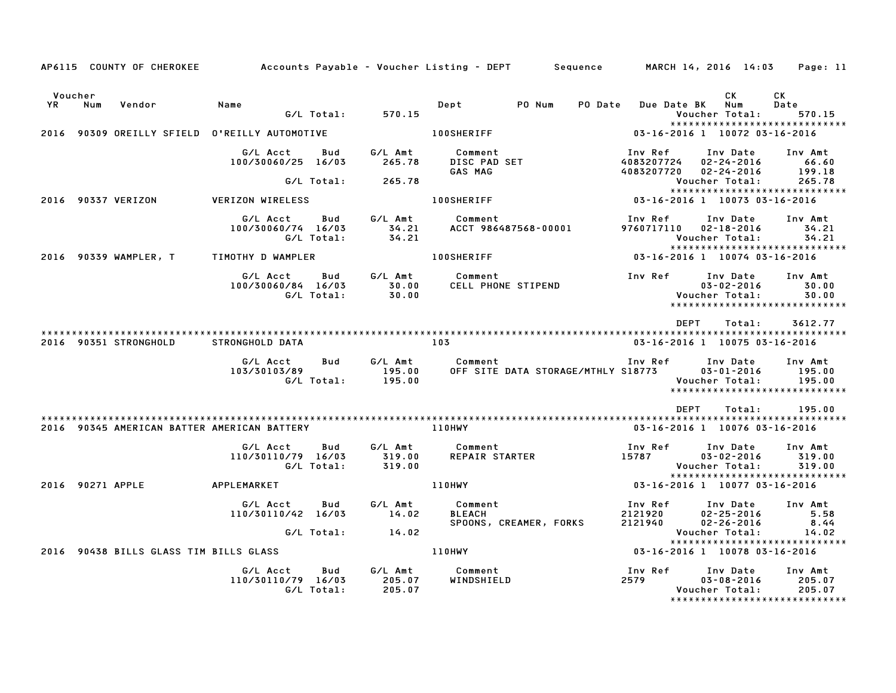AP6115 COUNTY OF CHEROKEE Accounts Payable - Voucher Listing - DEPT Sequence MARCH 14, 2016 14:03 Page: 11

| Voucher YR | Num | Vendor | Name | | Dept | PO Num | PO Date | Due Date BK | CK Num | CK Date |
|---|---|---|---|---|---|---|---|---|---|---|

G/L Total: 570.15 — Voucher Total: 570.15

****************************

**2016 90309 OREILLY SFIELD O'REILLY AUTOMOTIVE 100SHERIFF 03-16-2016 1 10072 03-16-2016**

| G/L Acct | Bud | G/L Amt | Comment | Inv Ref | Inv Date | Inv Amt |
|---|---|---|---|---|---|---|
| 100/30060/25 | 16/03 | 265.78 | DISC PAD SET | 4083207724 | 02-24-2016 | 66.60 |
| | | | GAS MAG | 4083207720 | 02-24-2016 | 199.18 |
| | G/L Total: | 265.78 | | | Voucher Total: | 265.78 |

****************************

**2016 90337 VERIZON VERIZON WIRELESS 100SHERIFF 03-16-2016 1 10073 03-16-2016**

| G/L Acct | Bud | G/L Amt | Comment | Inv Ref | Inv Date | Inv Amt |
|---|---|---|---|---|---|---|
| 100/30060/74 | 16/03 | 34.21 | ACCT 986487568-00001 | 9760717110 | 02-18-2016 | 34.21 |
| | G/L Total: | 34.21 | | | Voucher Total: | 34.21 |

****************************

**2016 90339 WAMPLER, T TIMOTHY D WAMPLER 100SHERIFF 03-16-2016 1 10074 03-16-2016**

| G/L Acct | Bud | G/L Amt | Comment | Inv Ref | Inv Date | Inv Amt |
|---|---|---|---|---|---|---|
| 100/30060/84 | 16/03 | 30.00 | CELL PHONE STIPEND | | 03-02-2016 | 30.00 |
| | G/L Total: | 30.00 | | | Voucher Total: | 30.00 |

****************************

DEPT Total: 3612.77

****************************

**2016 90351 STRONGHOLD STRONGHOLD DATA 103 03-16-2016 1 10075 03-16-2016**

| G/L Acct | Bud | G/L Amt | Comment | Inv Ref | Inv Date | Inv Amt |
|---|---|---|---|---|---|---|
| 103/30103/89 | | 195.00 | OFF SITE DATA STORAGE/MTHLY | S18773 | 03-01-2016 | 195.00 |
| | G/L Total: | 195.00 | | | Voucher Total: | 195.00 |

****************************

DEPT Total: 195.00

****************************

**2016 90345 AMERICAN BATTER AMERICAN BATTERY 110HWY 03-16-2016 1 10076 03-16-2016**

| G/L Acct | Bud | G/L Amt | Comment | Inv Ref | Inv Date | Inv Amt |
|---|---|---|---|---|---|---|
| 110/30110/79 | 16/03 | 319.00 | REPAIR STARTER | 15787 | 03-02-2016 | 319.00 |
| | G/L Total: | 319.00 | | | Voucher Total: | 319.00 |

****************************

**2016 90271 APPLE APPLEMARKET 110HWY 03-16-2016 1 10077 03-16-2016**

| G/L Acct | Bud | G/L Amt | Comment | Inv Ref | Inv Date | Inv Amt |
|---|---|---|---|---|---|---|
| 110/30110/42 | 16/03 | 14.02 | BLEACH | 2121920 | 02-25-2016 | 5.58 |
| | | | SPOONS, CREAMER, FORKS | 2121940 | 02-26-2016 | 8.44 |
| | G/L Total: | 14.02 | | | Voucher Total: | 14.02 |

****************************

**2016 90438 BILLS GLASS TIM BILLS GLASS 110HWY 03-16-2016 1 10078 03-16-2016**

| G/L Acct | Bud | G/L Amt | Comment | Inv Ref | Inv Date | Inv Amt |
|---|---|---|---|---|---|---|
| 110/30110/79 | 16/03 | 205.07 | WINDSHIELD | 2579 | 03-08-2016 | 205.07 |
| | G/L Total: | 205.07 | | | Voucher Total: | 205.07 |

****************************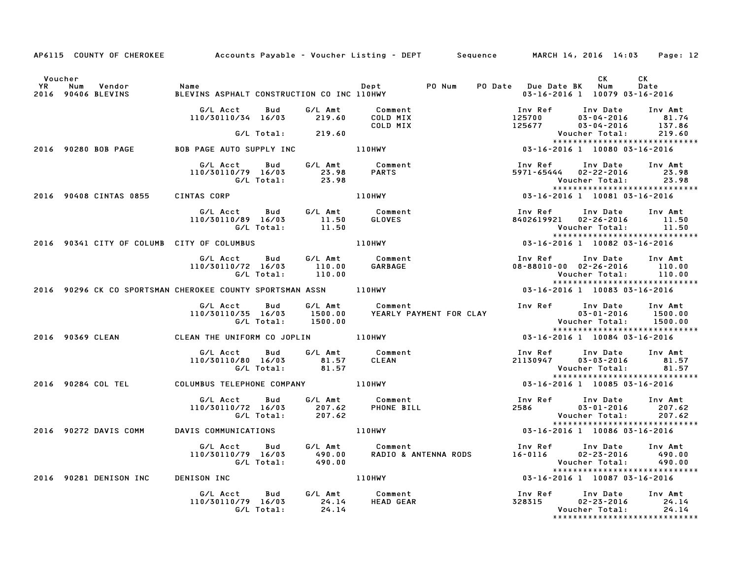AP6115 COUNTY OF CHEROKEE     Accounts Payable - Voucher Listing - DEPT     Sequence     MARCH 14, 2016 14:03

| Voucher YR | Num | Vendor | Name | Dept | PO Num | PO Date | Due Date | BK | CK Num | CK Date |
|---|---|---|---|---|---|---|---|---|---|---|
| 2016 | 90406 | BLEVINS | BLEVINS ASPHALT CONSTRUCTION CO INC | 110HWY | | | 03-16-2016 | 1 | 10079 | 03-16-2016 |

| G/L Acct | Bud | G/L Amt | Comment | Inv Ref | Inv Date | Inv Amt |
|---|---|---|---|---|---|---|
| 110/30110/34 | 16/03 | 219.60 | COLD MIX | 125700 | 03-04-2016 | 81.74 |
| | | | COLD MIX | 125677 | 03-04-2016 | 137.86 |
| | G/L Total: | 219.60 | | | Voucher Total: | 219.60 |

| Voucher YR | Num | Vendor | Name | Dept | PO Num | PO Date | Due Date | BK | CK Num | CK Date |
|---|---|---|---|---|---|---|---|---|---|---|
| 2016 | 90280 | BOB PAGE | BOB PAGE AUTO SUPPLY INC | 110HWY | | | 03-16-2016 | 1 | 10080 | 03-16-2016 |

| G/L Acct | Bud | G/L Amt | Comment | Inv Ref | Inv Date | Inv Amt |
|---|---|---|---|---|---|---|
| 110/30110/79 | 16/03 | 23.98 | PARTS | 5971-65444 | 02-22-2016 | 23.98 |
| | G/L Total: | 23.98 | | | Voucher Total: | 23.98 |

| Voucher YR | Num | Vendor | Name | Dept | PO Num | PO Date | Due Date | BK | CK Num | CK Date |
|---|---|---|---|---|---|---|---|---|---|---|
| 2016 | 90408 | CINTAS 0855 | CINTAS CORP | 110HWY | | | 03-16-2016 | 1 | 10081 | 03-16-2016 |

| G/L Acct | Bud | G/L Amt | Comment | Inv Ref | Inv Date | Inv Amt |
|---|---|---|---|---|---|---|
| 110/30110/89 | 16/03 | 11.50 | GLOVES | 8402619921 | 02-26-2016 | 11.50 |
| | G/L Total: | 11.50 | | | Voucher Total: | 11.50 |

| Voucher YR | Num | Vendor | Name | Dept | PO Num | PO Date | Due Date | BK | CK Num | CK Date |
|---|---|---|---|---|---|---|---|---|---|---|
| 2016 | 90341 | CITY OF COLUMB | CITY OF COLUMBUS | 110HWY | | | 03-16-2016 | 1 | 10082 | 03-16-2016 |

| G/L Acct | Bud | G/L Amt | Comment | Inv Ref | Inv Date | Inv Amt |
|---|---|---|---|---|---|---|
| 110/30110/72 | 16/03 | 110.00 | GARBAGE | 08-88010-00 | 02-26-2016 | 110.00 |
| | G/L Total: | 110.00 | | | Voucher Total: | 110.00 |

| Voucher YR | Num | Vendor | Name | Dept | PO Num | PO Date | Due Date | BK | CK Num | CK Date |
|---|---|---|---|---|---|---|---|---|---|---|
| 2016 | 90296 | CK CO SPORTSMAN | CHEROKEE COUNTY SPORTSMAN ASSN | 110HWY | | | 03-16-2016 | 1 | 10083 | 03-16-2016 |

| G/L Acct | Bud | G/L Amt | Comment | Inv Ref | Inv Date | Inv Amt |
|---|---|---|---|---|---|---|
| 110/30110/35 | 16/03 | 1500.00 | YEARLY PAYMENT FOR CLAY | | 03-01-2016 | 1500.00 |
| | G/L Total: | 1500.00 | | | Voucher Total: | 1500.00 |

| Voucher YR | Num | Vendor | Name | Dept | PO Num | PO Date | Due Date | BK | CK Num | CK Date |
|---|---|---|---|---|---|---|---|---|---|---|
| 2016 | 90369 | CLEAN | CLEAN THE UNIFORM CO JOPLIN | 110HWY | | | 03-16-2016 | 1 | 10084 | 03-16-2016 |

| G/L Acct | Bud | G/L Amt | Comment | Inv Ref | Inv Date | Inv Amt |
|---|---|---|---|---|---|---|
| 110/30110/80 | 16/03 | 81.57 | CLEAN | 21130947 | 03-03-2016 | 81.57 |
| | G/L Total: | 81.57 | | | Voucher Total: | 81.57 |

| Voucher YR | Num | Vendor | Name | Dept | PO Num | PO Date | Due Date | BK | CK Num | CK Date |
|---|---|---|---|---|---|---|---|---|---|---|
| 2016 | 90284 | COL TEL | COLUMBUS TELEPHONE COMPANY | 110HWY | | | 03-16-2016 | 1 | 10085 | 03-16-2016 |

| G/L Acct | Bud | G/L Amt | Comment | Inv Ref | Inv Date | Inv Amt |
|---|---|---|---|---|---|---|
| 110/30110/72 | 16/03 | 207.62 | PHONE BILL | 2586 | 03-01-2016 | 207.62 |
| | G/L Total: | 207.62 | | | Voucher Total: | 207.62 |

| Voucher YR | Num | Vendor | Name | Dept | PO Num | PO Date | Due Date | BK | CK Num | CK Date |
|---|---|---|---|---|---|---|---|---|---|---|
| 2016 | 90272 | DAVIS COMM | DAVIS COMMUNICATIONS | 110HWY | | | 03-16-2016 | 1 | 10086 | 03-16-2016 |

| G/L Acct | Bud | G/L Amt | Comment | Inv Ref | Inv Date | Inv Amt |
|---|---|---|---|---|---|---|
| 110/30110/79 | 16/03 | 490.00 | RADIO & ANTENNA RODS | 16-0116 | 02-23-2016 | 490.00 |
| | G/L Total: | 490.00 | | | Voucher Total: | 490.00 |

| Voucher YR | Num | Vendor | Name | Dept | PO Num | PO Date | Due Date | BK | CK Num | CK Date |
|---|---|---|---|---|---|---|---|---|---|---|
| 2016 | 90281 | DENISON INC | DENISON INC | 110HWY | | | 03-16-2016 | 1 | 10087 | 03-16-2016 |

| G/L Acct | Bud | G/L Amt | Comment | Inv Ref | Inv Date | Inv Amt |
|---|---|---|---|---|---|---|
| 110/30110/79 | 16/03 | 24.14 | HEAD GEAR | 328315 | 02-23-2016 | 24.14 |
| | G/L Total: | 24.14 | | | Voucher Total: | 24.14 |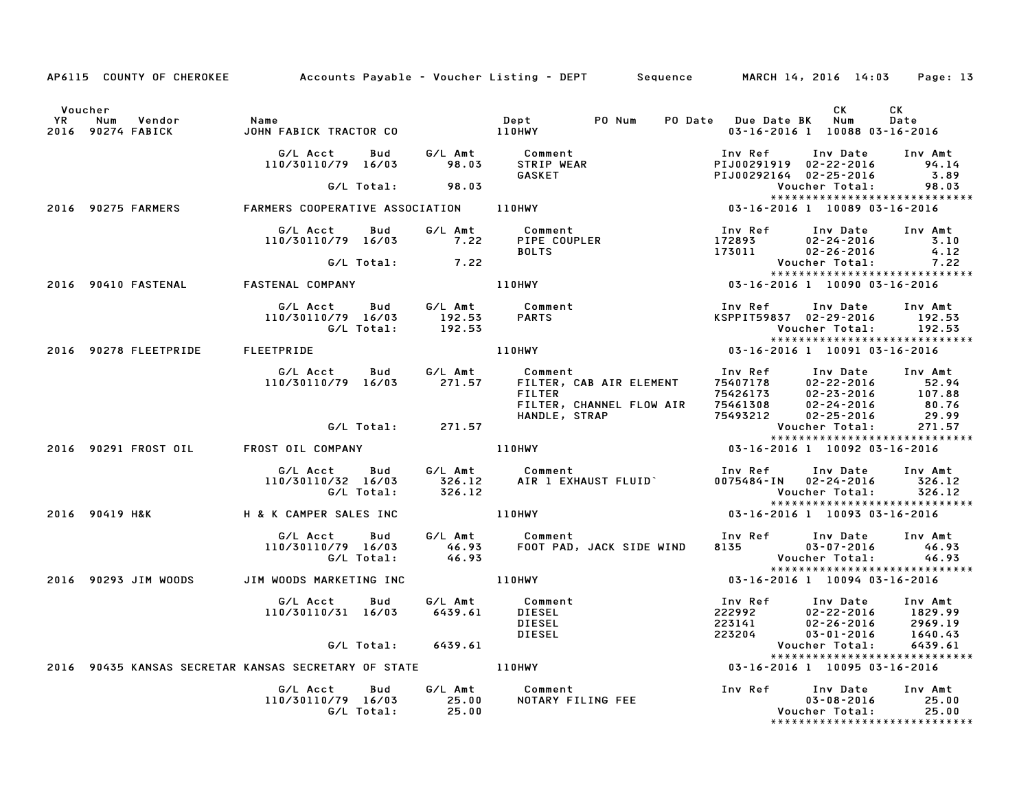AP6115 COUNTY OF CHEROKEE Accounts Payable - Voucher Listing - DEPT Sequence MARCH 14, 2016 14:03

| Voucher YR | Num | Vendor | Name | Dept | PO Num | PO Date | Due Date | BK | CK Num | CK Date |
|---|---|---|---|---|---|---|---|---|---|---|
| 2016 | 90274 | FABICK | JOHN FABICK TRACTOR CO | 110HWY | | | 03-16-2016 | 1 | 10088 | 03-16-2016 |

| G/L Acct | Bud | G/L Amt | Comment | Inv Ref | Inv Date | Inv Amt |
|---|---|---|---|---|---|---|
| 110/30110/79 | 16/03 | 98.03 | STRIP WEAR | PIJ00291919 | 02-22-2016 | 94.14 |
| | | | GASKET | PIJ00292164 | 02-25-2016 | 3.89 |
| | G/L Total: | 98.03 | | | Voucher Total: | 98.03 |

| Voucher YR | Num | Vendor | Name | Dept | PO Num | PO Date | Due Date | BK | CK Num | CK Date |
|---|---|---|---|---|---|---|---|---|---|---|
| 2016 | 90275 | FARMERS | FARMERS COOPERATIVE ASSOCIATION | 110HWY | | | 03-16-2016 | 1 | 10089 | 03-16-2016 |

| G/L Acct | Bud | G/L Amt | Comment | Inv Ref | Inv Date | Inv Amt |
|---|---|---|---|---|---|---|
| 110/30110/79 | 16/03 | 7.22 | PIPE COUPLER | 172893 | 02-24-2016 | 3.10 |
| | | | BOLTS | 173011 | 02-26-2016 | 4.12 |
| | G/L Total: | 7.22 | | | Voucher Total: | 7.22 |

| Voucher YR | Num | Vendor | Name | Dept | PO Num | PO Date | Due Date | BK | CK Num | CK Date |
|---|---|---|---|---|---|---|---|---|---|---|
| 2016 | 90410 | FASTENAL | FASTENAL COMPANY | 110HWY | | | 03-16-2016 | 1 | 10090 | 03-16-2016 |

| G/L Acct | Bud | G/L Amt | Comment | Inv Ref | Inv Date | Inv Amt |
|---|---|---|---|---|---|---|
| 110/30110/79 | 16/03 | 192.53 | PARTS | KSPPIT59837 | 02-29-2016 | 192.53 |
| | G/L Total: | 192.53 | | | Voucher Total: | 192.53 |

| Voucher YR | Num | Vendor | Name | Dept | PO Num | PO Date | Due Date | BK | CK Num | CK Date |
|---|---|---|---|---|---|---|---|---|---|---|
| 2016 | 90278 | FLEETPRIDE | FLEETPRIDE | 110HWY | | | 03-16-2016 | 1 | 10091 | 03-16-2016 |

| G/L Acct | Bud | G/L Amt | Comment | Inv Ref | Inv Date | Inv Amt |
|---|---|---|---|---|---|---|
| 110/30110/79 | 16/03 | 271.57 | FILTER, CAB AIR ELEMENT | 75407178 | 02-22-2016 | 52.94 |
| | | | FILTER | 75426173 | 02-23-2016 | 107.88 |
| | | | FILTER, CHANNEL FLOW AIR | 75461308 | 02-24-2016 | 80.76 |
| | | | HANDLE, STRAP | 75493212 | 02-25-2016 | 29.99 |
| | G/L Total: | 271.57 | | | Voucher Total: | 271.57 |

| Voucher YR | Num | Vendor | Name | Dept | PO Num | PO Date | Due Date | BK | CK Num | CK Date |
|---|---|---|---|---|---|---|---|---|---|---|
| 2016 | 90291 | FROST OIL | FROST OIL COMPANY | 110HWY | | | 03-16-2016 | 1 | 10092 | 03-16-2016 |

| G/L Acct | Bud | G/L Amt | Comment | Inv Ref | Inv Date | Inv Amt |
|---|---|---|---|---|---|---|
| 110/30110/32 | 16/03 | 326.12 | AIR 1 EXHAUST FLUID` | 0075484-IN | 02-24-2016 | 326.12 |
| | G/L Total: | 326.12 | | | Voucher Total: | 326.12 |

| Voucher YR | Num | Vendor | Name | Dept | PO Num | PO Date | Due Date | BK | CK Num | CK Date |
|---|---|---|---|---|---|---|---|---|---|---|
| 2016 | 90419 | H&K | H & K CAMPER SALES INC | 110HWY | | | 03-16-2016 | 1 | 10093 | 03-16-2016 |

| G/L Acct | Bud | G/L Amt | Comment | Inv Ref | Inv Date | Inv Amt |
|---|---|---|---|---|---|---|
| 110/30110/79 | 16/03 | 46.93 | FOOT PAD, JACK SIDE WIND | 8135 | 03-07-2016 | 46.93 |
| | G/L Total: | 46.93 | | | Voucher Total: | 46.93 |

| Voucher YR | Num | Vendor | Name | Dept | PO Num | PO Date | Due Date | BK | CK Num | CK Date |
|---|---|---|---|---|---|---|---|---|---|---|
| 2016 | 90293 | JIM WOODS | JIM WOODS MARKETING INC | 110HWY | | | 03-16-2016 | 1 | 10094 | 03-16-2016 |

| G/L Acct | Bud | G/L Amt | Comment | Inv Ref | Inv Date | Inv Amt |
|---|---|---|---|---|---|---|
| 110/30110/31 | 16/03 | 6439.61 | DIESEL | 222992 | 02-22-2016 | 1829.99 |
| | | | DIESEL | 223141 | 02-26-2016 | 2969.19 |
| | | | DIESEL | 223204 | 03-01-2016 | 1640.43 |
| | G/L Total: | 6439.61 | | | Voucher Total: | 6439.61 |

| Voucher YR | Num | Vendor | Name | Dept | PO Num | PO Date | Due Date | BK | CK Num | CK Date |
|---|---|---|---|---|---|---|---|---|---|---|
| 2016 | 90435 | KANSAS SECRETAR | KANSAS SECRETARY OF STATE | 110HWY | | | 03-16-2016 | 1 | 10095 | 03-16-2016 |

| G/L Acct | Bud | G/L Amt | Comment | Inv Ref | Inv Date | Inv Amt |
|---|---|---|---|---|---|---|
| 110/30110/79 | 16/03 | 25.00 | NOTARY FILING FEE | | 03-08-2016 | 25.00 |
| | G/L Total: | 25.00 | | | Voucher Total: | 25.00 |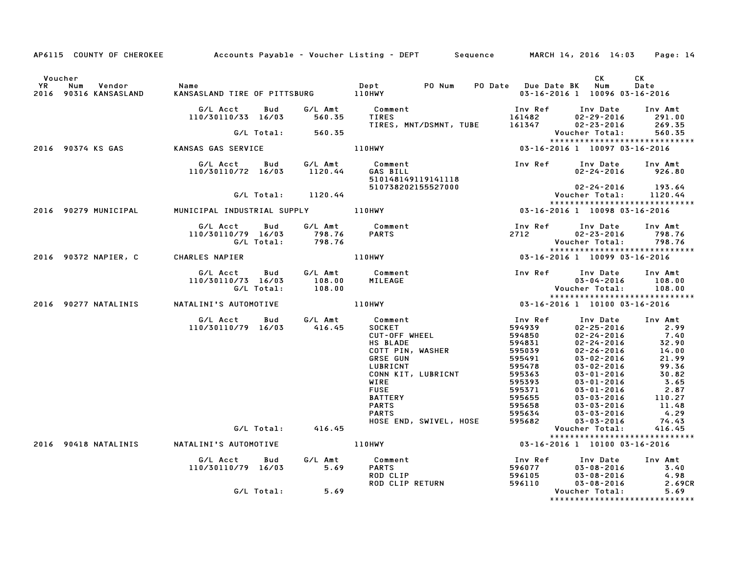AP6115 COUNTY OF CHEROKEE — Accounts Payable - Voucher Listing - DEPT — Sequence — MARCH 14, 2016 14:03

| Voucher YR | Num | Vendor | Name | Dept | PO Num | PO Date | Due Date | BK | CK Num | CK Date |
|---|---|---|---|---|---|---|---|---|---|---|
| 2016 | 90316 | KANSASLAND | KANSASLAND TIRE OF PITTSBURG | 110HWY | | | 03-16-2016 | 1 | 10096 | 03-16-2016 |

| G/L Acct | Bud | G/L Amt | Comment | Inv Ref | Inv Date | Inv Amt |
|---|---|---|---|---|---|---|
| 110/30110/33 | 16/03 | 560.35 | TIRES | 161482 | 02-29-2016 | 291.00 |
| | | | TIRES, MNT/DSMNT, TUBE | 161347 | 02-23-2016 | 269.35 |
| | G/L Total: | 560.35 | | | Voucher Total: | 560.35 |

| Voucher YR | Num | Vendor | Name | Dept | PO Num | PO Date | Due Date | BK | CK Num | CK Date |
|---|---|---|---|---|---|---|---|---|---|---|
| 2016 | 90374 | KS GAS | KANSAS GAS SERVICE | 110HWY | | | 03-16-2016 | 1 | 10097 | 03-16-2016 |

| G/L Acct | Bud | G/L Amt | Comment | Inv Ref | Inv Date | Inv Amt |
|---|---|---|---|---|---|---|
| 110/30110/72 | 16/03 | 1120.44 | GAS BILL | | 02-24-2016 | 926.80 |
| | | | 510148149119141118 | | | |
| | | | 510738202155527000 | | 02-24-2016 | 193.64 |
| | G/L Total: | 1120.44 | | | Voucher Total: | 1120.44 |

| Voucher YR | Num | Vendor | Name | Dept | PO Num | PO Date | Due Date | BK | CK Num | CK Date |
|---|---|---|---|---|---|---|---|---|---|---|
| 2016 | 90279 | MUNICIPAL | MUNICIPAL INDUSTRIAL SUPPLY | 110HWY | | | 03-16-2016 | 1 | 10098 | 03-16-2016 |

| G/L Acct | Bud | G/L Amt | Comment | Inv Ref | Inv Date | Inv Amt |
|---|---|---|---|---|---|---|
| 110/30110/79 | 16/03 | 798.76 | PARTS | 2712 | 02-23-2016 | 798.76 |
| | G/L Total: | 798.76 | | | Voucher Total: | 798.76 |

| Voucher YR | Num | Vendor | Name | Dept | PO Num | PO Date | Due Date | BK | CK Num | CK Date |
|---|---|---|---|---|---|---|---|---|---|---|
| 2016 | 90372 | NAPIER, C | CHARLES NAPIER | 110HWY | | | 03-16-2016 | 1 | 10099 | 03-16-2016 |

| G/L Acct | Bud | G/L Amt | Comment | Inv Ref | Inv Date | Inv Amt |
|---|---|---|---|---|---|---|
| 110/30110/73 | 16/03 | 108.00 | MILEAGE | | 03-04-2016 | 108.00 |
| | G/L Total: | 108.00 | | | Voucher Total: | 108.00 |

| Voucher YR | Num | Vendor | Name | Dept | PO Num | PO Date | Due Date | BK | CK Num | CK Date |
|---|---|---|---|---|---|---|---|---|---|---|
| 2016 | 90277 | NATALINIS | NATALINI'S AUTOMOTIVE | 110HWY | | | 03-16-2016 | 1 | 10100 | 03-16-2016 |

| G/L Acct | Bud | G/L Amt | Comment | Inv Ref | Inv Date | Inv Amt |
|---|---|---|---|---|---|---|
| 110/30110/79 | 16/03 | 416.45 | SOCKET | 594939 | 02-25-2016 | 2.99 |
| | | | CUT-OFF WHEEL | 594850 | 02-24-2016 | 7.40 |
| | | | HS BLADE | 594831 | 02-24-2016 | 32.90 |
| | | | COTT PIN, WASHER | 595039 | 02-26-2016 | 14.00 |
| | | | GRSE GUN | 595491 | 03-02-2016 | 21.99 |
| | | | LUBRICNT | 595478 | 03-02-2016 | 99.36 |
| | | | CONN KIT, LUBRICNT | 595363 | 03-01-2016 | 30.82 |
| | | | WIRE | 595393 | 03-01-2016 | 3.65 |
| | | | FUSE | 595371 | 03-01-2016 | 2.87 |
| | | | BATTERY | 595655 | 03-03-2016 | 110.27 |
| | | | PARTS | 595658 | 03-03-2016 | 11.48 |
| | | | PARTS | 595634 | 03-03-2016 | 4.29 |
| | | | HOSE END, SWIVEL, HOSE | 595682 | 03-03-2016 | 74.43 |
| | G/L Total: | 416.45 | | | Voucher Total: | 416.45 |

| Voucher YR | Num | Vendor | Name | Dept | PO Num | PO Date | Due Date | BK | CK Num | CK Date |
|---|---|---|---|---|---|---|---|---|---|---|
| 2016 | 90418 | NATALINIS | NATALINI'S AUTOMOTIVE | 110HWY | | | 03-16-2016 | 1 | 10100 | 03-16-2016 |

| G/L Acct | Bud | G/L Amt | Comment | Inv Ref | Inv Date | Inv Amt |
|---|---|---|---|---|---|---|
| 110/30110/79 | 16/03 | 5.69 | PARTS | 596077 | 03-08-2016 | 3.40 |
| | | | ROD CLIP | 596105 | 03-08-2016 | 4.98 |
| | | | ROD CLIP RETURN | 596110 | 03-08-2016 | 2.69CR |
| | G/L Total: | 5.69 | | | Voucher Total: | 5.69 |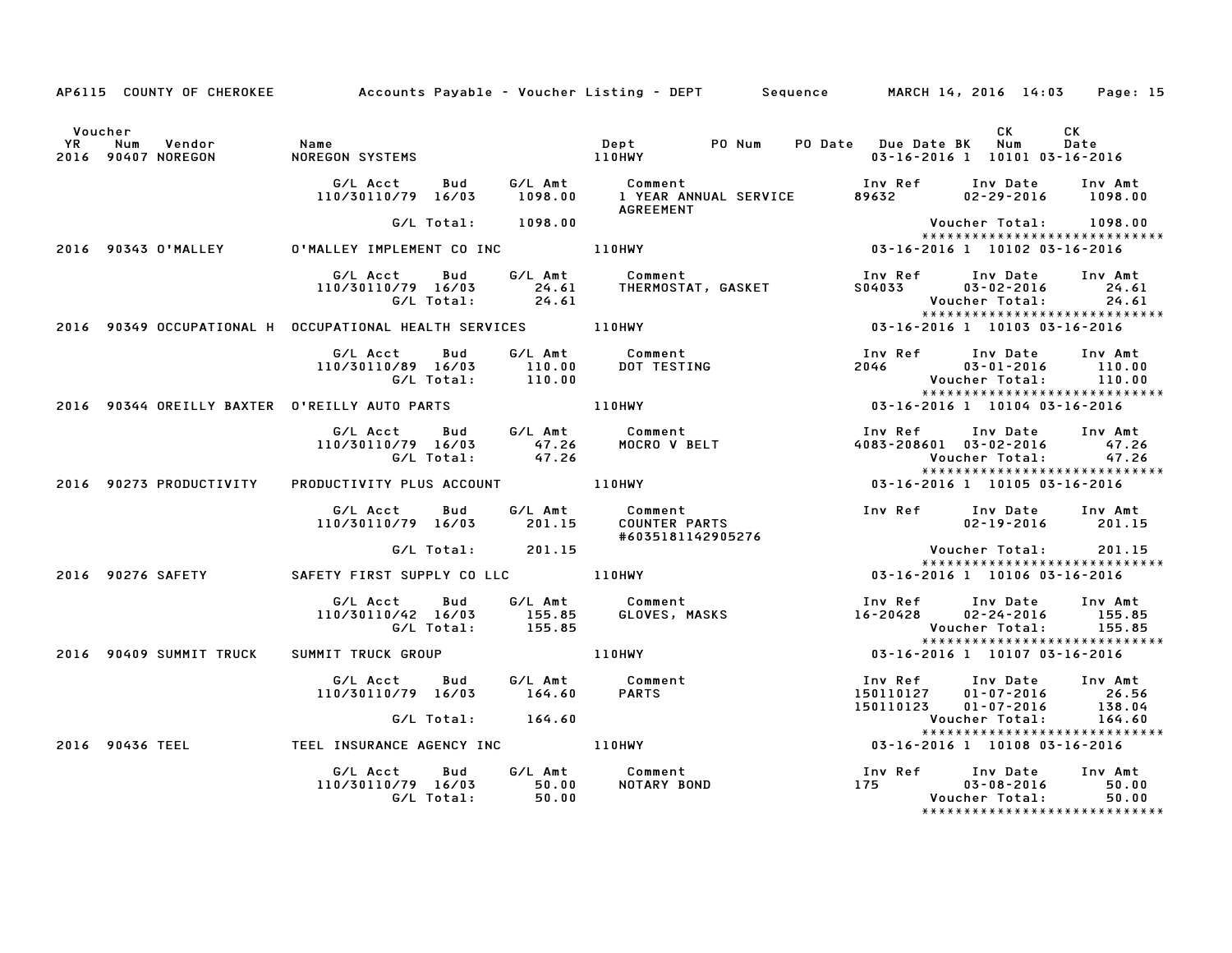AP6115 COUNTY OF CHEROKEE — Accounts Payable - Voucher Listing - DEPT — Sequence — MARCH 14, 2016 14:03

| Voucher YR | Num | Vendor | Name | Dept | PO Num | PO Date | Due Date | BK | CK Num | CK Date |
|---|---|---|---|---|---|---|---|---|---|---|
| 2016 | 90407 | NOREGON | NOREGON SYSTEMS | 110HWY | | | 03-16-2016 | 1 | 10101 | 03-16-2016 |

| G/L Acct | Bud | G/L Amt | Comment | Inv Ref | Inv Date | Inv Amt |
|---|---|---|---|---|---|---|
| 110/30110/79 | 16/03 | 1098.00 | 1 YEAR ANNUAL SERVICE AGREEMENT | 89632 | 02-29-2016 | 1098.00 |
| | G/L Total: | 1098.00 | | | Voucher Total: | 1098.00 |

******************************

| Voucher YR | Num | Vendor | Name | Dept | PO Num | PO Date | Due Date | BK | CK Num | CK Date |
|---|---|---|---|---|---|---|---|---|---|---|
| 2016 | 90343 | O'MALLEY | O'MALLEY IMPLEMENT CO INC | 110HWY | | | 03-16-2016 | 1 | 10102 | 03-16-2016 |

| G/L Acct | Bud | G/L Amt | Comment | Inv Ref | Inv Date | Inv Amt |
|---|---|---|---|---|---|---|
| 110/30110/79 | 16/03 | 24.61 | THERMOSTAT, GASKET | S04033 | 03-02-2016 | 24.61 |
| | G/L Total: | 24.61 | | | Voucher Total: | 24.61 |

******************************

| Voucher YR | Num | Vendor | Name | Dept | PO Num | PO Date | Due Date | BK | CK Num | CK Date |
|---|---|---|---|---|---|---|---|---|---|---|
| 2016 | 90349 | OCCUPATIONAL H | OCCUPATIONAL HEALTH SERVICES | 110HWY | | | 03-16-2016 | 1 | 10103 | 03-16-2016 |

| G/L Acct | Bud | G/L Amt | Comment | Inv Ref | Inv Date | Inv Amt |
|---|---|---|---|---|---|---|
| 110/30110/89 | 16/03 | 110.00 | DOT TESTING | 2046 | 03-01-2016 | 110.00 |
| | G/L Total: | 110.00 | | | Voucher Total: | 110.00 |

******************************

| Voucher YR | Num | Vendor | Name | Dept | PO Num | PO Date | Due Date | BK | CK Num | CK Date |
|---|---|---|---|---|---|---|---|---|---|---|
| 2016 | 90344 | OREILLY BAXTER | O'REILLY AUTO PARTS | 110HWY | | | 03-16-2016 | 1 | 10104 | 03-16-2016 |

| G/L Acct | Bud | G/L Amt | Comment | Inv Ref | Inv Date | Inv Amt |
|---|---|---|---|---|---|---|
| 110/30110/79 | 16/03 | 47.26 | MOCRO V BELT | 4083-208601 | 03-02-2016 | 47.26 |
| | G/L Total: | 47.26 | | | Voucher Total: | 47.26 |

******************************

| Voucher YR | Num | Vendor | Name | Dept | PO Num | PO Date | Due Date | BK | CK Num | CK Date |
|---|---|---|---|---|---|---|---|---|---|---|
| 2016 | 90273 | PRODUCTIVITY | PRODUCTIVITY PLUS ACCOUNT | 110HWY | | | 03-16-2016 | 1 | 10105 | 03-16-2016 |

| G/L Acct | Bud | G/L Amt | Comment | Inv Ref | Inv Date | Inv Amt |
|---|---|---|---|---|---|---|
| 110/30110/79 | 16/03 | 201.15 | COUNTER PARTS #6035181142905276 | | 02-19-2016 | 201.15 |
| | G/L Total: | 201.15 | | | Voucher Total: | 201.15 |

******************************

| Voucher YR | Num | Vendor | Name | Dept | PO Num | PO Date | Due Date | BK | CK Num | CK Date |
|---|---|---|---|---|---|---|---|---|---|---|
| 2016 | 90276 | SAFETY | SAFETY FIRST SUPPLY CO LLC | 110HWY | | | 03-16-2016 | 1 | 10106 | 03-16-2016 |

| G/L Acct | Bud | G/L Amt | Comment | Inv Ref | Inv Date | Inv Amt |
|---|---|---|---|---|---|---|
| 110/30110/42 | 16/03 | 155.85 | GLOVES, MASKS | 16-20428 | 02-24-2016 | 155.85 |
| | G/L Total: | 155.85 | | | Voucher Total: | 155.85 |

******************************

| Voucher YR | Num | Vendor | Name | Dept | PO Num | PO Date | Due Date | BK | CK Num | CK Date |
|---|---|---|---|---|---|---|---|---|---|---|
| 2016 | 90409 | SUMMIT TRUCK | SUMMIT TRUCK GROUP | 110HWY | | | 03-16-2016 | 1 | 10107 | 03-16-2016 |

| G/L Acct | Bud | G/L Amt | Comment | Inv Ref | Inv Date | Inv Amt |
|---|---|---|---|---|---|---|
| 110/30110/79 | 16/03 | 164.60 | PARTS | 150110127 | 01-07-2016 | 26.56 |
| | | | | 150110123 | 01-07-2016 | 138.04 |
| | G/L Total: | 164.60 | | | Voucher Total: | 164.60 |

******************************

| Voucher YR | Num | Vendor | Name | Dept | PO Num | PO Date | Due Date | BK | CK Num | CK Date |
|---|---|---|---|---|---|---|---|---|---|---|
| 2016 | 90436 | TEEL | TEEL INSURANCE AGENCY INC | 110HWY | | | 03-16-2016 | 1 | 10108 | 03-16-2016 |

| G/L Acct | Bud | G/L Amt | Comment | Inv Ref | Inv Date | Inv Amt |
|---|---|---|---|---|---|---|
| 110/30110/79 | 16/03 | 50.00 | NOTARY BOND | 175 | 03-08-2016 | 50.00 |
| | G/L Total: | 50.00 | | | Voucher Total: | 50.00 |

******************************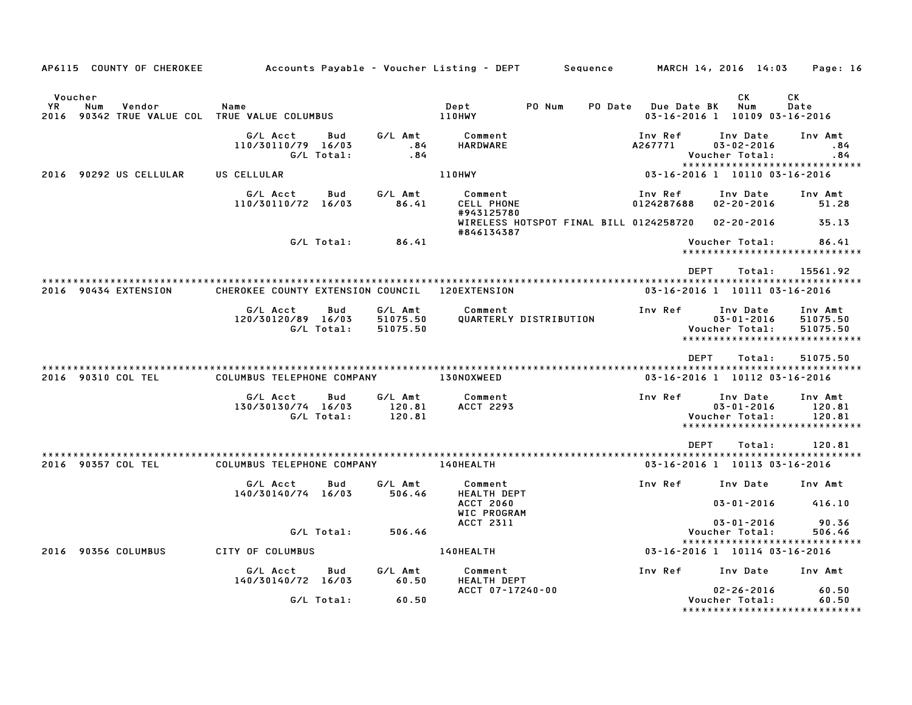AP6115 COUNTY OF CHEROKEE — Accounts Payable - Voucher Listing - DEPT — Sequence — MARCH 14, 2016 14:03

| Voucher YR | Num | Vendor | Name | Dept | PO Num | PO Date | Due Date | BK | CK Num | CK Date |
|---|---|---|---|---|---|---|---|---|---|---|
| 2016 | 90342 | TRUE VALUE COL | TRUE VALUE COLUMBUS | 110HWY | | | 03-16-2016 | 1 | 10109 | 03-16-2016 |

| G/L Acct | Bud | G/L Amt | Comment | Inv Ref | Inv Date | Inv Amt |
|---|---|---|---|---|---|---|
| 110/30110/79 | 16/03 | .84 | HARDWARE | A267771 | 03-02-2016 | .84 |
| | G/L Total: | .84 | | | Voucher Total: | .84 |

| Voucher YR | Num | Vendor | Name | Dept | PO Num | PO Date | Due Date | BK | CK Num | CK Date |
|---|---|---|---|---|---|---|---|---|---|---|
| 2016 | 90292 | US CELLULAR | US CELLULAR | 110HWY | | | 03-16-2016 | 1 | 10110 | 03-16-2016 |

| G/L Acct | Bud | G/L Amt | Comment | Inv Ref | Inv Date | Inv Amt |
|---|---|---|---|---|---|---|
| 110/30110/72 | 16/03 | 86.41 | CELL PHONE #943125780 | 0124287688 | 02-20-2016 | 51.28 |
| | | | WIRELESS HOTSPOT FINAL BILL #846134387 | 0124258720 | 02-20-2016 | 35.13 |
| | G/L Total: | 86.41 | | | Voucher Total: | 86.41 |

DEPT Total: 15561.92

| Voucher YR | Num | Vendor | Name | Dept | PO Num | PO Date | Due Date | BK | CK Num | CK Date |
|---|---|---|---|---|---|---|---|---|---|---|
| 2016 | 90434 | EXTENSION | CHEROKEE COUNTY EXTENSION COUNCIL | 120EXTENSION | | | 03-16-2016 | 1 | 10111 | 03-16-2016 |

| G/L Acct | Bud | G/L Amt | Comment | Inv Ref | Inv Date | Inv Amt |
|---|---|---|---|---|---|---|
| 120/30120/89 | 16/03 | 51075.50 | QUARTERLY DISTRIBUTION | | 03-01-2016 | 51075.50 |
| | G/L Total: | 51075.50 | | | Voucher Total: | 51075.50 |

DEPT Total: 51075.50

| Voucher YR | Num | Vendor | Name | Dept | PO Num | PO Date | Due Date | BK | CK Num | CK Date |
|---|---|---|---|---|---|---|---|---|---|---|
| 2016 | 90310 | COL TEL | COLUMBUS TELEPHONE COMPANY | 130NOXWEED | | | 03-16-2016 | 1 | 10112 | 03-16-2016 |

| G/L Acct | Bud | G/L Amt | Comment | Inv Ref | Inv Date | Inv Amt |
|---|---|---|---|---|---|---|
| 130/30130/74 | 16/03 | 120.81 | ACCT 2293 | | 03-01-2016 | 120.81 |
| | G/L Total: | 120.81 | | | Voucher Total: | 120.81 |

DEPT Total: 120.81

| Voucher YR | Num | Vendor | Name | Dept | PO Num | PO Date | Due Date | BK | CK Num | CK Date |
|---|---|---|---|---|---|---|---|---|---|---|
| 2016 | 90357 | COL TEL | COLUMBUS TELEPHONE COMPANY | 140HEALTH | | | 03-16-2016 | 1 | 10113 | 03-16-2016 |

| G/L Acct | Bud | G/L Amt | Comment | Inv Ref | Inv Date | Inv Amt |
|---|---|---|---|---|---|---|
| 140/30140/74 | 16/03 | 506.46 | HEALTH DEPT ACCT 2060 | | 03-01-2016 | 416.10 |
| | | | WIC PROGRAM ACCT 2311 | | 03-01-2016 | 90.36 |
| | G/L Total: | 506.46 | | | Voucher Total: | 506.46 |

| Voucher YR | Num | Vendor | Name | Dept | PO Num | PO Date | Due Date | BK | CK Num | CK Date |
|---|---|---|---|---|---|---|---|---|---|---|
| 2016 | 90356 | COLUMBUS | CITY OF COLUMBUS | 140HEALTH | | | 03-16-2016 | 1 | 10114 | 03-16-2016 |

| G/L Acct | Bud | G/L Amt | Comment | Inv Ref | Inv Date | Inv Amt |
|---|---|---|---|---|---|---|
| 140/30140/72 | 16/03 | 60.50 | HEALTH DEPT ACCT 07-17240-00 | | 02-26-2016 | 60.50 |
| | G/L Total: | 60.50 | | | Voucher Total: | 60.50 |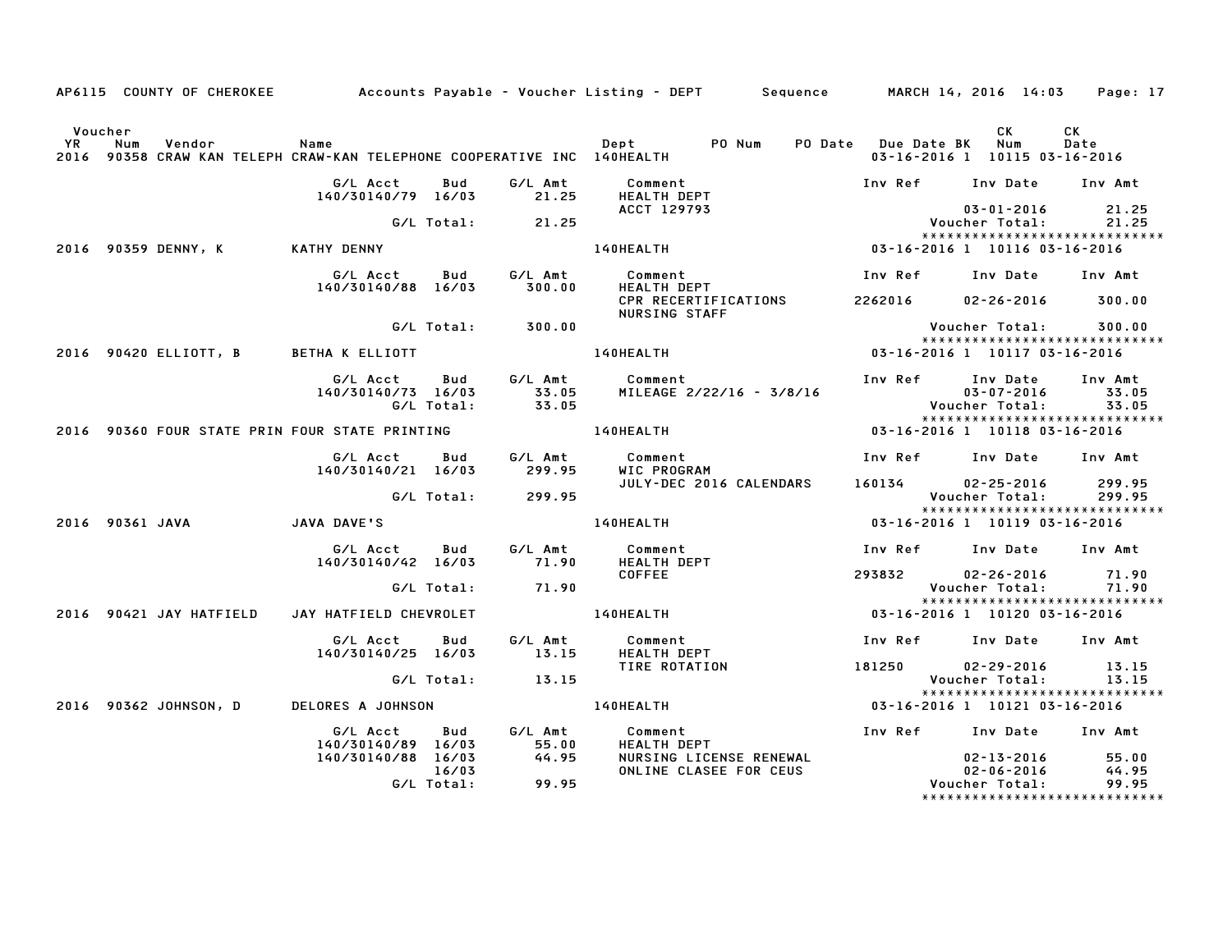AP6115 COUNTY OF CHEROKEE Accounts Payable - Voucher Listing - DEPT Sequence MARCH 14, 2016 14:03

| Voucher YR | Num | Vendor | Name | Dept | PO Num | PO Date | Due Date | BK | CK Num | CK Date |
|---|---|---|---|---|---|---|---|---|---|---|
| 2016 | 90358 | CRAW KAN TELEPH | CRAW-KAN TELEPHONE COOPERATIVE INC | 140HEALTH | | | 03-16-2016 | 1 | 10115 | 03-16-2016 |

| G/L Acct | Bud | G/L Amt | Comment | Inv Ref | Inv Date | Inv Amt |
|---|---|---|---|---|---|---|
| 140/30140/79 | 16/03 | 21.25 | HEALTH DEPT | | | |
| | | | ACCT 129793 | | 03-01-2016 | 21.25 |
| | G/L Total: | 21.25 | | | Voucher Total: | 21.25 |

******************************

| Voucher YR | Num | Vendor | Name | Dept | PO Num | PO Date | Due Date | BK | CK Num | CK Date |
|---|---|---|---|---|---|---|---|---|---|---|
| 2016 | 90359 | DENNY, K | KATHY DENNY | 140HEALTH | | | 03-16-2016 | 1 | 10116 | 03-16-2016 |

| G/L Acct | Bud | G/L Amt | Comment | Inv Ref | Inv Date | Inv Amt |
|---|---|---|---|---|---|---|
| 140/30140/88 | 16/03 | 300.00 | HEALTH DEPT | | | |
| | | | CPR RECERTIFICATIONS | 2262016 | 02-26-2016 | 300.00 |
| | | | NURSING STAFF | | | |
| | G/L Total: | 300.00 | | | Voucher Total: | 300.00 |

******************************

| Voucher YR | Num | Vendor | Name | Dept | PO Num | PO Date | Due Date | BK | CK Num | CK Date |
|---|---|---|---|---|---|---|---|---|---|---|
| 2016 | 90420 | ELLIOTT, B | BETHA K ELLIOTT | 140HEALTH | | | 03-16-2016 | 1 | 10117 | 03-16-2016 |

| G/L Acct | Bud | G/L Amt | Comment | Inv Ref | Inv Date | Inv Amt |
|---|---|---|---|---|---|---|
| 140/30140/73 | 16/03 | 33.05 | MILEAGE 2/22/16 - 3/8/16 | | 03-07-2016 | 33.05 |
| | G/L Total: | 33.05 | | | Voucher Total: | 33.05 |

******************************

| Voucher YR | Num | Vendor | Name | Dept | PO Num | PO Date | Due Date | BK | CK Num | CK Date |
|---|---|---|---|---|---|---|---|---|---|---|
| 2016 | 90360 | FOUR STATE PRIN | FOUR STATE PRINTING | 140HEALTH | | | 03-16-2016 | 1 | 10118 | 03-16-2016 |

| G/L Acct | Bud | G/L Amt | Comment | Inv Ref | Inv Date | Inv Amt |
|---|---|---|---|---|---|---|
| 140/30140/21 | 16/03 | 299.95 | WIC PROGRAM | | | |
| | | | JULY-DEC 2016 CALENDARS | 160134 | 02-25-2016 | 299.95 |
| | G/L Total: | 299.95 | | | Voucher Total: | 299.95 |

******************************

| Voucher YR | Num | Vendor | Name | Dept | PO Num | PO Date | Due Date | BK | CK Num | CK Date |
|---|---|---|---|---|---|---|---|---|---|---|
| 2016 | 90361 | JAVA | JAVA DAVE'S | 140HEALTH | | | 03-16-2016 | 1 | 10119 | 03-16-2016 |

| G/L Acct | Bud | G/L Amt | Comment | Inv Ref | Inv Date | Inv Amt |
|---|---|---|---|---|---|---|
| 140/30140/42 | 16/03 | 71.90 | HEALTH DEPT | | | |
| | | | COFFEE | 293832 | 02-26-2016 | 71.90 |
| | G/L Total: | 71.90 | | | Voucher Total: | 71.90 |

******************************

| Voucher YR | Num | Vendor | Name | Dept | PO Num | PO Date | Due Date | BK | CK Num | CK Date |
|---|---|---|---|---|---|---|---|---|---|---|
| 2016 | 90421 | JAY HATFIELD | JAY HATFIELD CHEVROLET | 140HEALTH | | | 03-16-2016 | 1 | 10120 | 03-16-2016 |

| G/L Acct | Bud | G/L Amt | Comment | Inv Ref | Inv Date | Inv Amt |
|---|---|---|---|---|---|---|
| 140/30140/25 | 16/03 | 13.15 | HEALTH DEPT | | | |
| | | | TIRE ROTATION | 181250 | 02-29-2016 | 13.15 |
| | G/L Total: | 13.15 | | | Voucher Total: | 13.15 |

******************************

| Voucher YR | Num | Vendor | Name | Dept | PO Num | PO Date | Due Date | BK | CK Num | CK Date |
|---|---|---|---|---|---|---|---|---|---|---|
| 2016 | 90362 | JOHNSON, D | DELORES A JOHNSON | 140HEALTH | | | 03-16-2016 | 1 | 10121 | 03-16-2016 |

| G/L Acct | Bud | G/L Amt | Comment | Inv Ref | Inv Date | Inv Amt |
|---|---|---|---|---|---|---|
| 140/30140/89 | 16/03 | 55.00 | HEALTH DEPT | | | |
| 140/30140/88 | 16/03 | 44.95 | NURSING LICENSE RENEWAL | | 02-13-2016 | 55.00 |
| | 16/03 | | ONLINE CLASEE FOR CEUS | | 02-06-2016 | 44.95 |
| | G/L Total: | 99.95 | | | Voucher Total: | 99.95 |

******************************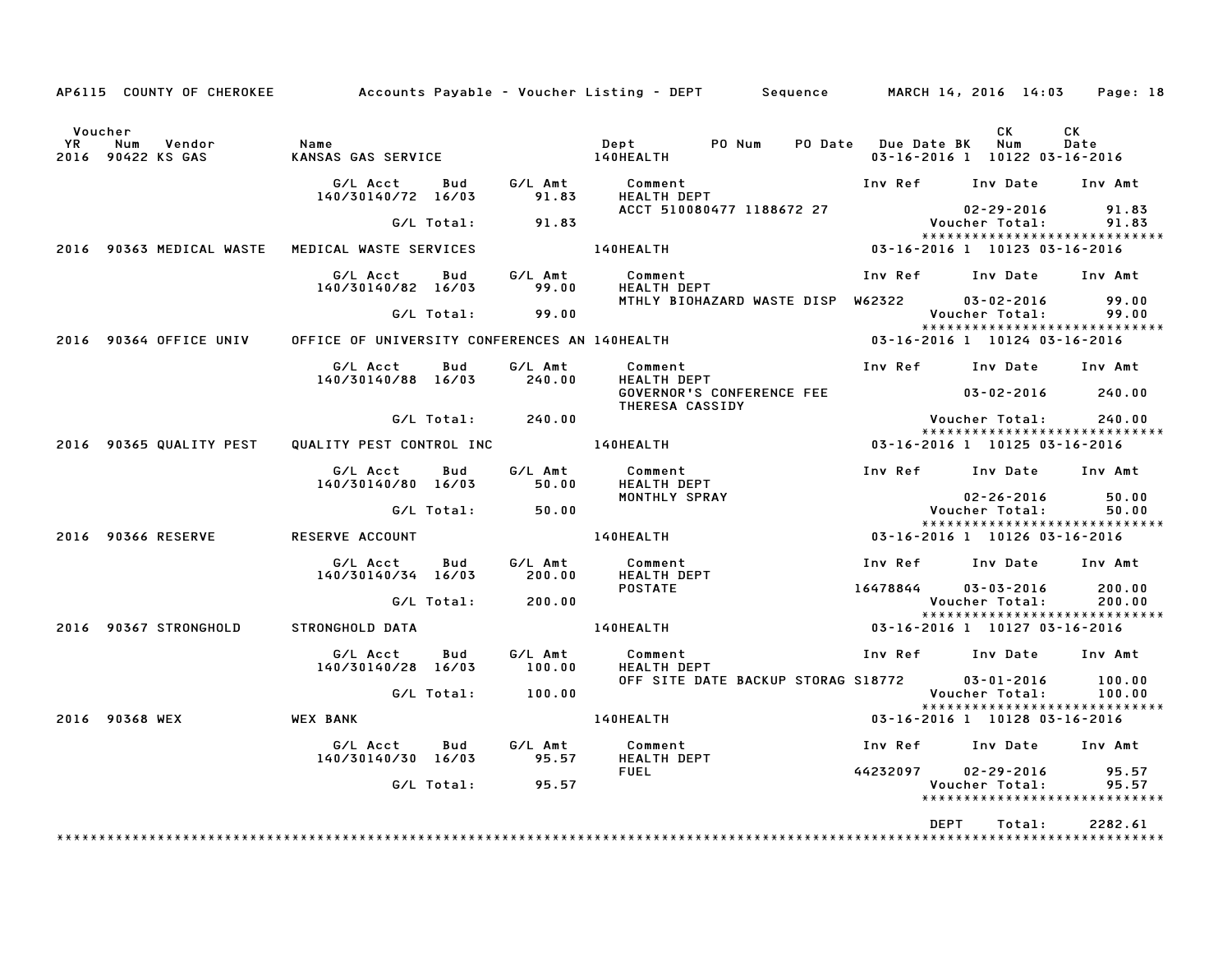AP6115 COUNTY OF CHEROKEE Accounts Payable - Voucher Listing - DEPT Sequence MARCH 14, 2016 14:03

| Voucher YR | Num | Vendor | Name | Dept | PO Num | PO Date | Due Date | BK | CK Num | CK Date |
|---|---|---|---|---|---|---|---|---|---|---|
| 2016 | 90422 | KS GAS | KANSAS GAS SERVICE | 140HEALTH | | | 03-16-2016 | 1 | 10122 | 03-16-2016 |

| G/L Acct | Bud | G/L Amt | Comment | Inv Ref | Inv Date | Inv Amt |
|---|---|---|---|---|---|---|
| 140/30140/72 | 16/03 | 91.83 | HEALTH DEPT<br>ACCT 510080477 1188672 27 | | 02-29-2016 | 91.83 |
| | G/L Total: | 91.83 | | | Voucher Total: | 91.83 |

| Voucher YR | Num | Vendor | Name | Dept | PO Num | PO Date | Due Date | BK | CK Num | CK Date |
|---|---|---|---|---|---|---|---|---|---|---|
| 2016 | 90363 | MEDICAL WASTE | MEDICAL WASTE SERVICES | 140HEALTH | | | 03-16-2016 | 1 | 10123 | 03-16-2016 |

| G/L Acct | Bud | G/L Amt | Comment | Inv Ref | Inv Date | Inv Amt |
|---|---|---|---|---|---|---|
| 140/30140/82 | 16/03 | 99.00 | HEALTH DEPT<br>MTHLY BIOHAZARD WASTE DISP | W62322 | 03-02-2016 | 99.00 |
| | G/L Total: | 99.00 | | | Voucher Total: | 99.00 |

| Voucher YR | Num | Vendor | Name | Dept | PO Num | PO Date | Due Date | BK | CK Num | CK Date |
|---|---|---|---|---|---|---|---|---|---|---|
| 2016 | 90364 | OFFICE UNIV | OFFICE OF UNIVERSITY CONFERENCES AN | 140HEALTH | | | 03-16-2016 | 1 | 10124 | 03-16-2016 |

| G/L Acct | Bud | G/L Amt | Comment | Inv Ref | Inv Date | Inv Amt |
|---|---|---|---|---|---|---|
| 140/30140/88 | 16/03 | 240.00 | HEALTH DEPT<br>GOVERNOR'S CONFERENCE FEE<br>THERESA CASSIDY | | 03-02-2016 | 240.00 |
| | G/L Total: | 240.00 | | | Voucher Total: | 240.00 |

| Voucher YR | Num | Vendor | Name | Dept | PO Num | PO Date | Due Date | BK | CK Num | CK Date |
|---|---|---|---|---|---|---|---|---|---|---|
| 2016 | 90365 | QUALITY PEST | QUALITY PEST CONTROL INC | 140HEALTH | | | 03-16-2016 | 1 | 10125 | 03-16-2016 |

| G/L Acct | Bud | G/L Amt | Comment | Inv Ref | Inv Date | Inv Amt |
|---|---|---|---|---|---|---|
| 140/30140/80 | 16/03 | 50.00 | HEALTH DEPT<br>MONTHLY SPRAY | | 02-26-2016 | 50.00 |
| | G/L Total: | 50.00 | | | Voucher Total: | 50.00 |

| Voucher YR | Num | Vendor | Name | Dept | PO Num | PO Date | Due Date | BK | CK Num | CK Date |
|---|---|---|---|---|---|---|---|---|---|---|
| 2016 | 90366 | RESERVE | RESERVE ACCOUNT | 140HEALTH | | | 03-16-2016 | 1 | 10126 | 03-16-2016 |

| G/L Acct | Bud | G/L Amt | Comment | Inv Ref | Inv Date | Inv Amt |
|---|---|---|---|---|---|---|
| 140/30140/34 | 16/03 | 200.00 | HEALTH DEPT<br>POSTATE | 16478844 | 03-03-2016 | 200.00 |
| | G/L Total: | 200.00 | | | Voucher Total: | 200.00 |

| Voucher YR | Num | Vendor | Name | Dept | PO Num | PO Date | Due Date | BK | CK Num | CK Date |
|---|---|---|---|---|---|---|---|---|---|---|
| 2016 | 90367 | STRONGHOLD | STRONGHOLD DATA | 140HEALTH | | | 03-16-2016 | 1 | 10127 | 03-16-2016 |

| G/L Acct | Bud | G/L Amt | Comment | Inv Ref | Inv Date | Inv Amt |
|---|---|---|---|---|---|---|
| 140/30140/28 | 16/03 | 100.00 | HEALTH DEPT<br>OFF SITE DATE BACKUP STORAG | S18772 | 03-01-2016 | 100.00 |
| | G/L Total: | 100.00 | | | Voucher Total: | 100.00 |

| Voucher YR | Num | Vendor | Name | Dept | PO Num | PO Date | Due Date | BK | CK Num | CK Date |
|---|---|---|---|---|---|---|---|---|---|---|
| 2016 | 90368 | WEX | WEX BANK | 140HEALTH | | | 03-16-2016 | 1 | 10128 | 03-16-2016 |

| G/L Acct | Bud | G/L Amt | Comment | Inv Ref | Inv Date | Inv Amt |
|---|---|---|---|---|---|---|
| 140/30140/30 | 16/03 | 95.57 | HEALTH DEPT<br>FUEL | 44232097 | 02-29-2016 | 95.57 |
| | G/L Total: | 95.57 | | | Voucher Total: | 95.57 |

DEPT Total: 2282.61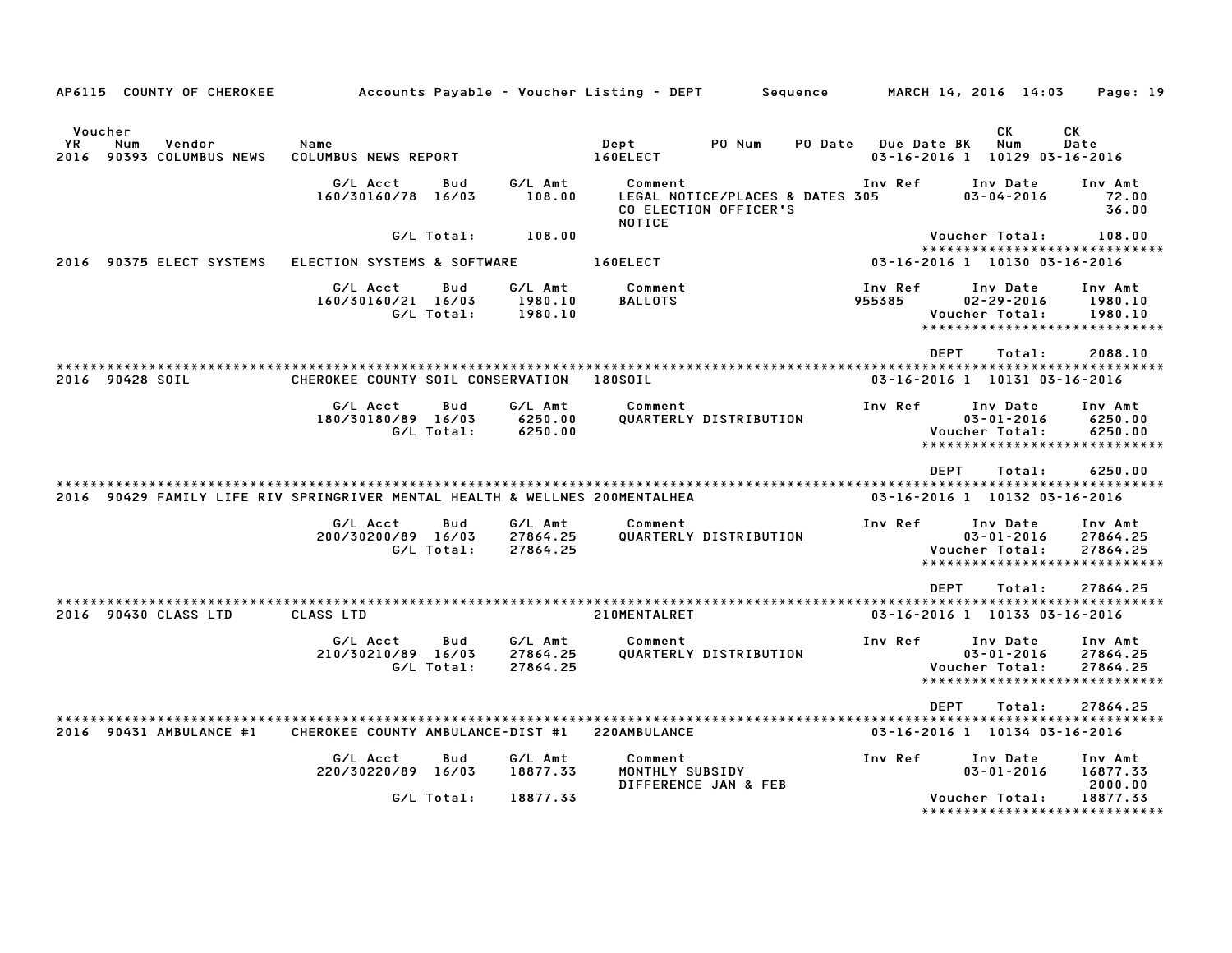AP6115 COUNTY OF CHEROKEE — Accounts Payable - Voucher Listing - DEPT — Sequence — MARCH 14, 2016 14:03

| Voucher YR | Num | Vendor | Name | Dept | PO Num | PO Date | Due Date | BK | CK Num | CK Date |
|---|---|---|---|---|---|---|---|---|---|---|
| 2016 | 90393 | COLUMBUS NEWS | COLUMBUS NEWS REPORT | 160ELECT | | | 03-16-2016 | 1 | 10129 | 03-16-2016 |

| G/L Acct | Bud | G/L Amt | Comment | Inv Ref | Inv Date | Inv Amt |
|---|---|---|---|---|---|---|
| 160/30160/78 | 16/03 | 108.00 | LEGAL NOTICE/PLACES & DATES | 305 | 03-04-2016 | 72.00 |
| | | | CO ELECTION OFFICER'S NOTICE | | | 36.00 |
| | G/L Total: | 108.00 | | | Voucher Total: | 108.00 |

*****************************

| Voucher YR | Num | Vendor | Name | Dept | PO Num | PO Date | Due Date | BK | CK Num | CK Date |
|---|---|---|---|---|---|---|---|---|---|---|
| 2016 | 90375 | ELECT SYSTEMS | ELECTION SYSTEMS & SOFTWARE | 160ELECT | | | 03-16-2016 | 1 | 10130 | 03-16-2016 |

| G/L Acct | Bud | G/L Amt | Comment | Inv Ref | Inv Date | Inv Amt |
|---|---|---|---|---|---|---|
| 160/30160/21 | 16/03 | 1980.10 | BALLOTS | 955385 | 02-29-2016 | 1980.10 |
| | G/L Total: | 1980.10 | | | Voucher Total: | 1980.10 |

*****************************

DEPT Total: 2088.10

*****************************

| Voucher YR | Num | Vendor | Name | Dept | PO Num | PO Date | Due Date | BK | CK Num | CK Date |
|---|---|---|---|---|---|---|---|---|---|---|
| 2016 | 90428 | SOIL | CHEROKEE COUNTY SOIL CONSERVATION | 180SOIL | | | 03-16-2016 | 1 | 10131 | 03-16-2016 |

| G/L Acct | Bud | G/L Amt | Comment | Inv Ref | Inv Date | Inv Amt |
|---|---|---|---|---|---|---|
| 180/30180/89 | 16/03 | 6250.00 | QUARTERLY DISTRIBUTION | | 03-01-2016 | 6250.00 |
| | G/L Total: | 6250.00 | | | Voucher Total: | 6250.00 |

*****************************

DEPT Total: 6250.00

*****************************

| Voucher YR | Num | Vendor | Name | Dept | PO Num | PO Date | Due Date | BK | CK Num | CK Date |
|---|---|---|---|---|---|---|---|---|---|---|
| 2016 | 90429 | FAMILY LIFE RIV | SPRINGRIVER MENTAL HEALTH & WELLNES | 200MENTALHEA | | | 03-16-2016 | 1 | 10132 | 03-16-2016 |

| G/L Acct | Bud | G/L Amt | Comment | Inv Ref | Inv Date | Inv Amt |
|---|---|---|---|---|---|---|
| 200/30200/89 | 16/03 | 27864.25 | QUARTERLY DISTRIBUTION | | 03-01-2016 | 27864.25 |
| | G/L Total: | 27864.25 | | | Voucher Total: | 27864.25 |

*****************************

DEPT Total: 27864.25

*****************************

| Voucher YR | Num | Vendor | Name | Dept | PO Num | PO Date | Due Date | BK | CK Num | CK Date |
|---|---|---|---|---|---|---|---|---|---|---|
| 2016 | 90430 | CLASS LTD | CLASS LTD | 210MENTALRET | | | 03-16-2016 | 1 | 10133 | 03-16-2016 |

| G/L Acct | Bud | G/L Amt | Comment | Inv Ref | Inv Date | Inv Amt |
|---|---|---|---|---|---|---|
| 210/30210/89 | 16/03 | 27864.25 | QUARTERLY DISTRIBUTION | | 03-01-2016 | 27864.25 |
| | G/L Total: | 27864.25 | | | Voucher Total: | 27864.25 |

*****************************

DEPT Total: 27864.25

*****************************

| Voucher YR | Num | Vendor | Name | Dept | PO Num | PO Date | Due Date | BK | CK Num | CK Date |
|---|---|---|---|---|---|---|---|---|---|---|
| 2016 | 90431 | AMBULANCE #1 | CHEROKEE COUNTY AMBULANCE-DIST #1 | 220AMBULANCE | | | 03-16-2016 | 1 | 10134 | 03-16-2016 |

| G/L Acct | Bud | G/L Amt | Comment | Inv Ref | Inv Date | Inv Amt |
|---|---|---|---|---|---|---|
| 220/30220/89 | 16/03 | 18877.33 | MONTHLY SUBSIDY | | 03-01-2016 | 16877.33 |
| | | | DIFFERENCE JAN & FEB | | | 2000.00 |
| | G/L Total: | 18877.33 | | | Voucher Total: | 18877.33 |

*****************************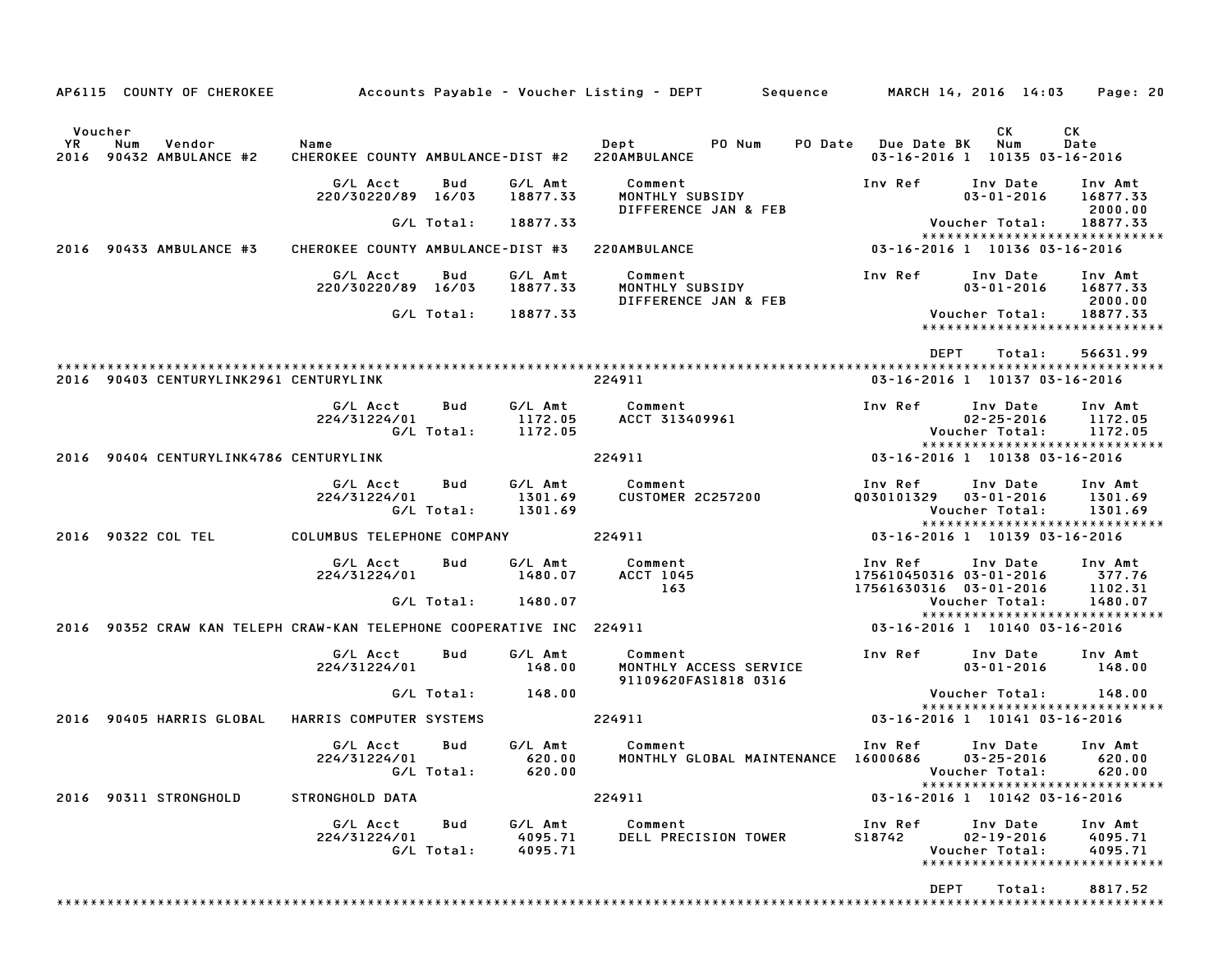AP6115 COUNTY OF CHEROKEE — Accounts Payable - Voucher Listing - DEPT — Sequence — MARCH 14, 2016 14:03

| Voucher YR | Num | Vendor | Name | Dept | PO Num | PO Date | Due Date | BK | CK Num | CK Date |
|---|---|---|---|---|---|---|---|---|---|---|
| 2016 | 90432 | AMBULANCE #2 | CHEROKEE COUNTY AMBULANCE-DIST #2 | 220AMBULANCE | | | 03-16-2016 | 1 | 10135 | 03-16-2016 |

| G/L Acct | Bud | G/L Amt | Comment | Inv Ref | Inv Date | Inv Amt |
|---|---|---|---|---|---|---|
| 220/30220/89 | 16/03 | 18877.33 | MONTHLY SUBSIDY | | 03-01-2016 | 16877.33 |
| | | | DIFFERENCE JAN & FEB | | | 2000.00 |
| | G/L Total: | 18877.33 | | | Voucher Total: | 18877.33 |

| Voucher YR | Num | Vendor | Name | Dept | PO Num | PO Date | Due Date | BK | CK Num | CK Date |
|---|---|---|---|---|---|---|---|---|---|---|
| 2016 | 90433 | AMBULANCE #3 | CHEROKEE COUNTY AMBULANCE-DIST #3 | 220AMBULANCE | | | 03-16-2016 | 1 | 10136 | 03-16-2016 |

| G/L Acct | Bud | G/L Amt | Comment | Inv Ref | Inv Date | Inv Amt |
|---|---|---|---|---|---|---|
| 220/30220/89 | 16/03 | 18877.33 | MONTHLY SUBSIDY | | 03-01-2016 | 16877.33 |
| | | | DIFFERENCE JAN & FEB | | | 2000.00 |
| | G/L Total: | 18877.33 | | | Voucher Total: | 18877.33 |

DEPT Total: 56631.99

| Voucher YR | Num | Vendor | Name | Dept | PO Num | PO Date | Due Date | BK | CK Num | CK Date |
|---|---|---|---|---|---|---|---|---|---|---|
| 2016 | 90403 | CENTURYLINK2961 | CENTURYLINK | 224911 | | | 03-16-2016 | 1 | 10137 | 03-16-2016 |

| G/L Acct | Bud | G/L Amt | Comment | Inv Ref | Inv Date | Inv Amt |
|---|---|---|---|---|---|---|
| 224/31224/01 | | 1172.05 | ACCT 313409961 | | 02-25-2016 | 1172.05 |
| | G/L Total: | 1172.05 | | | Voucher Total: | 1172.05 |

| Voucher YR | Num | Vendor | Name | Dept | PO Num | PO Date | Due Date | BK | CK Num | CK Date |
|---|---|---|---|---|---|---|---|---|---|---|
| 2016 | 90404 | CENTURYLINK4786 | CENTURYLINK | 224911 | | | 03-16-2016 | 1 | 10138 | 03-16-2016 |

| G/L Acct | Bud | G/L Amt | Comment | Inv Ref | Inv Date | Inv Amt |
|---|---|---|---|---|---|---|
| 224/31224/01 | | 1301.69 | CUSTOMER 2C257200 | Q030101329 | 03-01-2016 | 1301.69 |
| | G/L Total: | 1301.69 | | | Voucher Total: | 1301.69 |

| Voucher YR | Num | Vendor | Name | Dept | PO Num | PO Date | Due Date | BK | CK Num | CK Date |
|---|---|---|---|---|---|---|---|---|---|---|
| 2016 | 90322 | COL TEL | COLUMBUS TELEPHONE COMPANY | 224911 | | | 03-16-2016 | 1 | 10139 | 03-16-2016 |

| G/L Acct | Bud | G/L Amt | Comment | Inv Ref | Inv Date | Inv Amt |
|---|---|---|---|---|---|---|
| 224/31224/01 | | 1480.07 | ACCT 1045 | 175610450316 | 03-01-2016 | 377.76 |
| | | | 163 | 17561630316 | 03-01-2016 | 1102.31 |
| | G/L Total: | 1480.07 | | | Voucher Total: | 1480.07 |

| Voucher YR | Num | Vendor | Name | Dept | PO Num | PO Date | Due Date | BK | CK Num | CK Date |
|---|---|---|---|---|---|---|---|---|---|---|
| 2016 | 90352 | CRAW KAN TELEPH | CRAW-KAN TELEPHONE COOPERATIVE INC | 224911 | | | 03-16-2016 | 1 | 10140 | 03-16-2016 |

| G/L Acct | Bud | G/L Amt | Comment | Inv Ref | Inv Date | Inv Amt |
|---|---|---|---|---|---|---|
| 224/31224/01 | | 148.00 | MONTHLY ACCESS SERVICE | | 03-01-2016 | 148.00 |
| | | | 91109620FAS1818 0316 | | | |
| | G/L Total: | 148.00 | | | Voucher Total: | 148.00 |

| Voucher YR | Num | Vendor | Name | Dept | PO Num | PO Date | Due Date | BK | CK Num | CK Date |
|---|---|---|---|---|---|---|---|---|---|---|
| 2016 | 90405 | HARRIS GLOBAL | HARRIS COMPUTER SYSTEMS | 224911 | | | 03-16-2016 | 1 | 10141 | 03-16-2016 |

| G/L Acct | Bud | G/L Amt | Comment | Inv Ref | Inv Date | Inv Amt |
|---|---|---|---|---|---|---|
| 224/31224/01 | | 620.00 | MONTHLY GLOBAL MAINTENANCE | 16000686 | 03-25-2016 | 620.00 |
| | G/L Total: | 620.00 | | | Voucher Total: | 620.00 |

| Voucher YR | Num | Vendor | Name | Dept | PO Num | PO Date | Due Date | BK | CK Num | CK Date |
|---|---|---|---|---|---|---|---|---|---|---|
| 2016 | 90311 | STRONGHOLD | STRONGHOLD DATA | 224911 | | | 03-16-2016 | 1 | 10142 | 03-16-2016 |

| G/L Acct | Bud | G/L Amt | Comment | Inv Ref | Inv Date | Inv Amt |
|---|---|---|---|---|---|---|
| 224/31224/01 | | 4095.71 | DELL PRECISION TOWER | S18742 | 02-19-2016 | 4095.71 |
| | G/L Total: | 4095.71 | | | Voucher Total: | 4095.71 |

DEPT Total: 8817.52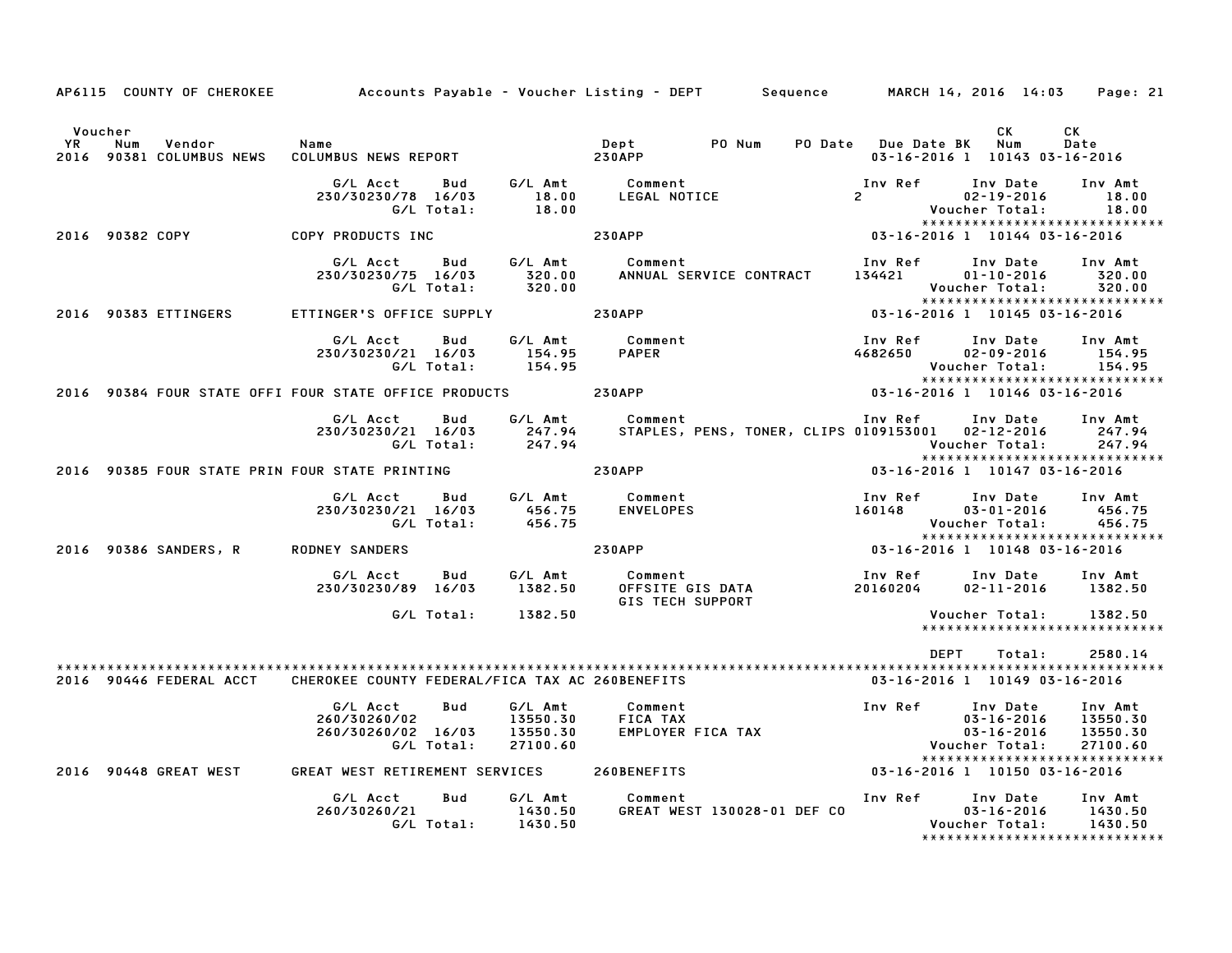AP6115 COUNTY OF CHEROKEE — Accounts Payable - Voucher Listing - DEPT — Sequence — MARCH 14, 2016 14:03

| Voucher YR | Num | Vendor | Name | Dept | PO Num | PO Date | Due Date | BK | CK Num | CK Date |
|---|---|---|---|---|---|---|---|---|---|---|
| 2016 | 90381 | COLUMBUS NEWS | COLUMBUS NEWS REPORT | 230APP | | | 03-16-2016 | 1 | 10143 | 03-16-2016 |

| G/L Acct | Bud | G/L Amt | Comment | Inv Ref | Inv Date | Inv Amt |
|---|---|---|---|---|---|---|
| 230/30230/78 | 16/03 | 18.00 | LEGAL NOTICE | 2 | 02-19-2016 | 18.00 |
| | G/L Total: | 18.00 | | | Voucher Total: | 18.00 |

******************************

| Voucher YR | Num | Vendor | Name | Dept | PO Num | PO Date | Due Date | BK | CK Num | CK Date |
|---|---|---|---|---|---|---|---|---|---|---|
| 2016 | 90382 | COPY | COPY PRODUCTS INC | 230APP | | | 03-16-2016 | 1 | 10144 | 03-16-2016 |

| G/L Acct | Bud | G/L Amt | Comment | Inv Ref | Inv Date | Inv Amt |
|---|---|---|---|---|---|---|
| 230/30230/75 | 16/03 | 320.00 | ANNUAL SERVICE CONTRACT | 134421 | 01-10-2016 | 320.00 |
| | G/L Total: | 320.00 | | | Voucher Total: | 320.00 |

******************************

| Voucher YR | Num | Vendor | Name | Dept | PO Num | PO Date | Due Date | BK | CK Num | CK Date |
|---|---|---|---|---|---|---|---|---|---|---|
| 2016 | 90383 | ETTINGERS | ETTINGER'S OFFICE SUPPLY | 230APP | | | 03-16-2016 | 1 | 10145 | 03-16-2016 |

| G/L Acct | Bud | G/L Amt | Comment | Inv Ref | Inv Date | Inv Amt |
|---|---|---|---|---|---|---|
| 230/30230/21 | 16/03 | 154.95 | PAPER | 4682650 | 02-09-2016 | 154.95 |
| | G/L Total: | 154.95 | | | Voucher Total: | 154.95 |

******************************

| Voucher YR | Num | Vendor | Name | Dept | PO Num | PO Date | Due Date | BK | CK Num | CK Date |
|---|---|---|---|---|---|---|---|---|---|---|
| 2016 | 90384 | FOUR STATE OFFI | FOUR STATE OFFICE PRODUCTS | 230APP | | | 03-16-2016 | 1 | 10146 | 03-16-2016 |

| G/L Acct | Bud | G/L Amt | Comment | Inv Ref | Inv Date | Inv Amt |
|---|---|---|---|---|---|---|
| 230/30230/21 | 16/03 | 247.94 | STAPLES, PENS, TONER, CLIPS | 0109153001 | 02-12-2016 | 247.94 |
| | G/L Total: | 247.94 | | | Voucher Total: | 247.94 |

******************************

| Voucher YR | Num | Vendor | Name | Dept | PO Num | PO Date | Due Date | BK | CK Num | CK Date |
|---|---|---|---|---|---|---|---|---|---|---|
| 2016 | 90385 | FOUR STATE PRIN | FOUR STATE PRINTING | 230APP | | | 03-16-2016 | 1 | 10147 | 03-16-2016 |

| G/L Acct | Bud | G/L Amt | Comment | Inv Ref | Inv Date | Inv Amt |
|---|---|---|---|---|---|---|
| 230/30230/21 | 16/03 | 456.75 | ENVELOPES | 160148 | 03-01-2016 | 456.75 |
| | G/L Total: | 456.75 | | | Voucher Total: | 456.75 |

******************************

| Voucher YR | Num | Vendor | Name | Dept | PO Num | PO Date | Due Date | BK | CK Num | CK Date |
|---|---|---|---|---|---|---|---|---|---|---|
| 2016 | 90386 | SANDERS, R | RODNEY SANDERS | 230APP | | | 03-16-2016 | 1 | 10148 | 03-16-2016 |

| G/L Acct | Bud | G/L Amt | Comment | Inv Ref | Inv Date | Inv Amt |
|---|---|---|---|---|---|---|
| 230/30230/89 | 16/03 | 1382.50 | OFFSITE GIS DATA<br>GIS TECH SUPPORT | 20160204 | 02-11-2016 | 1382.50 |
| | G/L Total: | 1382.50 | | | Voucher Total: | 1382.50 |

******************************

DEPT Total: 2580.14

******************************

| Voucher YR | Num | Vendor | Name | Dept | PO Num | PO Date | Due Date | BK | CK Num | CK Date |
|---|---|---|---|---|---|---|---|---|---|---|
| 2016 | 90446 | FEDERAL ACCT | CHEROKEE COUNTY FEDERAL/FICA TAX AC | 260BENEFITS | | | 03-16-2016 | 1 | 10149 | 03-16-2016 |

| G/L Acct | Bud | G/L Amt | Comment | Inv Ref | Inv Date | Inv Amt |
|---|---|---|---|---|---|---|
| 260/30260/02 | | 13550.30 | FICA TAX | | 03-16-2016 | 13550.30 |
| 260/30260/02 | 16/03 | 13550.30 | EMPLOYER FICA TAX | | 03-16-2016 | 13550.30 |
| | G/L Total: | 27100.60 | | | Voucher Total: | 27100.60 |

******************************

| Voucher YR | Num | Vendor | Name | Dept | PO Num | PO Date | Due Date | BK | CK Num | CK Date |
|---|---|---|---|---|---|---|---|---|---|---|
| 2016 | 90448 | GREAT WEST | GREAT WEST RETIREMENT SERVICES | 260BENEFITS | | | 03-16-2016 | 1 | 10150 | 03-16-2016 |

| G/L Acct | Bud | G/L Amt | Comment | Inv Ref | Inv Date | Inv Amt |
|---|---|---|---|---|---|---|
| 260/30260/21 | | 1430.50 | GREAT WEST 130028-01 DEF CO | | 03-16-2016 | 1430.50 |
| | G/L Total: | 1430.50 | | | Voucher Total: | 1430.50 |

******************************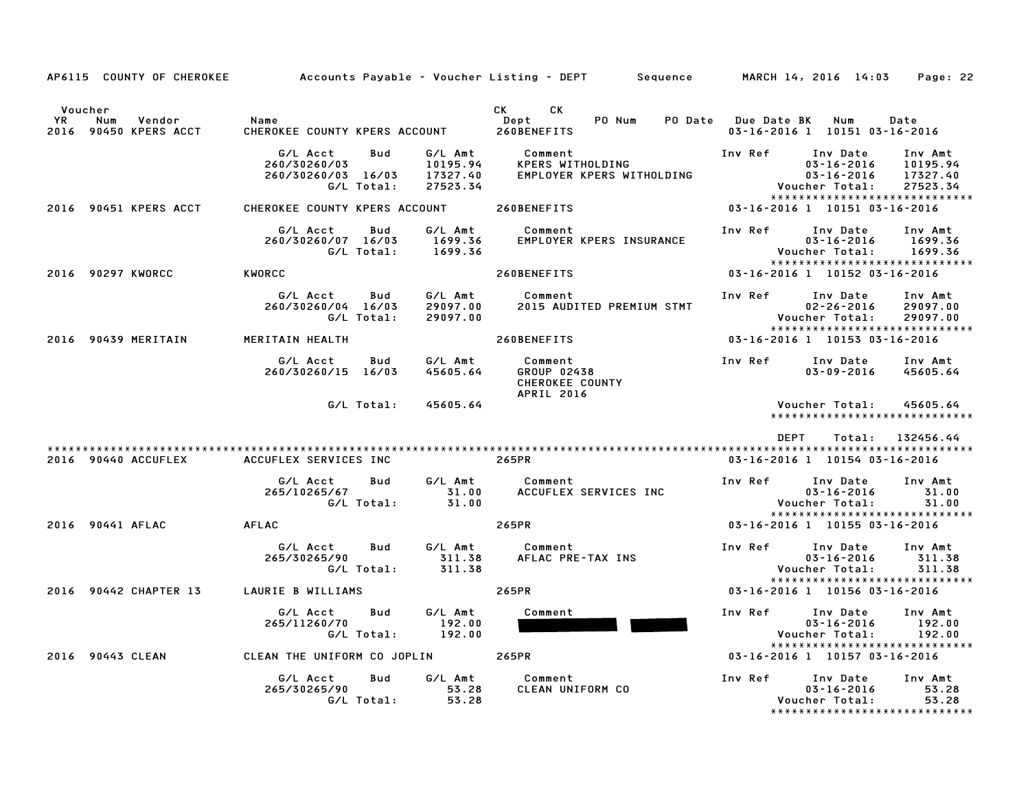AP6115 COUNTY OF CHEROKEE Accounts Payable - Voucher Listing - DEPT Sequence MARCH 14, 2016 14:03

| Voucher YR | Num | Vendor | Name | CK Dept | CK | PO Num | PO Date | Due Date | BK | Num | Date |
|---|---|---|---|---|---|---|---|---|---|---|---|
| 2016 | 90450 | KPERS ACCT | CHEROKEE COUNTY KPERS ACCOUNT | 260BENEFITS | | | | 03-16-2016 | 1 | 10151 | 03-16-2016 |

| G/L Acct | Bud | G/L Amt | Comment | Inv Ref | Inv Date | Inv Amt |
|---|---|---|---|---|---|---|
| 260/30260/03 | | 10195.94 | KPERS WITHOLDING | | 03-16-2016 | 10195.94 |
| 260/30260/03 | 16/03 | 17327.40 | EMPLOYER KPERS WITHOLDING | | 03-16-2016 | 17327.40 |
| | G/L Total: | 27523.34 | | | Voucher Total: | 27523.34 |

****************************

| Voucher YR | Num | Vendor | Name | CK Dept | Due Date | BK | Num | Date |
|---|---|---|---|---|---|---|---|---|
| 2016 | 90451 | KPERS ACCT | CHEROKEE COUNTY KPERS ACCOUNT | 260BENEFITS | 03-16-2016 | 1 | 10151 | 03-16-2016 |

| G/L Acct | Bud | G/L Amt | Comment | Inv Ref | Inv Date | Inv Amt |
|---|---|---|---|---|---|---|
| 260/30260/07 | 16/03 | 1699.36 | EMPLOYER KPERS INSURANCE | | 03-16-2016 | 1699.36 |
| | G/L Total: | 1699.36 | | | Voucher Total: | 1699.36 |

****************************

| Voucher YR | Num | Vendor | Name | CK Dept | Due Date | BK | Num | Date |
|---|---|---|---|---|---|---|---|---|
| 2016 | 90297 | KWORCC | KWORCC | 260BENEFITS | 03-16-2016 | 1 | 10152 | 03-16-2016 |

| G/L Acct | Bud | G/L Amt | Comment | Inv Ref | Inv Date | Inv Amt |
|---|---|---|---|---|---|---|
| 260/30260/04 | 16/03 | 29097.00 | 2015 AUDITED PREMIUM STMT | | 02-26-2016 | 29097.00 |
| | G/L Total: | 29097.00 | | | Voucher Total: | 29097.00 |

****************************

| Voucher YR | Num | Vendor | Name | CK Dept | Due Date | BK | Num | Date |
|---|---|---|---|---|---|---|---|---|
| 2016 | 90439 | MERITAIN | MERITAIN HEALTH | 260BENEFITS | 03-16-2016 | 1 | 10153 | 03-16-2016 |

| G/L Acct | Bud | G/L Amt | Comment | Inv Ref | Inv Date | Inv Amt |
|---|---|---|---|---|---|---|
| 260/30260/15 | 16/03 | 45605.64 | GROUP 02438<br>CHEROKEE COUNTY<br>APRIL 2016 | | 03-09-2016 | 45605.64 |
| | G/L Total: | 45605.64 | | | Voucher Total: | 45605.64 |

****************************

DEPT Total: 132456.44

****************************

| Voucher YR | Num | Vendor | Name | CK Dept | Due Date | BK | Num | Date |
|---|---|---|---|---|---|---|---|---|
| 2016 | 90440 | ACCUFLEX | ACCUFLEX SERVICES INC | 265PR | 03-16-2016 | 1 | 10154 | 03-16-2016 |

| G/L Acct | Bud | G/L Amt | Comment | Inv Ref | Inv Date | Inv Amt |
|---|---|---|---|---|---|---|
| 265/10265/67 | | 31.00 | ACCUFLEX SERVICES INC | | 03-16-2016 | 31.00 |
| | G/L Total: | 31.00 | | | Voucher Total: | 31.00 |

****************************

| Voucher YR | Num | Vendor | Name | CK Dept | Due Date | BK | Num | Date |
|---|---|---|---|---|---|---|---|---|
| 2016 | 90441 | AFLAC | AFLAC | 265PR | 03-16-2016 | 1 | 10155 | 03-16-2016 |

| G/L Acct | Bud | G/L Amt | Comment | Inv Ref | Inv Date | Inv Amt |
|---|---|---|---|---|---|---|
| 265/30265/90 | | 311.38 | AFLAC PRE-TAX INS | | 03-16-2016 | 311.38 |
| | G/L Total: | 311.38 | | | Voucher Total: | 311.38 |

****************************

| Voucher YR | Num | Vendor | Name | CK Dept | Due Date | BK | Num | Date |
|---|---|---|---|---|---|---|---|---|
| 2016 | 90442 | CHAPTER 13 | LAURIE B WILLIAMS | 265PR | 03-16-2016 | 1 | 10156 | 03-16-2016 |

| G/L Acct | Bud | G/L Amt | Comment | Inv Ref | Inv Date | Inv Amt |
|---|---|---|---|---|---|---|
| 265/11260/70 | | 192.00 | [REDACTED] | | 03-16-2016 | 192.00 |
| | G/L Total: | 192.00 | | | Voucher Total: | 192.00 |

****************************

| Voucher YR | Num | Vendor | Name | CK Dept | Due Date | BK | Num | Date |
|---|---|---|---|---|---|---|---|---|
| 2016 | 90443 | CLEAN | CLEAN THE UNIFORM CO JOPLIN | 265PR | 03-16-2016 | 1 | 10157 | 03-16-2016 |

| G/L Acct | Bud | G/L Amt | Comment | Inv Ref | Inv Date | Inv Amt |
|---|---|---|---|---|---|---|
| 265/30265/90 | | 53.28 | CLEAN UNIFORM CO | | 03-16-2016 | 53.28 |
| | G/L Total: | 53.28 | | | Voucher Total: | 53.28 |

****************************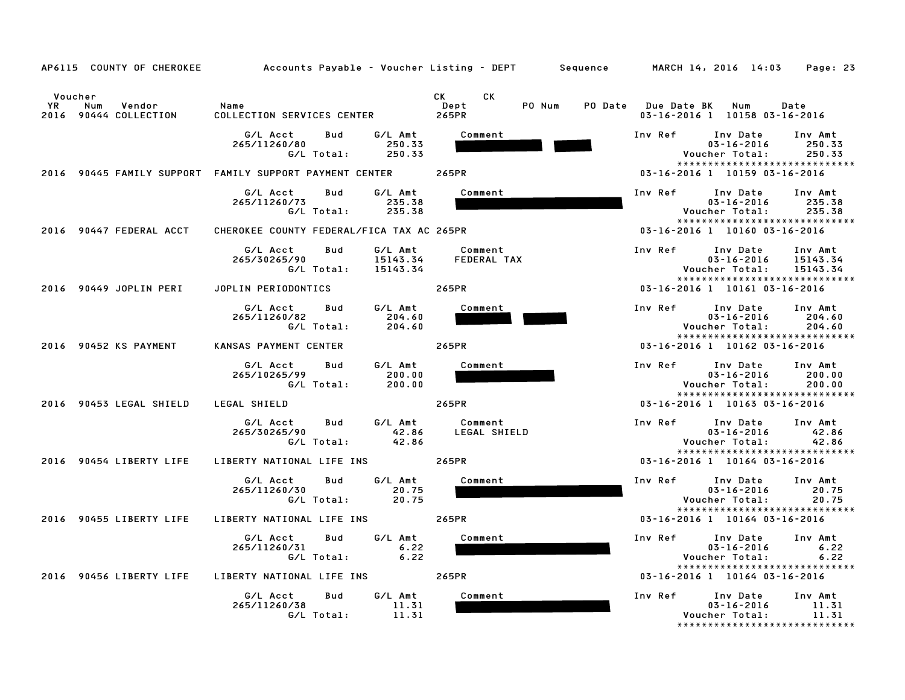AP6115 COUNTY OF CHEROKEE — Accounts Payable - Voucher Listing - DEPT — Sequence — MARCH 14, 2016 14:03

| Voucher YR | Num | Vendor | Name | CK Dept | CK | PO Num | PO Date | Due Date | BK | Num | Date |
|---|---|---|---|---|---|---|---|---|---|---|---|
| 2016 | 90444 | COLLECTION | COLLECTION SERVICES CENTER | 265PR | | | | 03-16-2016 | 1 | 10158 | 03-16-2016 |

| G/L Acct | Bud | G/L Amt | Comment | Inv Ref | Inv Date | Inv Amt |
|---|---|---|---|---|---|---|
| 265/11260/80 | | 250.33 | | | 03-16-2016 | 250.33 |
| | G/L Total: | 250.33 | | | Voucher Total: | 250.33 |

| Voucher YR | Num | Vendor | Name | CK Dept | Due Date | BK | Num | Date |
|---|---|---|---|---|---|---|---|---|
| 2016 | 90445 | FAMILY SUPPORT | FAMILY SUPPORT PAYMENT CENTER | 265PR | 03-16-2016 | 1 | 10159 | 03-16-2016 |

| G/L Acct | Bud | G/L Amt | Comment | Inv Ref | Inv Date | Inv Amt |
|---|---|---|---|---|---|---|
| 265/11260/73 | | 235.38 | | | 03-16-2016 | 235.38 |
| | G/L Total: | 235.38 | | | Voucher Total: | 235.38 |

| Voucher YR | Num | Vendor | Name | CK Dept | Due Date | BK | Num | Date |
|---|---|---|---|---|---|---|---|---|
| 2016 | 90447 | FEDERAL ACCT | CHEROKEE COUNTY FEDERAL/FICA TAX AC | 265PR | 03-16-2016 | 1 | 10160 | 03-16-2016 |

| G/L Acct | Bud | G/L Amt | Comment | Inv Ref | Inv Date | Inv Amt |
|---|---|---|---|---|---|---|
| 265/30265/90 | | 15143.34 | FEDERAL TAX | | 03-16-2016 | 15143.34 |
| | G/L Total: | 15143.34 | | | Voucher Total: | 15143.34 |

| Voucher YR | Num | Vendor | Name | CK Dept | Due Date | BK | Num | Date |
|---|---|---|---|---|---|---|---|---|
| 2016 | 90449 | JOPLIN PERI | JOPLIN PERIODONTICS | 265PR | 03-16-2016 | 1 | 10161 | 03-16-2016 |

| G/L Acct | Bud | G/L Amt | Comment | Inv Ref | Inv Date | Inv Amt |
|---|---|---|---|---|---|---|
| 265/11260/82 | | 204.60 | | | 03-16-2016 | 204.60 |
| | G/L Total: | 204.60 | | | Voucher Total: | 204.60 |

| Voucher YR | Num | Vendor | Name | CK Dept | Due Date | BK | Num | Date |
|---|---|---|---|---|---|---|---|---|
| 2016 | 90452 | KS PAYMENT | KANSAS PAYMENT CENTER | 265PR | 03-16-2016 | 1 | 10162 | 03-16-2016 |

| G/L Acct | Bud | G/L Amt | Comment | Inv Ref | Inv Date | Inv Amt |
|---|---|---|---|---|---|---|
| 265/10265/99 | | 200.00 | | | 03-16-2016 | 200.00 |
| | G/L Total: | 200.00 | | | Voucher Total: | 200.00 |

| Voucher YR | Num | Vendor | Name | CK Dept | Due Date | BK | Num | Date |
|---|---|---|---|---|---|---|---|---|
| 2016 | 90453 | LEGAL SHIELD | LEGAL SHIELD | 265PR | 03-16-2016 | 1 | 10163 | 03-16-2016 |

| G/L Acct | Bud | G/L Amt | Comment | Inv Ref | Inv Date | Inv Amt |
|---|---|---|---|---|---|---|
| 265/30265/90 | | 42.86 | LEGAL SHIELD | | 03-16-2016 | 42.86 |
| | G/L Total: | 42.86 | | | Voucher Total: | 42.86 |

| Voucher YR | Num | Vendor | Name | CK Dept | Due Date | BK | Num | Date |
|---|---|---|---|---|---|---|---|---|
| 2016 | 90454 | LIBERTY LIFE | LIBERTY NATIONAL LIFE INS | 265PR | 03-16-2016 | 1 | 10164 | 03-16-2016 |

| G/L Acct | Bud | G/L Amt | Comment | Inv Ref | Inv Date | Inv Amt |
|---|---|---|---|---|---|---|
| 265/11260/30 | | 20.75 | | | 03-16-2016 | 20.75 |
| | G/L Total: | 20.75 | | | Voucher Total: | 20.75 |

| Voucher YR | Num | Vendor | Name | CK Dept | Due Date | BK | Num | Date |
|---|---|---|---|---|---|---|---|---|
| 2016 | 90455 | LIBERTY LIFE | LIBERTY NATIONAL LIFE INS | 265PR | 03-16-2016 | 1 | 10164 | 03-16-2016 |

| G/L Acct | Bud | G/L Amt | Comment | Inv Ref | Inv Date | Inv Amt |
|---|---|---|---|---|---|---|
| 265/11260/31 | | 6.22 | | | 03-16-2016 | 6.22 |
| | G/L Total: | 6.22 | | | Voucher Total: | 6.22 |

| Voucher YR | Num | Vendor | Name | CK Dept | Due Date | BK | Num | Date |
|---|---|---|---|---|---|---|---|---|
| 2016 | 90456 | LIBERTY LIFE | LIBERTY NATIONAL LIFE INS | 265PR | 03-16-2016 | 1 | 10164 | 03-16-2016 |

| G/L Acct | Bud | G/L Amt | Comment | Inv Ref | Inv Date | Inv Amt |
|---|---|---|---|---|---|---|
| 265/11260/38 | | 11.31 | | | 03-16-2016 | 11.31 |
| | G/L Total: | 11.31 | | | Voucher Total: | 11.31 |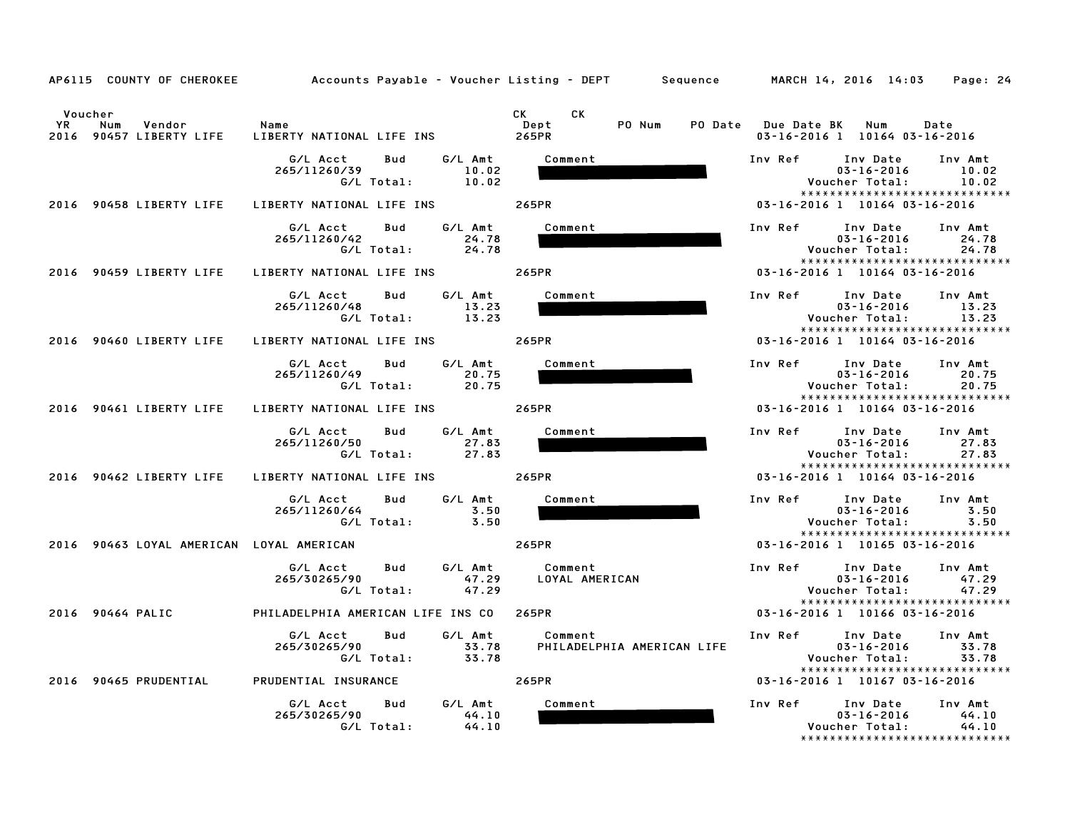AP6115 COUNTY OF CHEROKEE Accounts Payable - Voucher Listing - DEPT Sequence MARCH 14, 2016 14:03

| Voucher YR | Num | Vendor | Name | CK Dept | CK | PO Num | PO Date | Due Date | BK | Num | Date |
|---|---|---|---|---|---|---|---|---|---|---|---|
| 2016 | 90457 | LIBERTY LIFE | LIBERTY NATIONAL LIFE INS | 265PR | | | | 03-16-2016 | 1 | 10164 | 03-16-2016 |

| G/L Acct | Bud | G/L Amt | Comment | Inv Ref | Inv Date | Inv Amt |
|---|---|---|---|---|---|---|
| 265/11260/39 | | 10.02 | | | 03-16-2016 | 10.02 |
| | G/L Total: | 10.02 | | | Voucher Total: | 10.02 |

****************************

| Voucher YR | Num | Vendor | Name | CK Dept | Due Date | BK | Num | Date |
|---|---|---|---|---|---|---|---|---|
| 2016 | 90458 | LIBERTY LIFE | LIBERTY NATIONAL LIFE INS | 265PR | 03-16-2016 | 1 | 10164 | 03-16-2016 |

| G/L Acct | Bud | G/L Amt | Comment | Inv Ref | Inv Date | Inv Amt |
|---|---|---|---|---|---|---|
| 265/11260/42 | | 24.78 | | | 03-16-2016 | 24.78 |
| | G/L Total: | 24.78 | | | Voucher Total: | 24.78 |

****************************

| Voucher YR | Num | Vendor | Name | CK Dept | Due Date | BK | Num | Date |
|---|---|---|---|---|---|---|---|---|
| 2016 | 90459 | LIBERTY LIFE | LIBERTY NATIONAL LIFE INS | 265PR | 03-16-2016 | 1 | 10164 | 03-16-2016 |

| G/L Acct | Bud | G/L Amt | Comment | Inv Ref | Inv Date | Inv Amt |
|---|---|---|---|---|---|---|
| 265/11260/48 | | 13.23 | | | 03-16-2016 | 13.23 |
| | G/L Total: | 13.23 | | | Voucher Total: | 13.23 |

****************************

| Voucher YR | Num | Vendor | Name | CK Dept | Due Date | BK | Num | Date |
|---|---|---|---|---|---|---|---|---|
| 2016 | 90460 | LIBERTY LIFE | LIBERTY NATIONAL LIFE INS | 265PR | 03-16-2016 | 1 | 10164 | 03-16-2016 |

| G/L Acct | Bud | G/L Amt | Comment | Inv Ref | Inv Date | Inv Amt |
|---|---|---|---|---|---|---|
| 265/11260/49 | | 20.75 | | | 03-16-2016 | 20.75 |
| | G/L Total: | 20.75 | | | Voucher Total: | 20.75 |

****************************

| Voucher YR | Num | Vendor | Name | CK Dept | Due Date | BK | Num | Date |
|---|---|---|---|---|---|---|---|---|
| 2016 | 90461 | LIBERTY LIFE | LIBERTY NATIONAL LIFE INS | 265PR | 03-16-2016 | 1 | 10164 | 03-16-2016 |

| G/L Acct | Bud | G/L Amt | Comment | Inv Ref | Inv Date | Inv Amt |
|---|---|---|---|---|---|---|
| 265/11260/50 | | 27.83 | | | 03-16-2016 | 27.83 |
| | G/L Total: | 27.83 | | | Voucher Total: | 27.83 |

****************************

| Voucher YR | Num | Vendor | Name | CK Dept | Due Date | BK | Num | Date |
|---|---|---|---|---|---|---|---|---|
| 2016 | 90462 | LIBERTY LIFE | LIBERTY NATIONAL LIFE INS | 265PR | 03-16-2016 | 1 | 10164 | 03-16-2016 |

| G/L Acct | Bud | G/L Amt | Comment | Inv Ref | Inv Date | Inv Amt |
|---|---|---|---|---|---|---|
| 265/11260/64 | | 3.50 | | | 03-16-2016 | 3.50 |
| | G/L Total: | 3.50 | | | Voucher Total: | 3.50 |

****************************

| Voucher YR | Num | Vendor | Name | CK Dept | Due Date | BK | Num | Date |
|---|---|---|---|---|---|---|---|---|
| 2016 | 90463 | LOYAL AMERICAN | LOYAL AMERICAN | 265PR | 03-16-2016 | 1 | 10165 | 03-16-2016 |

| G/L Acct | Bud | G/L Amt | Comment | Inv Ref | Inv Date | Inv Amt |
|---|---|---|---|---|---|---|
| 265/30265/90 | | 47.29 | LOYAL AMERICAN | | 03-16-2016 | 47.29 |
| | G/L Total: | 47.29 | | | Voucher Total: | 47.29 |

****************************

| Voucher YR | Num | Vendor | Name | CK Dept | Due Date | BK | Num | Date |
|---|---|---|---|---|---|---|---|---|
| 2016 | 90464 | PALIC | PHILADELPHIA AMERICAN LIFE INS CO | 265PR | 03-16-2016 | 1 | 10166 | 03-16-2016 |

| G/L Acct | Bud | G/L Amt | Comment | Inv Ref | Inv Date | Inv Amt |
|---|---|---|---|---|---|---|
| 265/30265/90 | | 33.78 | PHILADELPHIA AMERICAN LIFE | | 03-16-2016 | 33.78 |
| | G/L Total: | 33.78 | | | Voucher Total: | 33.78 |

****************************

| Voucher YR | Num | Vendor | Name | CK Dept | Due Date | BK | Num | Date |
|---|---|---|---|---|---|---|---|---|
| 2016 | 90465 | PRUDENTIAL | PRUDENTIAL INSURANCE | 265PR | 03-16-2016 | 1 | 10167 | 03-16-2016 |

| G/L Acct | Bud | G/L Amt | Comment | Inv Ref | Inv Date | Inv Amt |
|---|---|---|---|---|---|---|
| 265/30265/90 | | 44.10 | | | 03-16-2016 | 44.10 |
| | G/L Total: | 44.10 | | | Voucher Total: | 44.10 |

****************************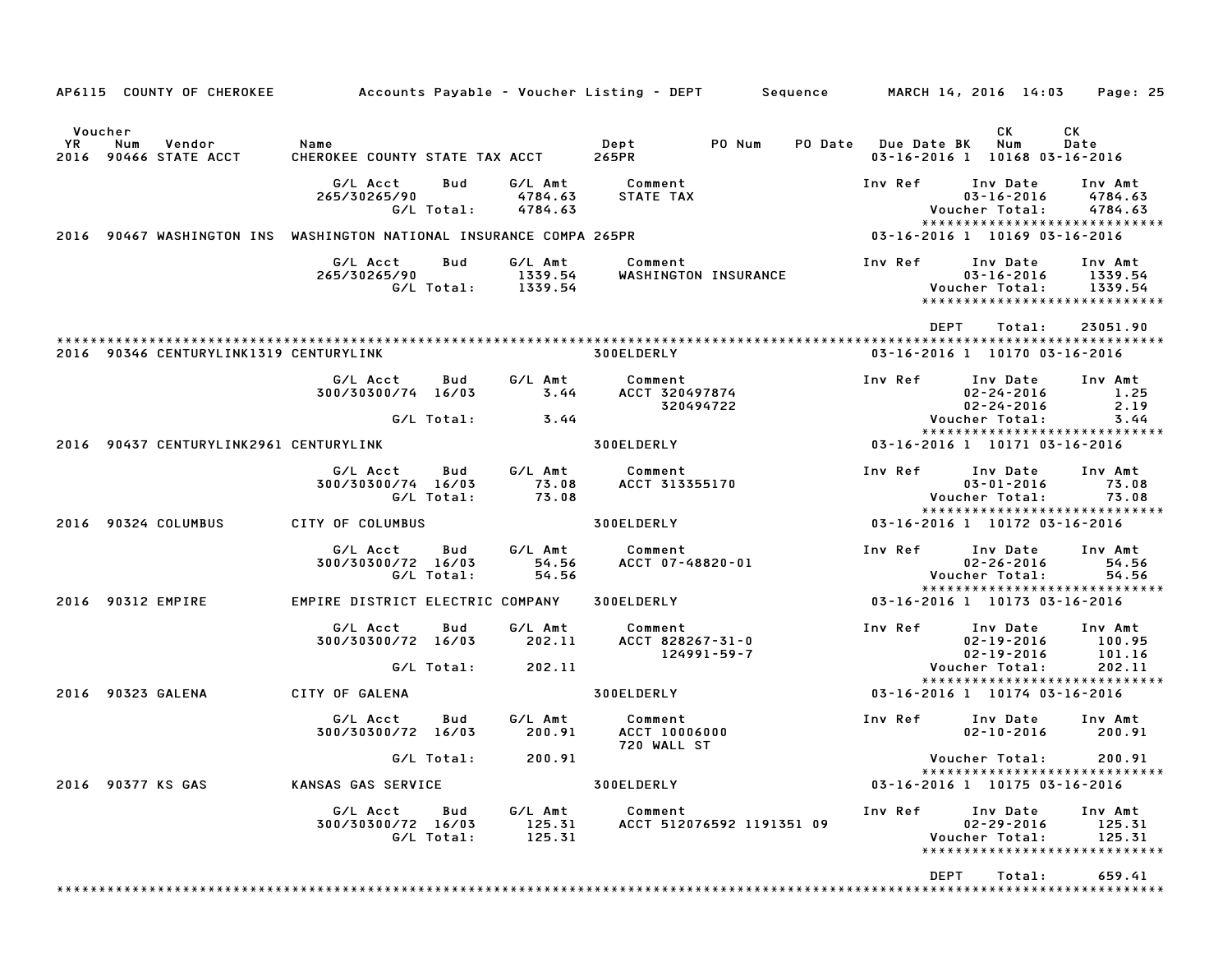AP6115 COUNTY OF CHEROKEE — Accounts Payable - Voucher Listing - DEPT — Sequence — MARCH 14, 2016 14:03

| Voucher YR | Num | Vendor | Name | Dept | PO Num | PO Date | Due Date | BK | CK Num | CK Date |
|---|---|---|---|---|---|---|---|---|---|---|
| 2016 | 90466 | STATE ACCT | CHEROKEE COUNTY STATE TAX ACCT | 265PR | | | 03-16-2016 | 1 | 10168 | 03-16-2016 |

| G/L Acct | Bud | G/L Amt | Comment | Inv Ref | Inv Date | Inv Amt |
|---|---|---|---|---|---|---|
| 265/30265/90 | | 4784.63 | STATE TAX | | 03-16-2016 | 4784.63 |
| | G/L Total: | 4784.63 | | | Voucher Total: | 4784.63 |

| Voucher YR | Num | Vendor | Name | Dept | PO Num | PO Date | Due Date | BK | CK Num | CK Date |
|---|---|---|---|---|---|---|---|---|---|---|
| 2016 | 90467 | WASHINGTON INS | WASHINGTON NATIONAL INSURANCE COMPA | 265PR | | | 03-16-2016 | 1 | 10169 | 03-16-2016 |

| G/L Acct | Bud | G/L Amt | Comment | Inv Ref | Inv Date | Inv Amt |
|---|---|---|---|---|---|---|
| 265/30265/90 | | 1339.54 | WASHINGTON INSURANCE | | 03-16-2016 | 1339.54 |
| | G/L Total: | 1339.54 | | | Voucher Total: | 1339.54 |

DEPT Total: 23051.90

| Voucher YR | Num | Vendor | Name | Dept | PO Num | PO Date | Due Date | BK | CK Num | CK Date |
|---|---|---|---|---|---|---|---|---|---|---|
| 2016 | 90346 | CENTURYLINK1319 | CENTURYLINK | 300ELDERLY | | | 03-16-2016 | 1 | 10170 | 03-16-2016 |

| G/L Acct | Bud | G/L Amt | Comment | Inv Ref | Inv Date | Inv Amt |
|---|---|---|---|---|---|---|
| 300/30300/74 | 16/03 | 3.44 | ACCT 320497874 | | 02-24-2016 | 1.25 |
| | | | 320494722 | | 02-24-2016 | 2.19 |
| | G/L Total: | 3.44 | | | Voucher Total: | 3.44 |

| Voucher YR | Num | Vendor | Name | Dept | PO Num | PO Date | Due Date | BK | CK Num | CK Date |
|---|---|---|---|---|---|---|---|---|---|---|
| 2016 | 90437 | CENTURYLINK2961 | CENTURYLINK | 300ELDERLY | | | 03-16-2016 | 1 | 10171 | 03-16-2016 |

| G/L Acct | Bud | G/L Amt | Comment | Inv Ref | Inv Date | Inv Amt |
|---|---|---|---|---|---|---|
| 300/30300/74 | 16/03 | 73.08 | ACCT 313355170 | | 03-01-2016 | 73.08 |
| | G/L Total: | 73.08 | | | Voucher Total: | 73.08 |

| Voucher YR | Num | Vendor | Name | Dept | PO Num | PO Date | Due Date | BK | CK Num | CK Date |
|---|---|---|---|---|---|---|---|---|---|---|
| 2016 | 90324 | COLUMBUS | CITY OF COLUMBUS | 300ELDERLY | | | 03-16-2016 | 1 | 10172 | 03-16-2016 |

| G/L Acct | Bud | G/L Amt | Comment | Inv Ref | Inv Date | Inv Amt |
|---|---|---|---|---|---|---|
| 300/30300/72 | 16/03 | 54.56 | ACCT 07-48820-01 | | 02-26-2016 | 54.56 |
| | G/L Total: | 54.56 | | | Voucher Total: | 54.56 |

| Voucher YR | Num | Vendor | Name | Dept | PO Num | PO Date | Due Date | BK | CK Num | CK Date |
|---|---|---|---|---|---|---|---|---|---|---|
| 2016 | 90312 | EMPIRE | EMPIRE DISTRICT ELECTRIC COMPANY | 300ELDERLY | | | 03-16-2016 | 1 | 10173 | 03-16-2016 |

| G/L Acct | Bud | G/L Amt | Comment | Inv Ref | Inv Date | Inv Amt |
|---|---|---|---|---|---|---|
| 300/30300/72 | 16/03 | 202.11 | ACCT 828267-31-0 | | 02-19-2016 | 100.95 |
| | | | 124991-59-7 | | 02-19-2016 | 101.16 |
| | G/L Total: | 202.11 | | | Voucher Total: | 202.11 |

| Voucher YR | Num | Vendor | Name | Dept | PO Num | PO Date | Due Date | BK | CK Num | CK Date |
|---|---|---|---|---|---|---|---|---|---|---|
| 2016 | 90323 | GALENA | CITY OF GALENA | 300ELDERLY | | | 03-16-2016 | 1 | 10174 | 03-16-2016 |

| G/L Acct | Bud | G/L Amt | Comment | Inv Ref | Inv Date | Inv Amt |
|---|---|---|---|---|---|---|
| 300/30300/72 | 16/03 | 200.91 | ACCT 10006000 | | 02-10-2016 | 200.91 |
| | | | 720 WALL ST | | | |
| | G/L Total: | 200.91 | | | Voucher Total: | 200.91 |

| Voucher YR | Num | Vendor | Name | Dept | PO Num | PO Date | Due Date | BK | CK Num | CK Date |
|---|---|---|---|---|---|---|---|---|---|---|
| 2016 | 90377 | KS GAS | KANSAS GAS SERVICE | 300ELDERLY | | | 03-16-2016 | 1 | 10175 | 03-16-2016 |

| G/L Acct | Bud | G/L Amt | Comment | Inv Ref | Inv Date | Inv Amt |
|---|---|---|---|---|---|---|
| 300/30300/72 | 16/03 | 125.31 | ACCT 512076592 1191351 09 | | 02-29-2016 | 125.31 |
| | G/L Total: | 125.31 | | | Voucher Total: | 125.31 |

DEPT Total: 659.41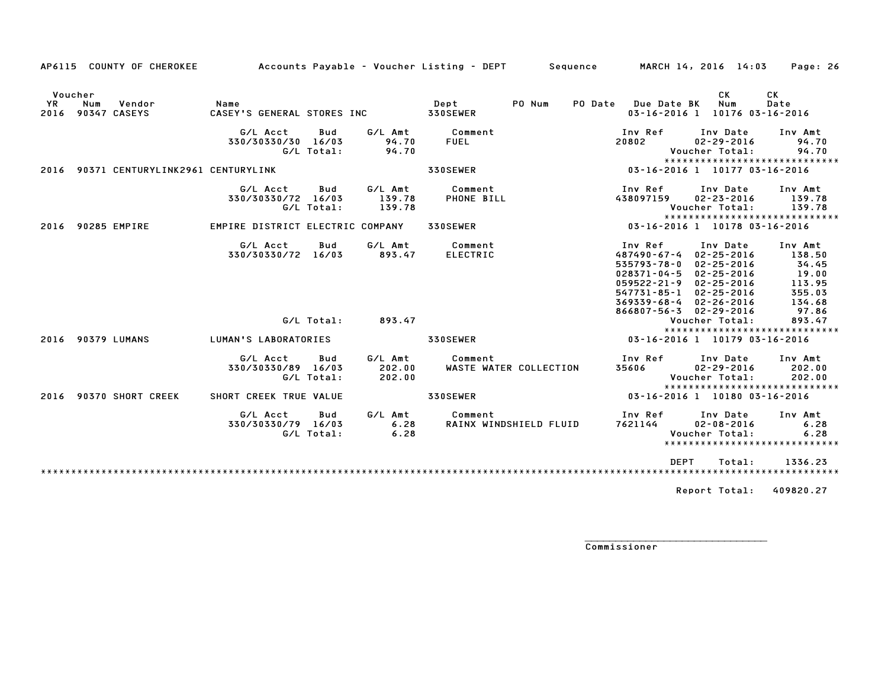AP6115 COUNTY OF CHEROKEE Accounts Payable - Voucher Listing - DEPT Sequence MARCH 14, 2016 14:03

| Voucher YR | Num | Vendor | Name | Dept | PO Num | PO Date | Due Date | BK | CK Num | CK Date |
|---|---|---|---|---|---|---|---|---|---|---|
| 2016 | 90347 | CASEYS | CASEY'S GENERAL STORES INC | 330SEWER | | | 03-16-2016 | 1 | 10176 | 03-16-2016 |

| G/L Acct | Bud | G/L Amt | Comment | Inv Ref | Inv Date | Inv Amt |
|---|---|---|---|---|---|---|
| 330/30330/30 | 16/03 | 94.70 | FUEL | 20802 | 02-29-2016 | 94.70 |
| | G/L Total: | 94.70 | | | Voucher Total: | 94.70 |

******************************

| Voucher YR | Num | Vendor | Name | Dept | PO Num | PO Date | Due Date | BK | CK Num | CK Date |
|---|---|---|---|---|---|---|---|---|---|---|
| 2016 | 90371 | CENTURYLINK2961 | CENTURYLINK | 330SEWER | | | 03-16-2016 | 1 | 10177 | 03-16-2016 |

| G/L Acct | Bud | G/L Amt | Comment | Inv Ref | Inv Date | Inv Amt |
|---|---|---|---|---|---|---|
| 330/30330/72 | 16/03 | 139.78 | PHONE BILL | 438097159 | 02-23-2016 | 139.78 |
| | G/L Total: | 139.78 | | | Voucher Total: | 139.78 |

******************************

| Voucher YR | Num | Vendor | Name | Dept | PO Num | PO Date | Due Date | BK | CK Num | CK Date |
|---|---|---|---|---|---|---|---|---|---|---|
| 2016 | 90285 | EMPIRE | EMPIRE DISTRICT ELECTRIC COMPANY | 330SEWER | | | 03-16-2016 | 1 | 10178 | 03-16-2016 |

| G/L Acct | Bud | G/L Amt | Comment | Inv Ref | Inv Date | Inv Amt |
|---|---|---|---|---|---|---|
| 330/30330/72 | 16/03 | 893.47 | ELECTRIC | 487490-67-4 | 02-25-2016 | 138.50 |
| | | | | 535793-78-0 | 02-25-2016 | 34.45 |
| | | | | 028371-04-5 | 02-25-2016 | 19.00 |
| | | | | 059522-21-9 | 02-25-2016 | 113.95 |
| | | | | 547731-85-1 | 02-25-2016 | 355.03 |
| | | | | 369339-68-4 | 02-26-2016 | 134.68 |
| | | | | 866807-56-3 | 02-29-2016 | 97.86 |
| | G/L Total: | 893.47 | | | Voucher Total: | 893.47 |

******************************

| Voucher YR | Num | Vendor | Name | Dept | PO Num | PO Date | Due Date | BK | CK Num | CK Date |
|---|---|---|---|---|---|---|---|---|---|---|
| 2016 | 90379 | LUMANS | LUMAN'S LABORATORIES | 330SEWER | | | 03-16-2016 | 1 | 10179 | 03-16-2016 |

| G/L Acct | Bud | G/L Amt | Comment | Inv Ref | Inv Date | Inv Amt |
|---|---|---|---|---|---|---|
| 330/30330/89 | 16/03 | 202.00 | WASTE WATER COLLECTION | 35606 | 02-29-2016 | 202.00 |
| | G/L Total: | 202.00 | | | Voucher Total: | 202.00 |

******************************

| Voucher YR | Num | Vendor | Name | Dept | PO Num | PO Date | Due Date | BK | CK Num | CK Date |
|---|---|---|---|---|---|---|---|---|---|---|
| 2016 | 90370 | SHORT CREEK | SHORT CREEK TRUE VALUE | 330SEWER | | | 03-16-2016 | 1 | 10180 | 03-16-2016 |

| G/L Acct | Bud | G/L Amt | Comment | Inv Ref | Inv Date | Inv Amt |
|---|---|---|---|---|---|---|
| 330/30330/79 | 16/03 | 6.28 | RAINX WINDSHIELD FLUID | 7621144 | 02-08-2016 | 6.28 |
| | G/L Total: | 6.28 | | | Voucher Total: | 6.28 |

******************************

DEPT Total: 1336.23

Report Total: 409820.27

_______________________________
Commissioner